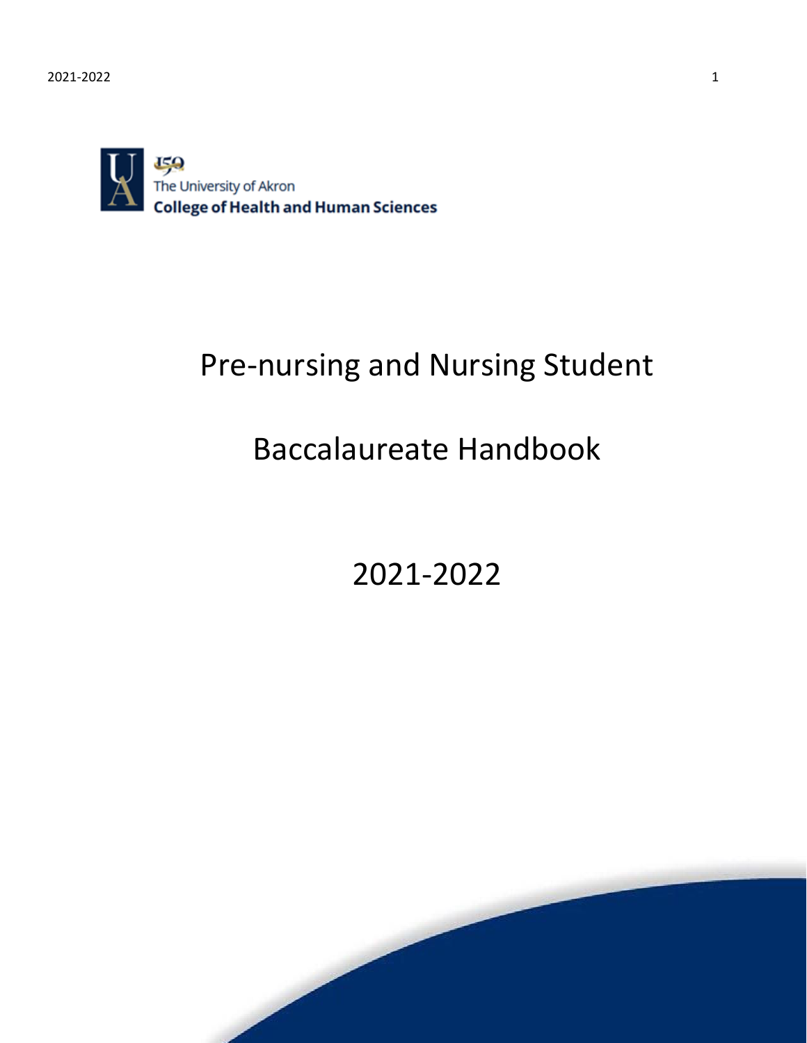150
The University of Akron
**College of Health and Human Sciences**

# Pre-nursing and Nursing Student

# Baccalaureate Handbook

# 2021-2022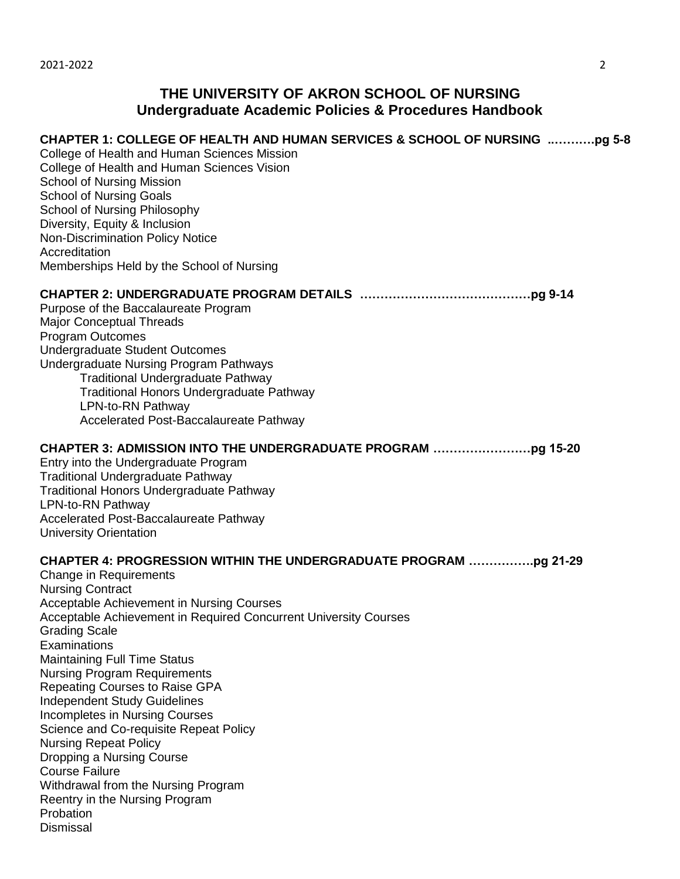# THE UNIVERSITY OF AKRON SCHOOL OF NURSING
## Undergraduate Academic Policies & Procedures Handbook

**CHAPTER 1: COLLEGE OF HEALTH AND HUMAN SERVICES & SCHOOL OF NURSING ..……….pg 5-8**

College of Health and Human Sciences Mission
College of Health and Human Sciences Vision
School of Nursing Mission
School of Nursing Goals
School of Nursing Philosophy
Diversity, Equity & Inclusion
Non-Discrimination Policy Notice
Accreditation
Memberships Held by the School of Nursing

**CHAPTER 2: UNDERGRADUATE PROGRAM DETAILS ……………………………………pg 9-14**

Purpose of the Baccalaureate Program
Major Conceptual Threads
Program Outcomes
Undergraduate Student Outcomes
Undergraduate Nursing Program Pathways
- Traditional Undergraduate Pathway
- Traditional Honors Undergraduate Pathway
- LPN-to-RN Pathway
- Accelerated Post-Baccalaureate Pathway

**CHAPTER 3: ADMISSION INTO THE UNDERGRADUATE PROGRAM ……………………pg 15-20**

Entry into the Undergraduate Program
Traditional Undergraduate Pathway
Traditional Honors Undergraduate Pathway
LPN-to-RN Pathway
Accelerated Post-Baccalaureate Pathway
University Orientation

**CHAPTER 4: PROGRESSION WITHIN THE UNDERGRADUATE PROGRAM …………….pg 21-29**

Change in Requirements
Nursing Contract
Acceptable Achievement in Nursing Courses
Acceptable Achievement in Required Concurrent University Courses
Grading Scale
Examinations
Maintaining Full Time Status
Nursing Program Requirements
Repeating Courses to Raise GPA
Independent Study Guidelines
Incompletes in Nursing Courses
Science and Co-requisite Repeat Policy
Nursing Repeat Policy
Dropping a Nursing Course
Course Failure
Withdrawal from the Nursing Program
Reentry in the Nursing Program
Probation
Dismissal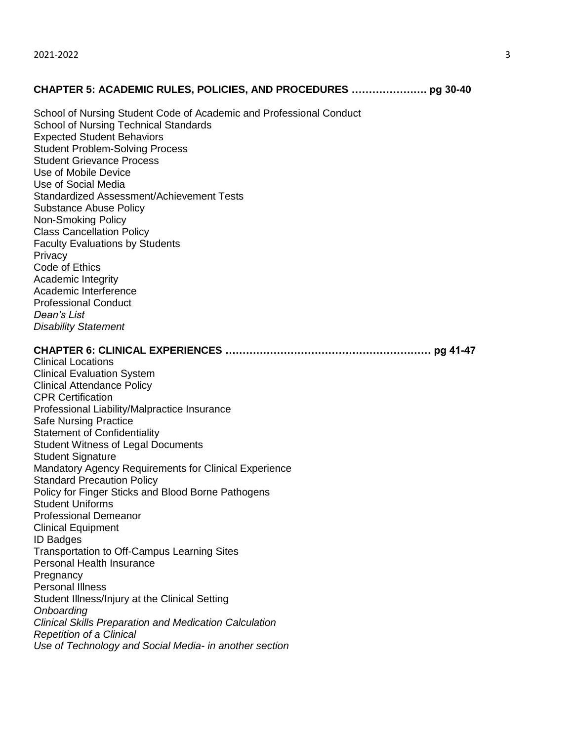**CHAPTER 5: ACADEMIC RULES, POLICIES, AND PROCEDURES …………………. pg 30-40**

School of Nursing Student Code of Academic and Professional Conduct
School of Nursing Technical Standards
Expected Student Behaviors
Student Problem-Solving Process
Student Grievance Process
Use of Mobile Device
Use of Social Media
Standardized Assessment/Achievement Tests
Substance Abuse Policy
Non-Smoking Policy
Class Cancellation Policy
Faculty Evaluations by Students
Privacy
Code of Ethics
Academic Integrity
Academic Interference
Professional Conduct
*Dean's List*
*Disability Statement*

**CHAPTER 6: CLINICAL EXPERIENCES …………………………………………………… pg 41-47**

Clinical Locations
Clinical Evaluation System
Clinical Attendance Policy
CPR Certification
Professional Liability/Malpractice Insurance
Safe Nursing Practice
Statement of Confidentiality
Student Witness of Legal Documents
Student Signature
Mandatory Agency Requirements for Clinical Experience
Standard Precaution Policy
Policy for Finger Sticks and Blood Borne Pathogens
Student Uniforms
Professional Demeanor
Clinical Equipment
ID Badges
Transportation to Off-Campus Learning Sites
Personal Health Insurance
Pregnancy
Personal Illness
Student Illness/Injury at the Clinical Setting
*Onboarding*
*Clinical Skills Preparation and Medication Calculation*
*Repetition of a Clinical*
*Use of Technology and Social Media- in another section*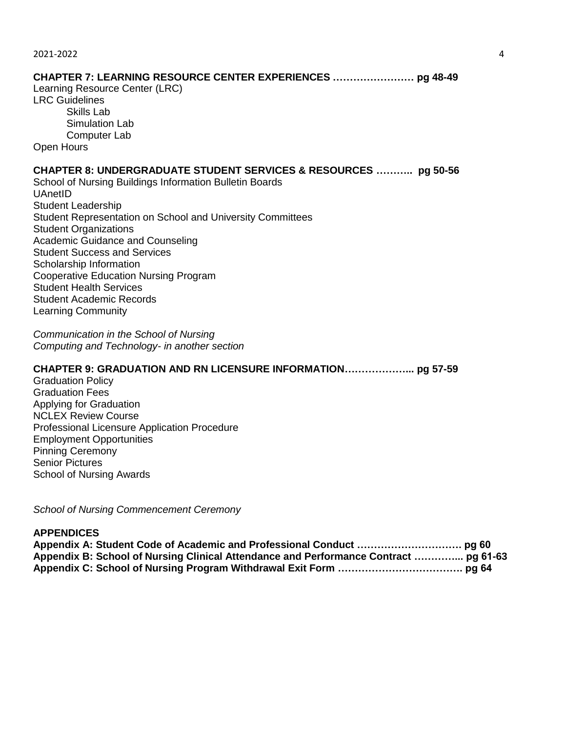**CHAPTER 7: LEARNING RESOURCE CENTER EXPERIENCES …………………… pg 48-49**

Learning Resource Center (LRC)
LRC Guidelines
- Skills Lab
- Simulation Lab
- Computer Lab

Open Hours

**CHAPTER 8: UNDERGRADUATE STUDENT SERVICES & RESOURCES ……….. pg 50-56**

School of Nursing Buildings Information Bulletin Boards
UAnetID
Student Leadership
Student Representation on School and University Committees
Student Organizations
Academic Guidance and Counseling
Student Success and Services
Scholarship Information
Cooperative Education Nursing Program
Student Health Services
Student Academic Records
Learning Community

*Communication in the School of Nursing*
*Computing and Technology- in another section*

**CHAPTER 9: GRADUATION AND RN LICENSURE INFORMATION……………….. pg 57-59**

Graduation Policy
Graduation Fees
Applying for Graduation
NCLEX Review Course
Professional Licensure Application Procedure
Employment Opportunities
Pinning Ceremony
Senior Pictures
School of Nursing Awards

*School of Nursing Commencement Ceremony*

**APPENDICES**

**Appendix A: Student Code of Academic and Professional Conduct …………………………. pg 60**
**Appendix B: School of Nursing Clinical Attendance and Performance Contract …………... pg 61-63**
**Appendix C: School of Nursing Program Withdrawal Exit Form ………………………………. pg 64**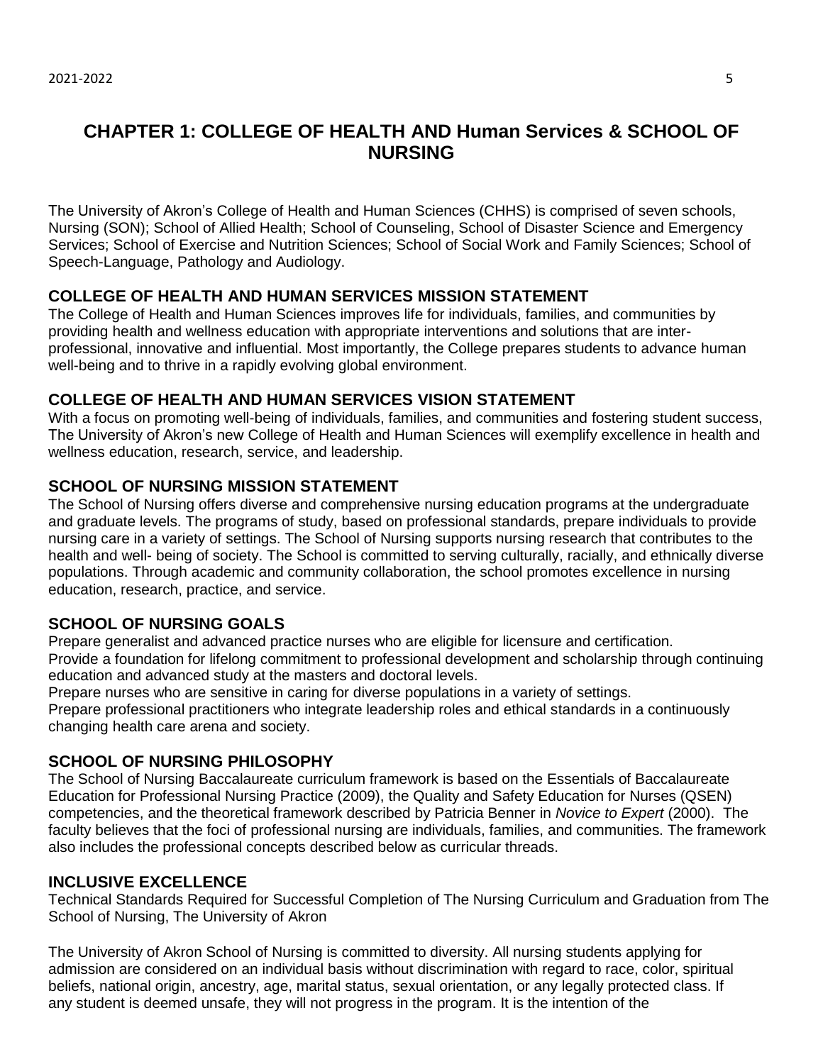# CHAPTER 1: COLLEGE OF HEALTH AND Human Services & SCHOOL OF NURSING

The University of Akron's College of Health and Human Sciences (CHHS) is comprised of seven schools, Nursing (SON); School of Allied Health; School of Counseling, School of Disaster Science and Emergency Services; School of Exercise and Nutrition Sciences; School of Social Work and Family Sciences; School of Speech-Language, Pathology and Audiology.

## COLLEGE OF HEALTH AND HUMAN SERVICES MISSION STATEMENT

The College of Health and Human Sciences improves life for individuals, families, and communities by providing health and wellness education with appropriate interventions and solutions that are inter-professional, innovative and influential. Most importantly, the College prepares students to advance human well-being and to thrive in a rapidly evolving global environment.

## COLLEGE OF HEALTH AND HUMAN SERVICES VISION STATEMENT

With a focus on promoting well-being of individuals, families, and communities and fostering student success, The University of Akron's new College of Health and Human Sciences will exemplify excellence in health and wellness education, research, service, and leadership.

## SCHOOL OF NURSING MISSION STATEMENT

The School of Nursing offers diverse and comprehensive nursing education programs at the undergraduate and graduate levels. The programs of study, based on professional standards, prepare individuals to provide nursing care in a variety of settings. The School of Nursing supports nursing research that contributes to the health and well- being of society. The School is committed to serving culturally, racially, and ethnically diverse populations. Through academic and community collaboration, the school promotes excellence in nursing education, research, practice, and service.

## SCHOOL OF NURSING GOALS

Prepare generalist and advanced practice nurses who are eligible for licensure and certification.
Provide a foundation for lifelong commitment to professional development and scholarship through continuing education and advanced study at the masters and doctoral levels.
Prepare nurses who are sensitive in caring for diverse populations in a variety of settings.
Prepare professional practitioners who integrate leadership roles and ethical standards in a continuously changing health care arena and society.

## SCHOOL OF NURSING PHILOSOPHY

The School of Nursing Baccalaureate curriculum framework is based on the Essentials of Baccalaureate Education for Professional Nursing Practice (2009), the Quality and Safety Education for Nurses (QSEN) competencies, and the theoretical framework described by Patricia Benner in *Novice to Expert* (2000). The faculty believes that the foci of professional nursing are individuals, families, and communities. The framework also includes the professional concepts described below as curricular threads.

## INCLUSIVE EXCELLENCE

Technical Standards Required for Successful Completion of The Nursing Curriculum and Graduation from The School of Nursing, The University of Akron

The University of Akron School of Nursing is committed to diversity. All nursing students applying for admission are considered on an individual basis without discrimination with regard to race, color, spiritual beliefs, national origin, ancestry, age, marital status, sexual orientation, or any legally protected class. If any student is deemed unsafe, they will not progress in the program. It is the intention of the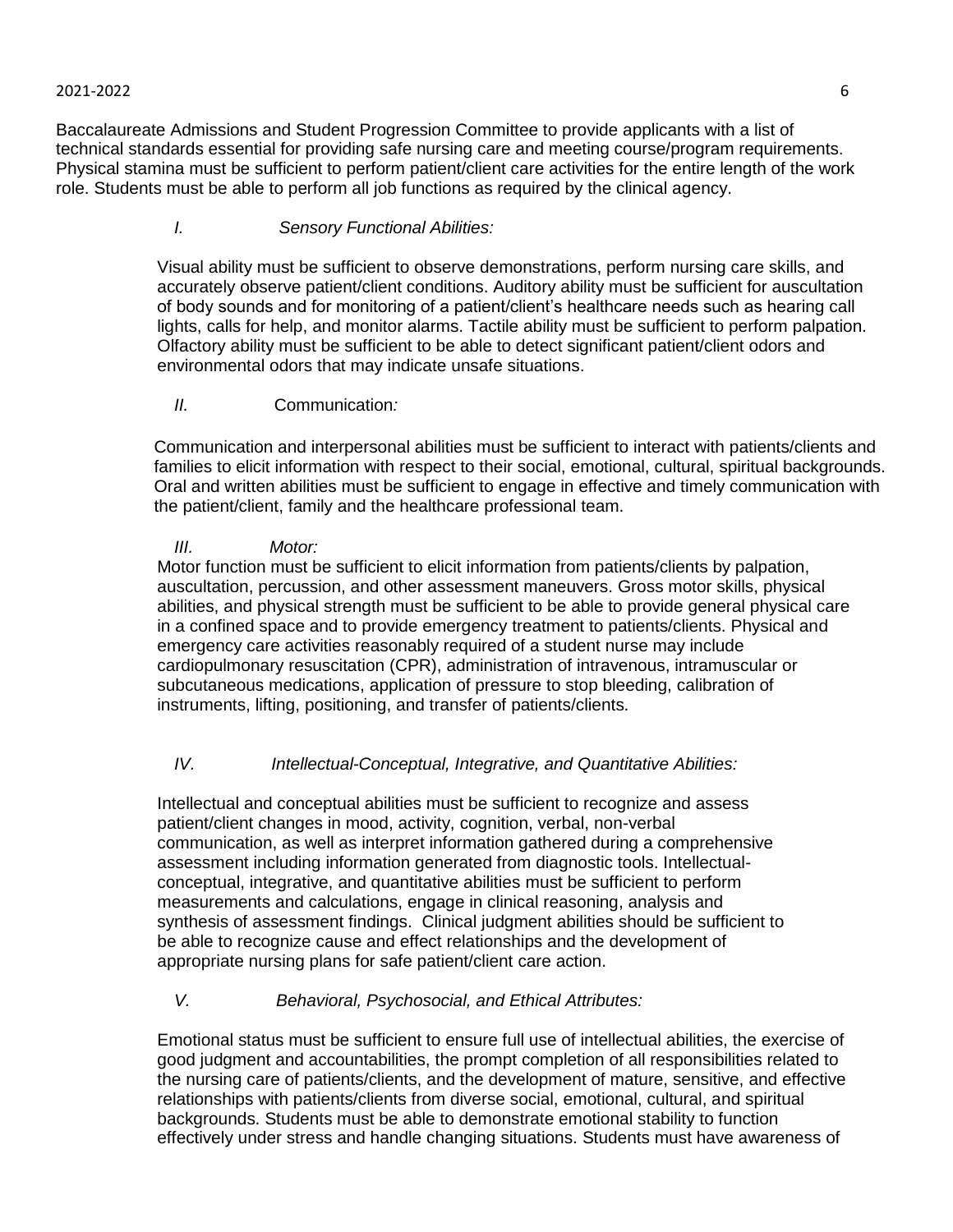Baccalaureate Admissions and Student Progression Committee to provide applicants with a list of technical standards essential for providing safe nursing care and meeting course/program requirements. Physical stamina must be sufficient to perform patient/client care activities for the entire length of the work role. Students must be able to perform all job functions as required by the clinical agency.

*I. Sensory Functional Abilities:*

Visual ability must be sufficient to observe demonstrations, perform nursing care skills, and accurately observe patient/client conditions. Auditory ability must be sufficient for auscultation of body sounds and for monitoring of a patient/client's healthcare needs such as hearing call lights, calls for help, and monitor alarms. Tactile ability must be sufficient to perform palpation. Olfactory ability must be sufficient to be able to detect significant patient/client odors and environmental odors that may indicate unsafe situations.

*II.* Communication*:*

Communication and interpersonal abilities must be sufficient to interact with patients/clients and families to elicit information with respect to their social, emotional, cultural, spiritual backgrounds. Oral and written abilities must be sufficient to engage in effective and timely communication with the patient/client, family and the healthcare professional team.

*III. Motor:*

Motor function must be sufficient to elicit information from patients/clients by palpation, auscultation, percussion, and other assessment maneuvers. Gross motor skills, physical abilities, and physical strength must be sufficient to be able to provide general physical care in a confined space and to provide emergency treatment to patients/clients. Physical and emergency care activities reasonably required of a student nurse may include cardiopulmonary resuscitation (CPR), administration of intravenous, intramuscular or subcutaneous medications, application of pressure to stop bleeding, calibration of instruments, lifting, positioning, and transfer of patients/clients.

*IV. Intellectual-Conceptual, Integrative, and Quantitative Abilities:*

Intellectual and conceptual abilities must be sufficient to recognize and assess patient/client changes in mood, activity, cognition, verbal, non-verbal communication, as well as interpret information gathered during a comprehensive assessment including information generated from diagnostic tools. Intellectual-conceptual, integrative, and quantitative abilities must be sufficient to perform measurements and calculations, engage in clinical reasoning, analysis and synthesis of assessment findings. Clinical judgment abilities should be sufficient to be able to recognize cause and effect relationships and the development of appropriate nursing plans for safe patient/client care action.

*V. Behavioral, Psychosocial, and Ethical Attributes:*

Emotional status must be sufficient to ensure full use of intellectual abilities, the exercise of good judgment and accountabilities, the prompt completion of all responsibilities related to the nursing care of patients/clients, and the development of mature, sensitive, and effective relationships with patients/clients from diverse social, emotional, cultural, and spiritual backgrounds. Students must be able to demonstrate emotional stability to function effectively under stress and handle changing situations. Students must have awareness of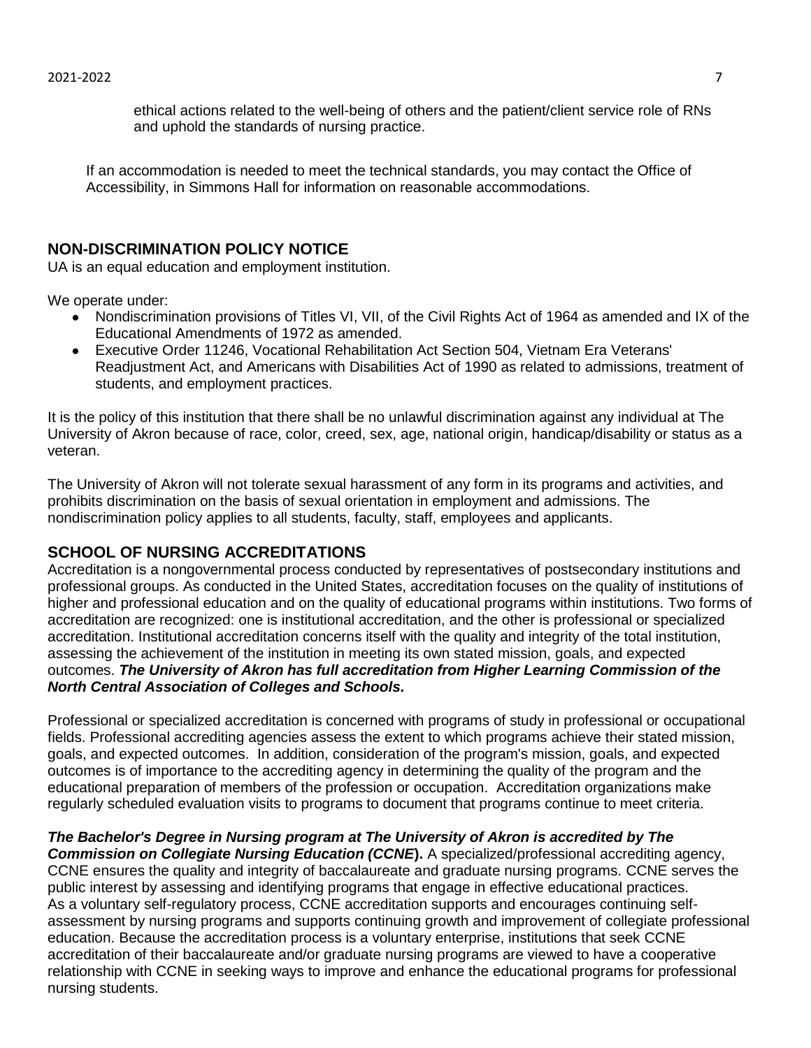ethical actions related to the well-being of others and the patient/client service role of RNs and uphold the standards of nursing practice.

If an accommodation is needed to meet the technical standards, you may contact the Office of Accessibility, in Simmons Hall for information on reasonable accommodations.

## NON-DISCRIMINATION POLICY NOTICE

UA is an equal education and employment institution.

We operate under:

- Nondiscrimination provisions of Titles VI, VII, of the Civil Rights Act of 1964 as amended and IX of the Educational Amendments of 1972 as amended.
- Executive Order 11246, Vocational Rehabilitation Act Section 504, Vietnam Era Veterans' Readjustment Act, and Americans with Disabilities Act of 1990 as related to admissions, treatment of students, and employment practices.

It is the policy of this institution that there shall be no unlawful discrimination against any individual at The University of Akron because of race, color, creed, sex, age, national origin, handicap/disability or status as a veteran.

The University of Akron will not tolerate sexual harassment of any form in its programs and activities, and prohibits discrimination on the basis of sexual orientation in employment and admissions. The nondiscrimination policy applies to all students, faculty, staff, employees and applicants.

## SCHOOL OF NURSING ACCREDITATIONS

Accreditation is a nongovernmental process conducted by representatives of postsecondary institutions and professional groups. As conducted in the United States, accreditation focuses on the quality of institutions of higher and professional education and on the quality of educational programs within institutions. Two forms of accreditation are recognized: one is institutional accreditation, and the other is professional or specialized accreditation. Institutional accreditation concerns itself with the quality and integrity of the total institution, assessing the achievement of the institution in meeting its own stated mission, goals, and expected outcomes. ***The University of Akron has full accreditation from Higher Learning Commission of the North Central Association of Colleges and Schools.***

Professional or specialized accreditation is concerned with programs of study in professional or occupational fields. Professional accrediting agencies assess the extent to which programs achieve their stated mission, goals, and expected outcomes. In addition, consideration of the program's mission, goals, and expected outcomes is of importance to the accrediting agency in determining the quality of the program and the educational preparation of members of the profession or occupation. Accreditation organizations make regularly scheduled evaluation visits to programs to document that programs continue to meet criteria.

***The Bachelor's Degree in Nursing program at The University of Akron is accredited by The Commission on Collegiate Nursing Education (CCNE*)**. A specialized/professional accrediting agency, CCNE ensures the quality and integrity of baccalaureate and graduate nursing programs. CCNE serves the public interest by assessing and identifying programs that engage in effective educational practices. As a voluntary self-regulatory process, CCNE accreditation supports and encourages continuing self-assessment by nursing programs and supports continuing growth and improvement of collegiate professional education. Because the accreditation process is a voluntary enterprise, institutions that seek CCNE accreditation of their baccalaureate and/or graduate nursing programs are viewed to have a cooperative relationship with CCNE in seeking ways to improve and enhance the educational programs for professional nursing students.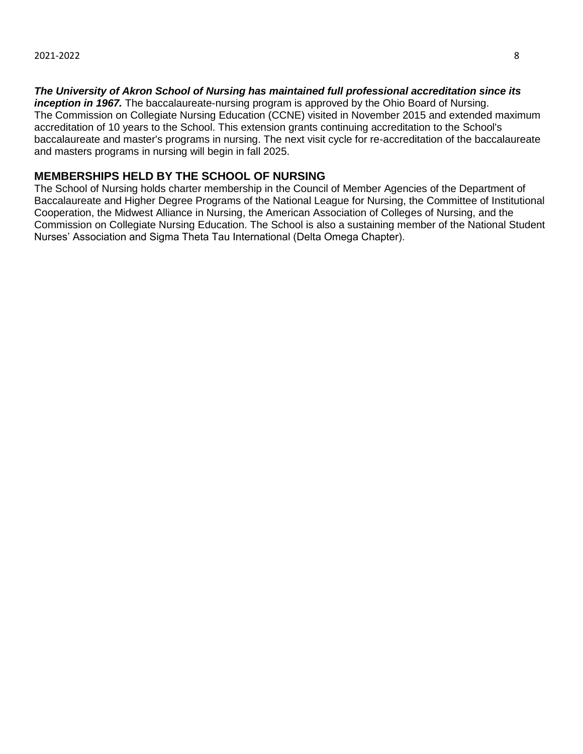***The University of Akron School of Nursing has maintained full professional accreditation since its inception in 1967.*** The baccalaureate-nursing program is approved by the Ohio Board of Nursing. The Commission on Collegiate Nursing Education (CCNE) visited in November 2015 and extended maximum accreditation of 10 years to the School. This extension grants continuing accreditation to the School's baccalaureate and master's programs in nursing. The next visit cycle for re-accreditation of the baccalaureate and masters programs in nursing will begin in fall 2025.

## MEMBERSHIPS HELD BY THE SCHOOL OF NURSING

The School of Nursing holds charter membership in the Council of Member Agencies of the Department of Baccalaureate and Higher Degree Programs of the National League for Nursing, the Committee of Institutional Cooperation, the Midwest Alliance in Nursing, the American Association of Colleges of Nursing, and the Commission on Collegiate Nursing Education. The School is also a sustaining member of the National Student Nurses' Association and Sigma Theta Tau International (Delta Omega Chapter).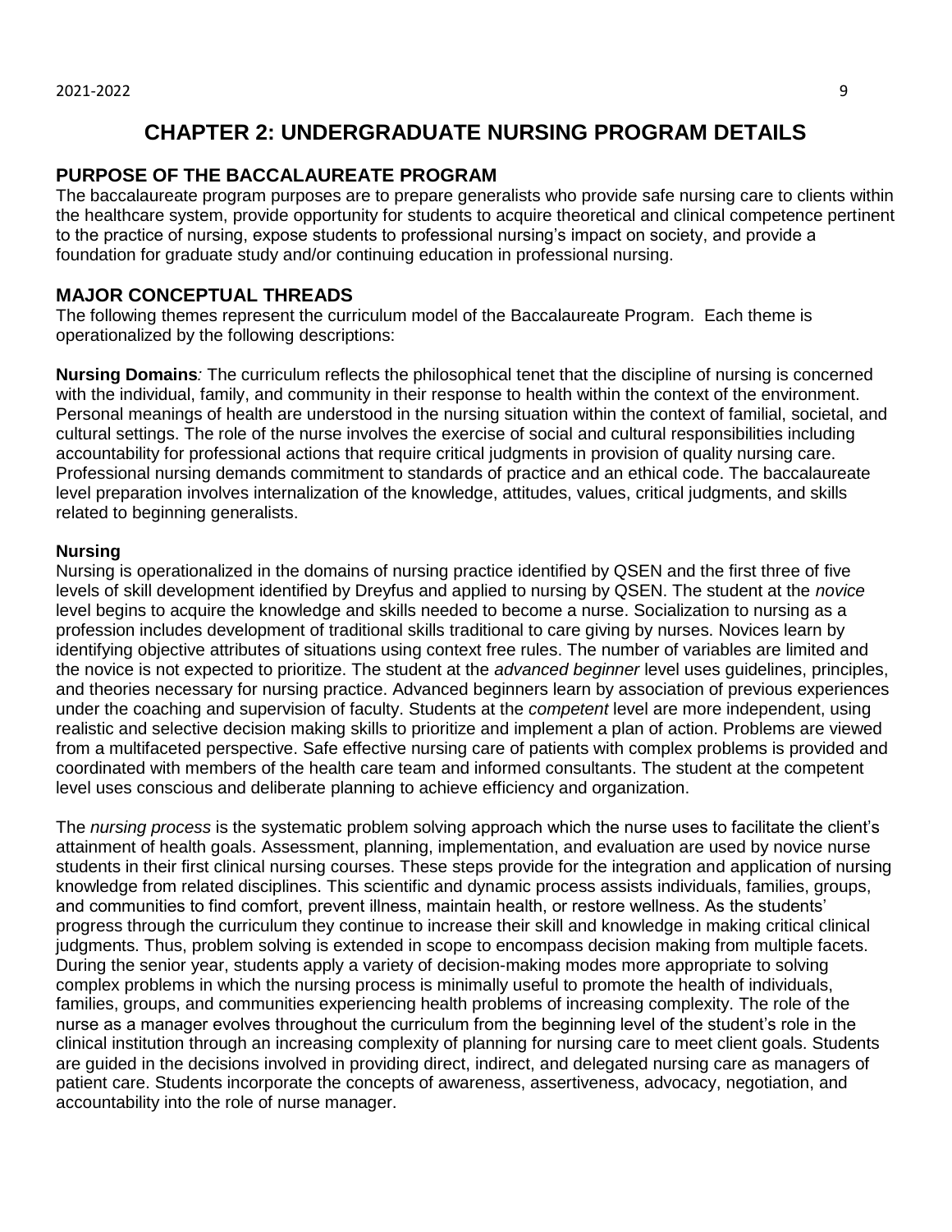# CHAPTER 2: UNDERGRADUATE NURSING PROGRAM DETAILS

## PURPOSE OF THE BACCALAUREATE PROGRAM

The baccalaureate program purposes are to prepare generalists who provide safe nursing care to clients within the healthcare system, provide opportunity for students to acquire theoretical and clinical competence pertinent to the practice of nursing, expose students to professional nursing's impact on society, and provide a foundation for graduate study and/or continuing education in professional nursing.

## MAJOR CONCEPTUAL THREADS

The following themes represent the curriculum model of the Baccalaureate Program. Each theme is operationalized by the following descriptions:

**Nursing Domains***:* The curriculum reflects the philosophical tenet that the discipline of nursing is concerned with the individual, family, and community in their response to health within the context of the environment. Personal meanings of health are understood in the nursing situation within the context of familial, societal, and cultural settings. The role of the nurse involves the exercise of social and cultural responsibilities including accountability for professional actions that require critical judgments in provision of quality nursing care. Professional nursing demands commitment to standards of practice and an ethical code. The baccalaureate level preparation involves internalization of the knowledge, attitudes, values, critical judgments, and skills related to beginning generalists.

**Nursing**

Nursing is operationalized in the domains of nursing practice identified by QSEN and the first three of five levels of skill development identified by Dreyfus and applied to nursing by QSEN. The student at the *novice* level begins to acquire the knowledge and skills needed to become a nurse. Socialization to nursing as a profession includes development of traditional skills traditional to care giving by nurses. Novices learn by identifying objective attributes of situations using context free rules. The number of variables are limited and the novice is not expected to prioritize. The student at the *advanced beginner* level uses guidelines, principles, and theories necessary for nursing practice. Advanced beginners learn by association of previous experiences under the coaching and supervision of faculty. Students at the *competent* level are more independent, using realistic and selective decision making skills to prioritize and implement a plan of action. Problems are viewed from a multifaceted perspective. Safe effective nursing care of patients with complex problems is provided and coordinated with members of the health care team and informed consultants. The student at the competent level uses conscious and deliberate planning to achieve efficiency and organization.

The *nursing process* is the systematic problem solving approach which the nurse uses to facilitate the client's attainment of health goals. Assessment, planning, implementation, and evaluation are used by novice nurse students in their first clinical nursing courses. These steps provide for the integration and application of nursing knowledge from related disciplines. This scientific and dynamic process assists individuals, families, groups, and communities to find comfort, prevent illness, maintain health, or restore wellness. As the students' progress through the curriculum they continue to increase their skill and knowledge in making critical clinical judgments. Thus, problem solving is extended in scope to encompass decision making from multiple facets. During the senior year, students apply a variety of decision-making modes more appropriate to solving complex problems in which the nursing process is minimally useful to promote the health of individuals, families, groups, and communities experiencing health problems of increasing complexity. The role of the nurse as a manager evolves throughout the curriculum from the beginning level of the student's role in the clinical institution through an increasing complexity of planning for nursing care to meet client goals. Students are guided in the decisions involved in providing direct, indirect, and delegated nursing care as managers of patient care. Students incorporate the concepts of awareness, assertiveness, advocacy, negotiation, and accountability into the role of nurse manager.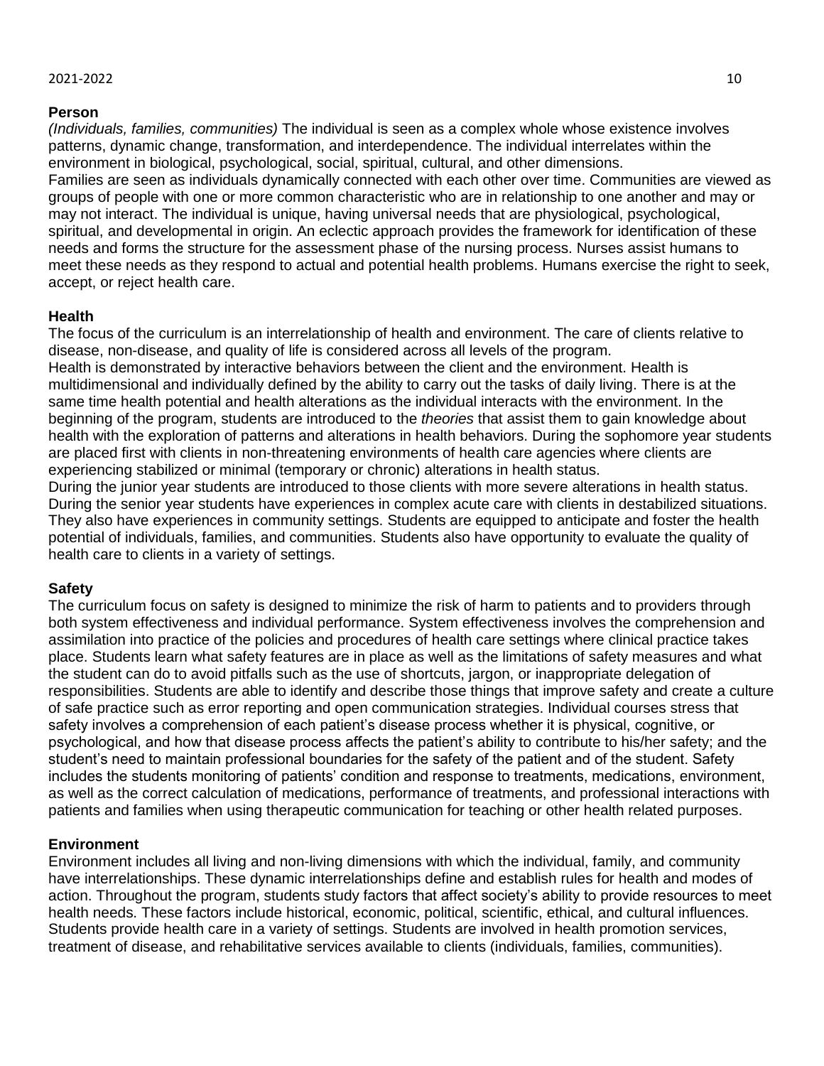**Person**

*(Individuals, families, communities)* The individual is seen as a complex whole whose existence involves patterns, dynamic change, transformation, and interdependence. The individual interrelates within the environment in biological, psychological, social, spiritual, cultural, and other dimensions.

Families are seen as individuals dynamically connected with each other over time. Communities are viewed as groups of people with one or more common characteristic who are in relationship to one another and may or may not interact. The individual is unique, having universal needs that are physiological, psychological, spiritual, and developmental in origin. An eclectic approach provides the framework for identification of these needs and forms the structure for the assessment phase of the nursing process. Nurses assist humans to meet these needs as they respond to actual and potential health problems. Humans exercise the right to seek, accept, or reject health care.

**Health**

The focus of the curriculum is an interrelationship of health and environment. The care of clients relative to disease, non-disease, and quality of life is considered across all levels of the program.

Health is demonstrated by interactive behaviors between the client and the environment. Health is multidimensional and individually defined by the ability to carry out the tasks of daily living. There is at the same time health potential and health alterations as the individual interacts with the environment. In the beginning of the program, students are introduced to the *theories* that assist them to gain knowledge about health with the exploration of patterns and alterations in health behaviors. During the sophomore year students are placed first with clients in non-threatening environments of health care agencies where clients are experiencing stabilized or minimal (temporary or chronic) alterations in health status.

During the junior year students are introduced to those clients with more severe alterations in health status. During the senior year students have experiences in complex acute care with clients in destabilized situations. They also have experiences in community settings. Students are equipped to anticipate and foster the health potential of individuals, families, and communities. Students also have opportunity to evaluate the quality of health care to clients in a variety of settings.

**Safety**

The curriculum focus on safety is designed to minimize the risk of harm to patients and to providers through both system effectiveness and individual performance. System effectiveness involves the comprehension and assimilation into practice of the policies and procedures of health care settings where clinical practice takes place. Students learn what safety features are in place as well as the limitations of safety measures and what the student can do to avoid pitfalls such as the use of shortcuts, jargon, or inappropriate delegation of responsibilities. Students are able to identify and describe those things that improve safety and create a culture of safe practice such as error reporting and open communication strategies. Individual courses stress that safety involves a comprehension of each patient's disease process whether it is physical, cognitive, or psychological, and how that disease process affects the patient's ability to contribute to his/her safety; and the student's need to maintain professional boundaries for the safety of the patient and of the student. Safety includes the students monitoring of patients' condition and response to treatments, medications, environment, as well as the correct calculation of medications, performance of treatments, and professional interactions with patients and families when using therapeutic communication for teaching or other health related purposes.

**Environment**

Environment includes all living and non-living dimensions with which the individual, family, and community have interrelationships. These dynamic interrelationships define and establish rules for health and modes of action. Throughout the program, students study factors that affect society's ability to provide resources to meet health needs. These factors include historical, economic, political, scientific, ethical, and cultural influences. Students provide health care in a variety of settings. Students are involved in health promotion services, treatment of disease, and rehabilitative services available to clients (individuals, families, communities).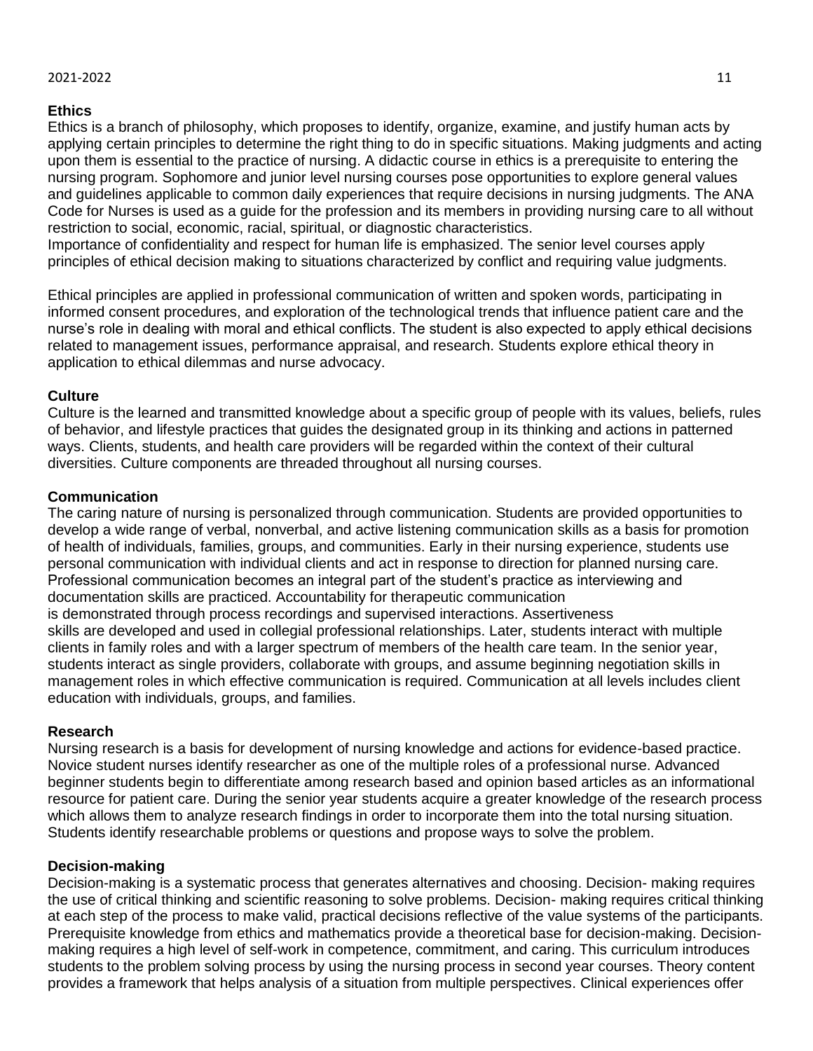**Ethics**

Ethics is a branch of philosophy, which proposes to identify, organize, examine, and justify human acts by applying certain principles to determine the right thing to do in specific situations. Making judgments and acting upon them is essential to the practice of nursing. A didactic course in ethics is a prerequisite to entering the nursing program. Sophomore and junior level nursing courses pose opportunities to explore general values and guidelines applicable to common daily experiences that require decisions in nursing judgments. The ANA Code for Nurses is used as a guide for the profession and its members in providing nursing care to all without restriction to social, economic, racial, spiritual, or diagnostic characteristics.
Importance of confidentiality and respect for human life is emphasized. The senior level courses apply principles of ethical decision making to situations characterized by conflict and requiring value judgments.

Ethical principles are applied in professional communication of written and spoken words, participating in informed consent procedures, and exploration of the technological trends that influence patient care and the nurse's role in dealing with moral and ethical conflicts. The student is also expected to apply ethical decisions related to management issues, performance appraisal, and research. Students explore ethical theory in application to ethical dilemmas and nurse advocacy.

**Culture**

Culture is the learned and transmitted knowledge about a specific group of people with its values, beliefs, rules of behavior, and lifestyle practices that guides the designated group in its thinking and actions in patterned ways. Clients, students, and health care providers will be regarded within the context of their cultural diversities. Culture components are threaded throughout all nursing courses.

**Communication**

The caring nature of nursing is personalized through communication. Students are provided opportunities to develop a wide range of verbal, nonverbal, and active listening communication skills as a basis for promotion of health of individuals, families, groups, and communities. Early in their nursing experience, students use personal communication with individual clients and act in response to direction for planned nursing care. Professional communication becomes an integral part of the student's practice as interviewing and documentation skills are practiced. Accountability for therapeutic communication is demonstrated through process recordings and supervised interactions. Assertiveness skills are developed and used in collegial professional relationships. Later, students interact with multiple clients in family roles and with a larger spectrum of members of the health care team. In the senior year, students interact as single providers, collaborate with groups, and assume beginning negotiation skills in management roles in which effective communication is required. Communication at all levels includes client education with individuals, groups, and families.

**Research**

Nursing research is a basis for development of nursing knowledge and actions for evidence-based practice. Novice student nurses identify researcher as one of the multiple roles of a professional nurse. Advanced beginner students begin to differentiate among research based and opinion based articles as an informational resource for patient care. During the senior year students acquire a greater knowledge of the research process which allows them to analyze research findings in order to incorporate them into the total nursing situation. Students identify researchable problems or questions and propose ways to solve the problem.

**Decision-making**

Decision-making is a systematic process that generates alternatives and choosing. Decision- making requires the use of critical thinking and scientific reasoning to solve problems. Decision- making requires critical thinking at each step of the process to make valid, practical decisions reflective of the value systems of the participants. Prerequisite knowledge from ethics and mathematics provide a theoretical base for decision-making. Decision-making requires a high level of self-work in competence, commitment, and caring. This curriculum introduces students to the problem solving process by using the nursing process in second year courses. Theory content provides a framework that helps analysis of a situation from multiple perspectives. Clinical experiences offer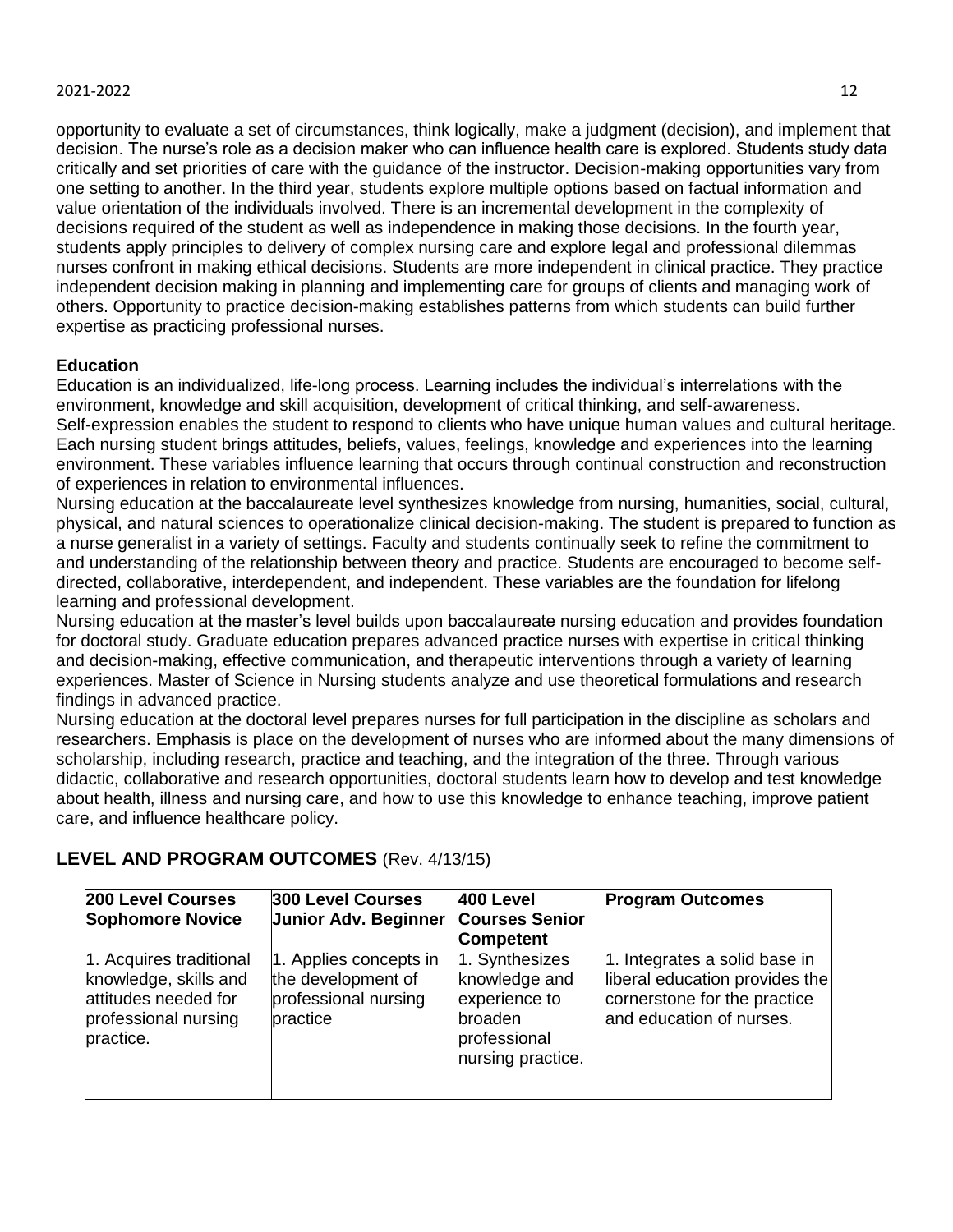opportunity to evaluate a set of circumstances, think logically, make a judgment (decision), and implement that decision. The nurse's role as a decision maker who can influence health care is explored. Students study data critically and set priorities of care with the guidance of the instructor. Decision-making opportunities vary from one setting to another. In the third year, students explore multiple options based on factual information and value orientation of the individuals involved. There is an incremental development in the complexity of decisions required of the student as well as independence in making those decisions. In the fourth year, students apply principles to delivery of complex nursing care and explore legal and professional dilemmas nurses confront in making ethical decisions. Students are more independent in clinical practice. They practice independent decision making in planning and implementing care for groups of clients and managing work of others. Opportunity to practice decision-making establishes patterns from which students can build further expertise as practicing professional nurses.

**Education**

Education is an individualized, life-long process. Learning includes the individual's interrelations with the environment, knowledge and skill acquisition, development of critical thinking, and self-awareness. Self-expression enables the student to respond to clients who have unique human values and cultural heritage. Each nursing student brings attitudes, beliefs, values, feelings, knowledge and experiences into the learning environment. These variables influence learning that occurs through continual construction and reconstruction of experiences in relation to environmental influences.

Nursing education at the baccalaureate level synthesizes knowledge from nursing, humanities, social, cultural, physical, and natural sciences to operationalize clinical decision-making. The student is prepared to function as a nurse generalist in a variety of settings. Faculty and students continually seek to refine the commitment to and understanding of the relationship between theory and practice. Students are encouraged to become self-directed, collaborative, interdependent, and independent. These variables are the foundation for lifelong learning and professional development.

Nursing education at the master's level builds upon baccalaureate nursing education and provides foundation for doctoral study. Graduate education prepares advanced practice nurses with expertise in critical thinking and decision-making, effective communication, and therapeutic interventions through a variety of learning experiences. Master of Science in Nursing students analyze and use theoretical formulations and research findings in advanced practice.

Nursing education at the doctoral level prepares nurses for full participation in the discipline as scholars and researchers. Emphasis is place on the development of nurses who are informed about the many dimensions of scholarship, including research, practice and teaching, and the integration of the three. Through various didactic, collaborative and research opportunities, doctoral students learn how to develop and test knowledge about health, illness and nursing care, and how to use this knowledge to enhance teaching, improve patient care, and influence healthcare policy.

## LEVEL AND PROGRAM OUTCOMES (Rev. 4/13/15)

| 200 Level Courses Sophomore Novice | 300 Level Courses Junior Adv. Beginner | 400 Level Courses Senior Competent | Program Outcomes |
|---|---|---|---|
| 1. Acquires traditional knowledge, skills and attitudes needed for professional nursing practice. | 1. Applies concepts in the development of professional nursing practice | 1. Synthesizes knowledge and experience to broaden professional nursing practice. | 1. Integrates a solid base in liberal education provides the cornerstone for the practice and education of nurses. |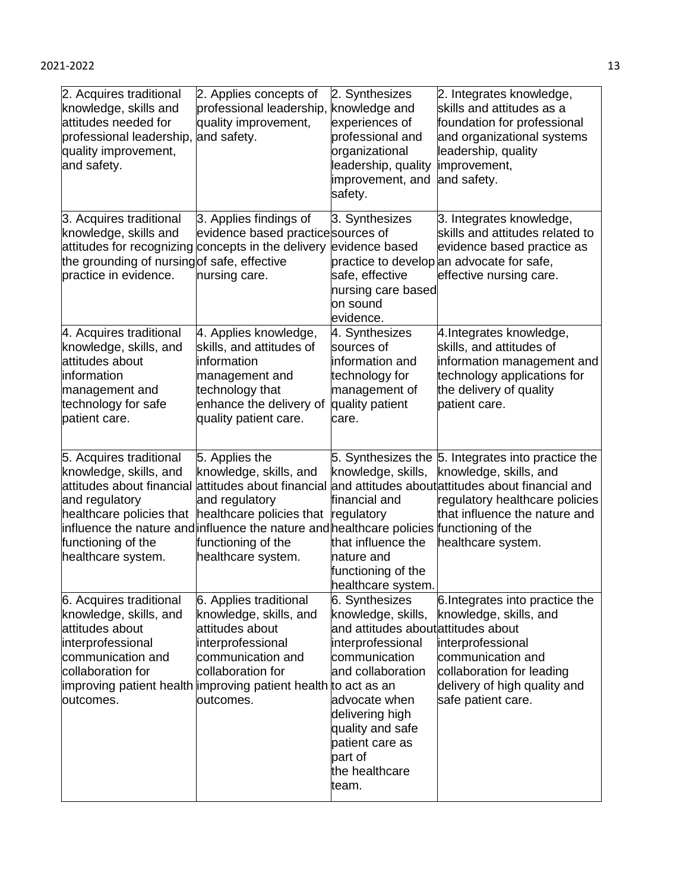| | | | |
|---|---|---|---|
| 2. Acquires traditional knowledge, skills and attitudes needed for professional leadership, quality improvement, and safety. | 2. Applies concepts of professional leadership, quality improvement, and safety. | 2. Synthesizes knowledge and experiences of professional and organizational leadership, quality improvement, and safety. | 2. Integrates knowledge, skills and attitudes as a foundation for professional and organizational systems leadership, quality improvement, and safety. |
| 3. Acquires traditional knowledge, skills and attitudes for recognizing the grounding of nursing practice in evidence. | 3. Applies findings of evidence based practice concepts in the delivery of safe, effective nursing care. | 3. Synthesizes sources of evidence based practice to develop safe, effective nursing care based on sound evidence. | 3. Integrates knowledge, skills and attitudes related to evidence based practice as an advocate for safe, effective nursing care. |
| 4. Acquires traditional knowledge, skills, and attitudes about information management and technology for safe patient care. | 4. Applies knowledge, skills, and attitudes of information management and technology that enhance the delivery of quality patient care. | 4. Synthesizes sources of information and technology for management of quality patient care. | 4.Integrates knowledge, skills, and attitudes of information management and technology applications for the delivery of quality patient care. |
| 5. Acquires traditional knowledge, skills, and attitudes about financial and regulatory healthcare policies that influence the nature and functioning of the healthcare system. | 5. Applies the knowledge, skills, and attitudes about financial and regulatory healthcare policies that influence the nature and functioning of the healthcare system. | 5. Synthesizes the knowledge, skills, and attitudes about financial and regulatory healthcare policies that influence the nature and functioning of the healthcare system. | 5. Integrates into practice the knowledge, skills, and attitudes about financial and regulatory healthcare policies that influence the nature and functioning of the healthcare system. |
| 6. Acquires traditional knowledge, skills, and attitudes about interprofessional communication and collaboration for improving patient health outcomes. | 6. Applies traditional knowledge, skills, and attitudes about interprofessional communication and collaboration for improving patient health outcomes. | 6. Synthesizes knowledge, skills, and attitudes about interprofessional communication and collaboration to act as an advocate when delivering high quality and safe patient care as part of the healthcare team. | 6.Integrates into practice the knowledge, skills, and attitudes about interprofessional communication and collaboration for leading delivery of high quality and safe patient care. |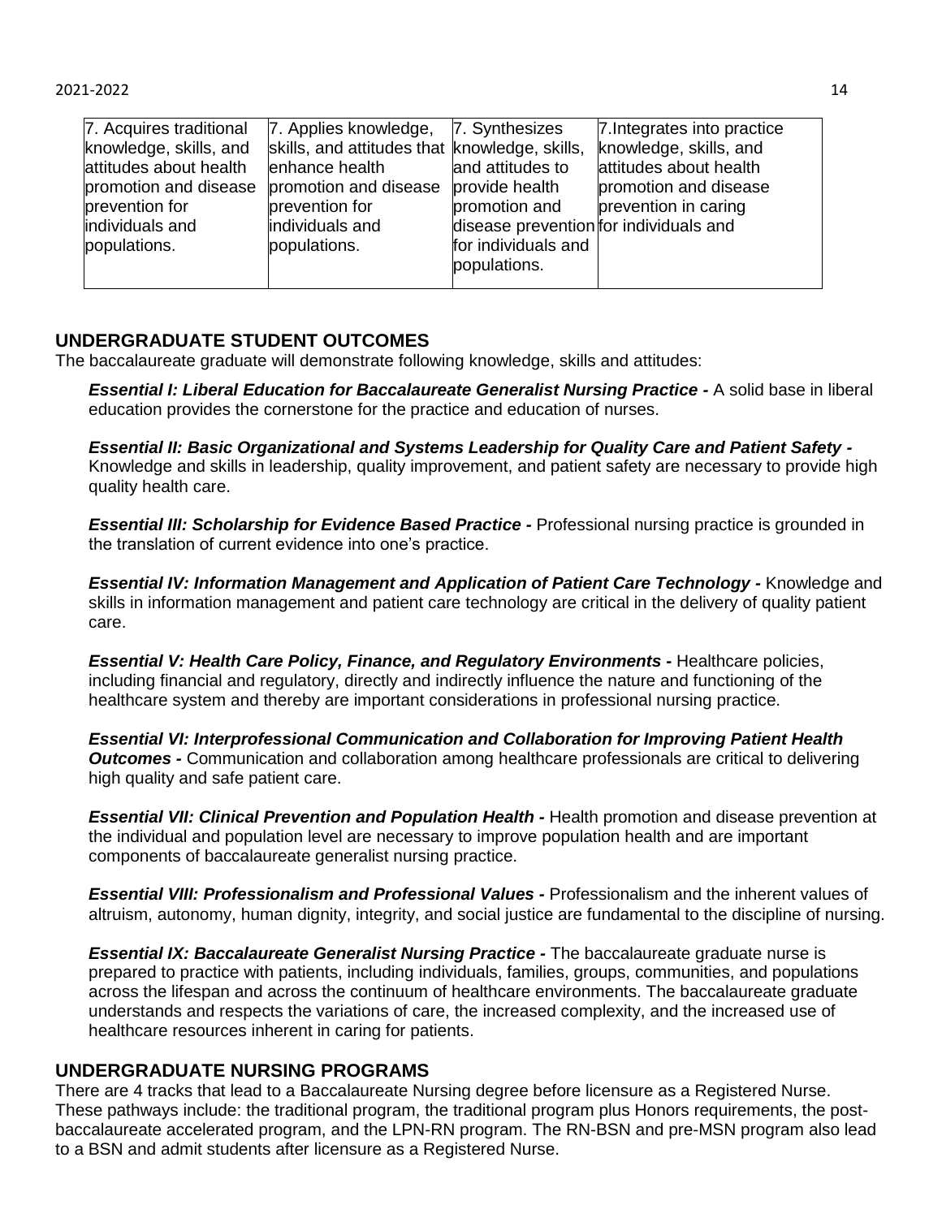| | | | |
|---|---|---|---|
| 7. Acquires traditional knowledge, skills, and attitudes about health promotion and disease prevention for individuals and populations. | 7. Applies knowledge, skills, and attitudes that enhance health promotion and disease prevention for individuals and populations. | 7. Synthesizes knowledge, skills, and attitudes to provide health promotion and disease prevention for individuals and populations. | 7.Integrates into practice knowledge, skills, and attitudes about health promotion and disease prevention in caring for individuals and |

## UNDERGRADUATE STUDENT OUTCOMES

The baccalaureate graduate will demonstrate following knowledge, skills and attitudes:

***Essential I: Liberal Education for Baccalaureate Generalist Nursing Practice -*** A solid base in liberal education provides the cornerstone for the practice and education of nurses.

***Essential II: Basic Organizational and Systems Leadership for Quality Care and Patient Safety -*** Knowledge and skills in leadership, quality improvement, and patient safety are necessary to provide high quality health care.

***Essential III: Scholarship for Evidence Based Practice -*** Professional nursing practice is grounded in the translation of current evidence into one's practice.

***Essential IV: Information Management and Application of Patient Care Technology -*** Knowledge and skills in information management and patient care technology are critical in the delivery of quality patient care.

***Essential V: Health Care Policy, Finance, and Regulatory Environments -*** Healthcare policies, including financial and regulatory, directly and indirectly influence the nature and functioning of the healthcare system and thereby are important considerations in professional nursing practice.

***Essential VI: Interprofessional Communication and Collaboration for Improving Patient Health Outcomes -*** Communication and collaboration among healthcare professionals are critical to delivering high quality and safe patient care.

***Essential VII: Clinical Prevention and Population Health -*** Health promotion and disease prevention at the individual and population level are necessary to improve population health and are important components of baccalaureate generalist nursing practice.

***Essential VIII: Professionalism and Professional Values -*** Professionalism and the inherent values of altruism, autonomy, human dignity, integrity, and social justice are fundamental to the discipline of nursing.

***Essential IX: Baccalaureate Generalist Nursing Practice -*** The baccalaureate graduate nurse is prepared to practice with patients, including individuals, families, groups, communities, and populations across the lifespan and across the continuum of healthcare environments. The baccalaureate graduate understands and respects the variations of care, the increased complexity, and the increased use of healthcare resources inherent in caring for patients.

## UNDERGRADUATE NURSING PROGRAMS

There are 4 tracks that lead to a Baccalaureate Nursing degree before licensure as a Registered Nurse. These pathways include: the traditional program, the traditional program plus Honors requirements, the post-baccalaureate accelerated program, and the LPN-RN program. The RN-BSN and pre-MSN program also lead to a BSN and admit students after licensure as a Registered Nurse.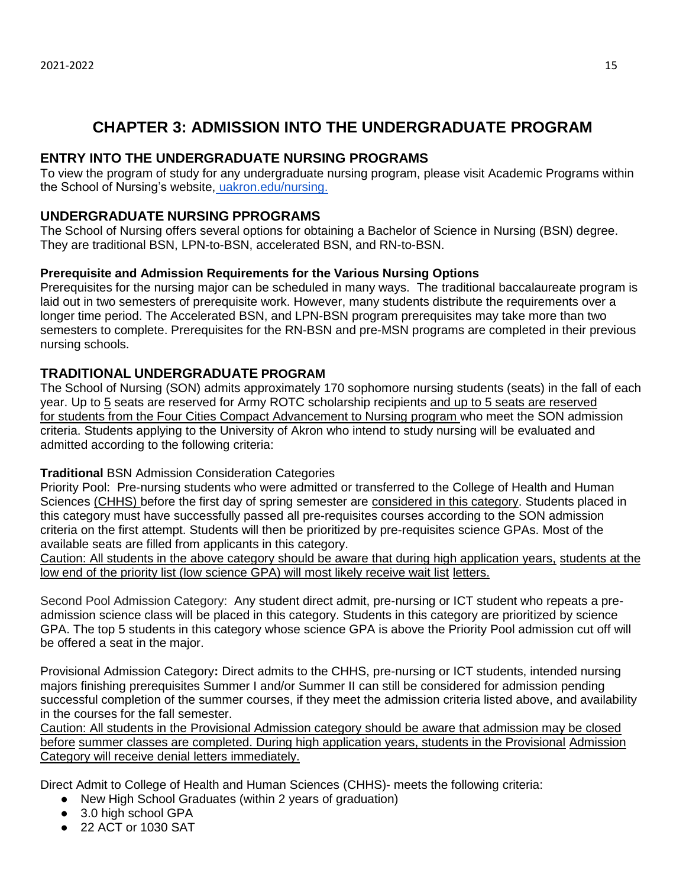# CHAPTER 3: ADMISSION INTO THE UNDERGRADUATE PROGRAM

## ENTRY INTO THE UNDERGRADUATE NURSING PROGRAMS

To view the program of study for any undergraduate nursing program, please visit Academic Programs within the School of Nursing's website, uakron.edu/nursing.

## UNDERGRADUATE NURSING PPROGRAMS

The School of Nursing offers several options for obtaining a Bachelor of Science in Nursing (BSN) degree. They are traditional BSN, LPN-to-BSN, accelerated BSN, and RN-to-BSN.

### Prerequisite and Admission Requirements for the Various Nursing Options

Prerequisites for the nursing major can be scheduled in many ways. The traditional baccalaureate program is laid out in two semesters of prerequisite work. However, many students distribute the requirements over a longer time period. The Accelerated BSN, and LPN-BSN program prerequisites may take more than two semesters to complete. Prerequisites for the RN-BSN and pre-MSN programs are completed in their previous nursing schools.

## TRADITIONAL UNDERGRADUATE PROGRAM

The School of Nursing (SON) admits approximately 170 sophomore nursing students (seats) in the fall of each year. Up to 5 seats are reserved for Army ROTC scholarship recipients and up to 5 seats are reserved for students from the Four Cities Compact Advancement to Nursing program who meet the SON admission criteria. Students applying to the University of Akron who intend to study nursing will be evaluated and admitted according to the following criteria:

**Traditional** BSN Admission Consideration Categories

Priority Pool: Pre-nursing students who were admitted or transferred to the College of Health and Human Sciences (CHHS) before the first day of spring semester are considered in this category. Students placed in this category must have successfully passed all pre-requisites courses according to the SON admission criteria on the first attempt. Students will then be prioritized by pre-requisites science GPAs. Most of the available seats are filled from applicants in this category.

Caution: All students in the above category should be aware that during high application years, students at the low end of the priority list (low science GPA) will most likely receive wait list letters.

Second Pool Admission Category: Any student direct admit, pre-nursing or ICT student who repeats a pre-admission science class will be placed in this category. Students in this category are prioritized by science GPA. The top 5 students in this category whose science GPA is above the Priority Pool admission cut off will be offered a seat in the major.

Provisional Admission Category**:** Direct admits to the CHHS, pre-nursing or ICT students, intended nursing majors finishing prerequisites Summer I and/or Summer II can still be considered for admission pending successful completion of the summer courses, if they meet the admission criteria listed above, and availability in the courses for the fall semester.

Caution: All students in the Provisional Admission category should be aware that admission may be closed before summer classes are completed. During high application years, students in the Provisional Admission Category will receive denial letters immediately.

Direct Admit to College of Health and Human Sciences (CHHS)- meets the following criteria:

- New High School Graduates (within 2 years of graduation)
- 3.0 high school GPA
- 22 ACT or 1030 SAT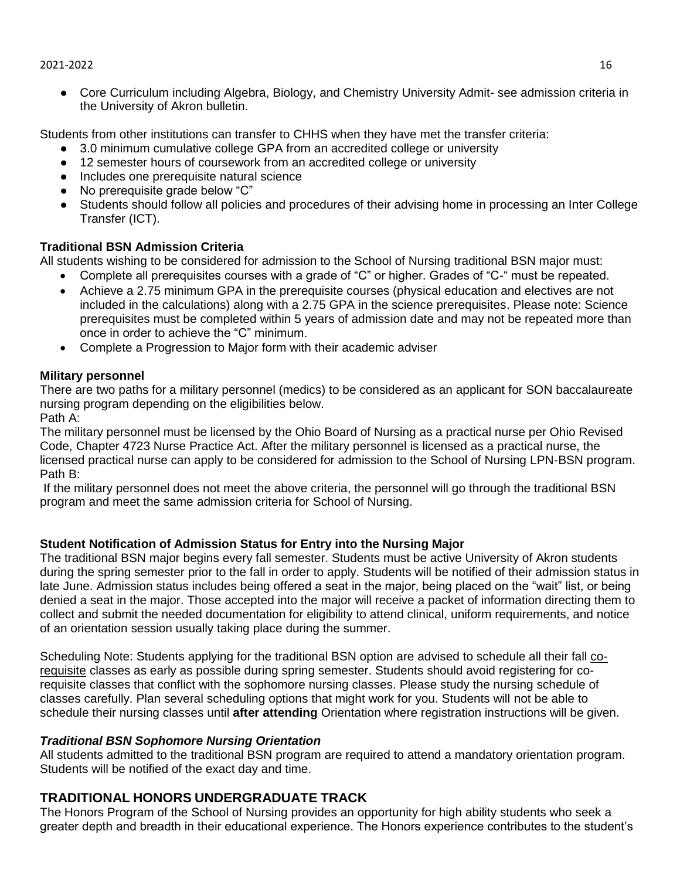- Core Curriculum including Algebra, Biology, and Chemistry University Admit- see admission criteria in the University of Akron bulletin.

Students from other institutions can transfer to CHHS when they have met the transfer criteria:

- 3.0 minimum cumulative college GPA from an accredited college or university
- 12 semester hours of coursework from an accredited college or university
- Includes one prerequisite natural science
- No prerequisite grade below "C"
- Students should follow all policies and procedures of their advising home in processing an Inter College Transfer (ICT).

**Traditional BSN Admission Criteria**

All students wishing to be considered for admission to the School of Nursing traditional BSN major must:

- Complete all prerequisites courses with a grade of "C" or higher. Grades of "C-" must be repeated.
- Achieve a 2.75 minimum GPA in the prerequisite courses (physical education and electives are not included in the calculations) along with a 2.75 GPA in the science prerequisites. Please note: Science prerequisites must be completed within 5 years of admission date and may not be repeated more than once in order to achieve the "C" minimum.
- Complete a Progression to Major form with their academic adviser

**Military personnel**

There are two paths for a military personnel (medics) to be considered as an applicant for SON baccalaureate nursing program depending on the eligibilities below.

Path A:

The military personnel must be licensed by the Ohio Board of Nursing as a practical nurse per Ohio Revised Code, Chapter 4723 Nurse Practice Act. After the military personnel is licensed as a practical nurse, the licensed practical nurse can apply to be considered for admission to the School of Nursing LPN-BSN program.

Path B:

If the military personnel does not meet the above criteria, the personnel will go through the traditional BSN program and meet the same admission criteria for School of Nursing.

**Student Notification of Admission Status for Entry into the Nursing Major**

The traditional BSN major begins every fall semester. Students must be active University of Akron students during the spring semester prior to the fall in order to apply. Students will be notified of their admission status in late June. Admission status includes being offered a seat in the major, being placed on the "wait" list, or being denied a seat in the major. Those accepted into the major will receive a packet of information directing them to collect and submit the needed documentation for eligibility to attend clinical, uniform requirements, and notice of an orientation session usually taking place during the summer.

Scheduling Note: Students applying for the traditional BSN option are advised to schedule all their fall co-requisite classes as early as possible during spring semester. Students should avoid registering for co-requisite classes that conflict with the sophomore nursing classes. Please study the nursing schedule of classes carefully. Plan several scheduling options that might work for you. Students will not be able to schedule their nursing classes until **after attending** Orientation where registration instructions will be given.

***Traditional BSN Sophomore Nursing Orientation***

All students admitted to the traditional BSN program are required to attend a mandatory orientation program. Students will be notified of the exact day and time.

## TRADITIONAL HONORS UNDERGRADUATE TRACK

The Honors Program of the School of Nursing provides an opportunity for high ability students who seek a greater depth and breadth in their educational experience. The Honors experience contributes to the student's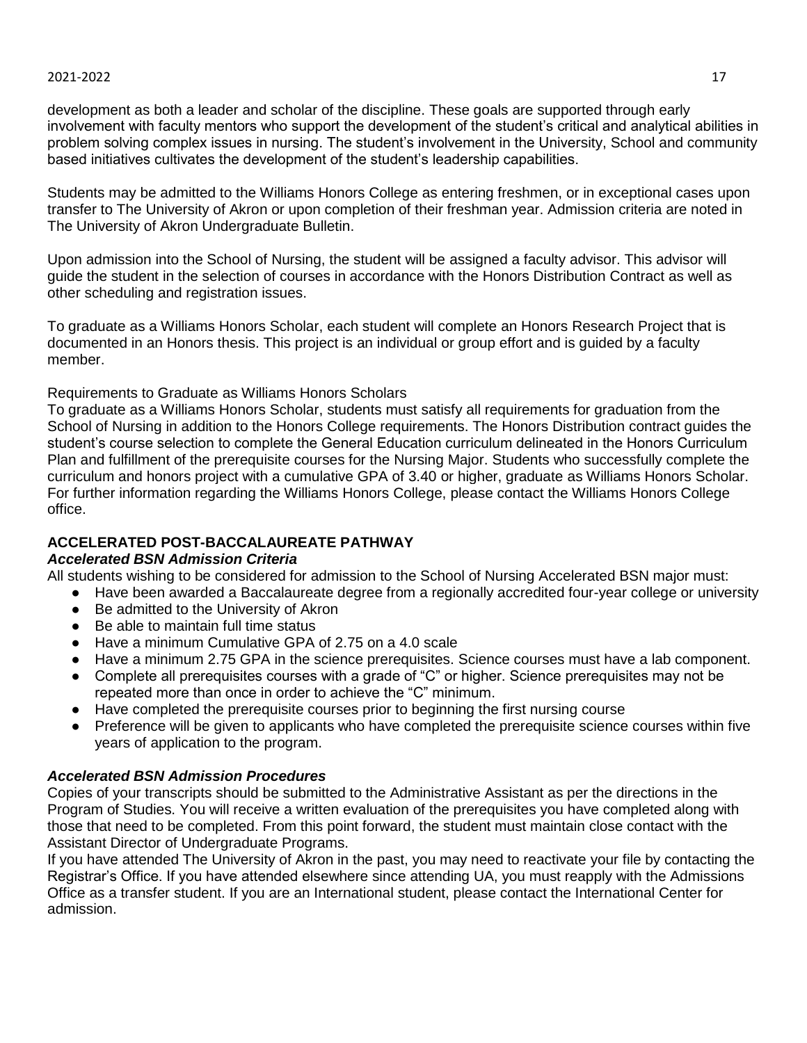development as both a leader and scholar of the discipline. These goals are supported through early involvement with faculty mentors who support the development of the student's critical and analytical abilities in problem solving complex issues in nursing. The student's involvement in the University, School and community based initiatives cultivates the development of the student's leadership capabilities.

Students may be admitted to the Williams Honors College as entering freshmen, or in exceptional cases upon transfer to The University of Akron or upon completion of their freshman year. Admission criteria are noted in The University of Akron Undergraduate Bulletin.

Upon admission into the School of Nursing, the student will be assigned a faculty advisor. This advisor will guide the student in the selection of courses in accordance with the Honors Distribution Contract as well as other scheduling and registration issues.

To graduate as a Williams Honors Scholar, each student will complete an Honors Research Project that is documented in an Honors thesis. This project is an individual or group effort and is guided by a faculty member.

Requirements to Graduate as Williams Honors Scholars

To graduate as a Williams Honors Scholar, students must satisfy all requirements for graduation from the School of Nursing in addition to the Honors College requirements. The Honors Distribution contract guides the student's course selection to complete the General Education curriculum delineated in the Honors Curriculum Plan and fulfillment of the prerequisite courses for the Nursing Major. Students who successfully complete the curriculum and honors project with a cumulative GPA of 3.40 or higher, graduate as Williams Honors Scholar. For further information regarding the Williams Honors College, please contact the Williams Honors College office.

## ACCELERATED POST-BACCALAUREATE PATHWAY

### *Accelerated BSN Admission Criteria*

All students wishing to be considered for admission to the School of Nursing Accelerated BSN major must:

- Have been awarded a Baccalaureate degree from a regionally accredited four-year college or university
- Be admitted to the University of Akron
- Be able to maintain full time status
- Have a minimum Cumulative GPA of 2.75 on a 4.0 scale
- Have a minimum 2.75 GPA in the science prerequisites. Science courses must have a lab component.
- Complete all prerequisites courses with a grade of "C" or higher. Science prerequisites may not be repeated more than once in order to achieve the "C" minimum.
- Have completed the prerequisite courses prior to beginning the first nursing course
- Preference will be given to applicants who have completed the prerequisite science courses within five years of application to the program.

### *Accelerated BSN Admission Procedures*

Copies of your transcripts should be submitted to the Administrative Assistant as per the directions in the Program of Studies. You will receive a written evaluation of the prerequisites you have completed along with those that need to be completed. From this point forward, the student must maintain close contact with the Assistant Director of Undergraduate Programs.

If you have attended The University of Akron in the past, you may need to reactivate your file by contacting the Registrar's Office. If you have attended elsewhere since attending UA, you must reapply with the Admissions Office as a transfer student. If you are an International student, please contact the International Center for admission.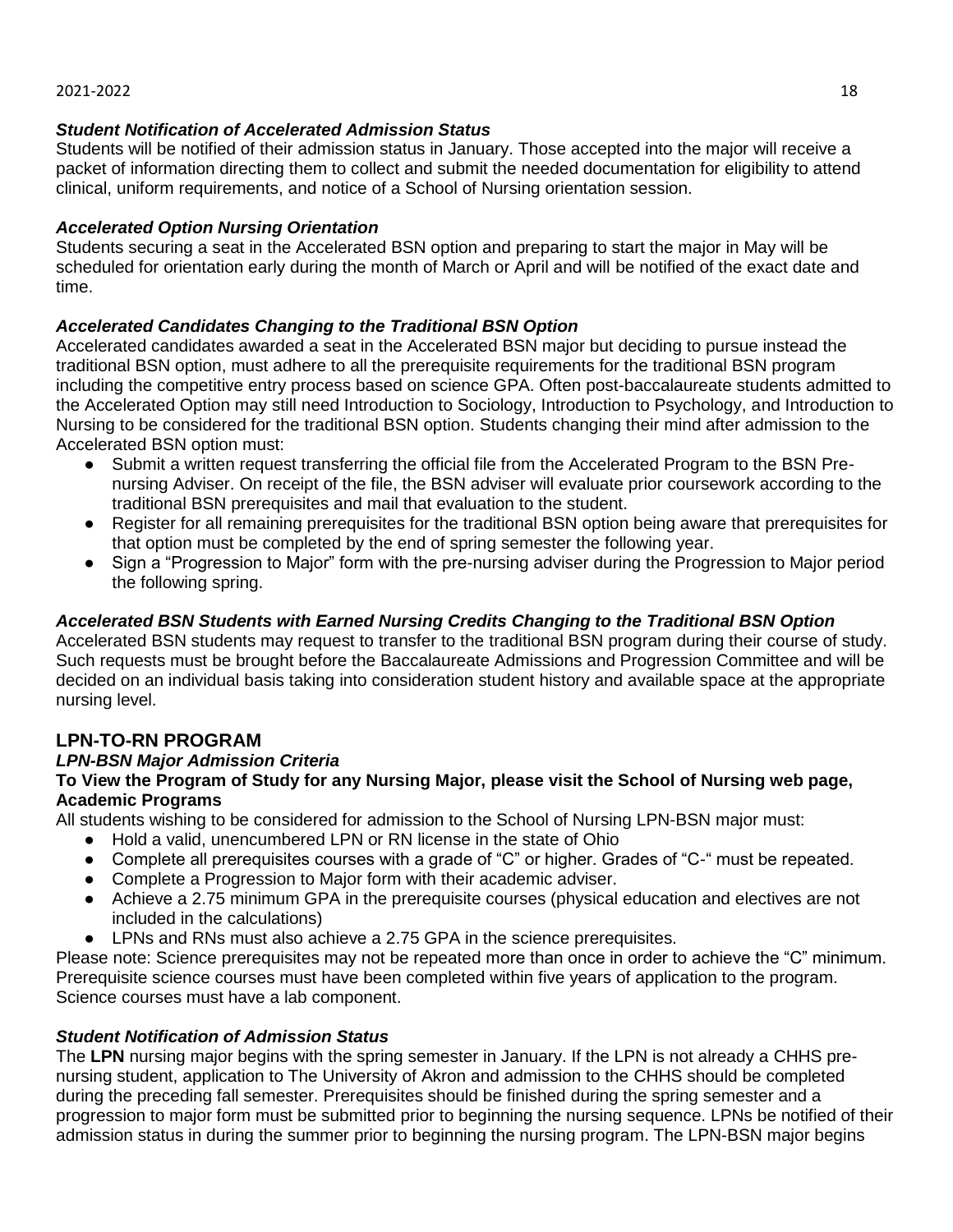### *Student Notification of Accelerated Admission Status*

Students will be notified of their admission status in January. Those accepted into the major will receive a packet of information directing them to collect and submit the needed documentation for eligibility to attend clinical, uniform requirements, and notice of a School of Nursing orientation session.

### *Accelerated Option Nursing Orientation*

Students securing a seat in the Accelerated BSN option and preparing to start the major in May will be scheduled for orientation early during the month of March or April and will be notified of the exact date and time.

### *Accelerated Candidates Changing to the Traditional BSN Option*

Accelerated candidates awarded a seat in the Accelerated BSN major but deciding to pursue instead the traditional BSN option, must adhere to all the prerequisite requirements for the traditional BSN program including the competitive entry process based on science GPA. Often post-baccalaureate students admitted to the Accelerated Option may still need Introduction to Sociology, Introduction to Psychology, and Introduction to Nursing to be considered for the traditional BSN option. Students changing their mind after admission to the Accelerated BSN option must:

- Submit a written request transferring the official file from the Accelerated Program to the BSN Pre-nursing Adviser. On receipt of the file, the BSN adviser will evaluate prior coursework according to the traditional BSN prerequisites and mail that evaluation to the student.
- Register for all remaining prerequisites for the traditional BSN option being aware that prerequisites for that option must be completed by the end of spring semester the following year.
- Sign a "Progression to Major" form with the pre-nursing adviser during the Progression to Major period the following spring.

### *Accelerated BSN Students with Earned Nursing Credits Changing to the Traditional BSN Option*

Accelerated BSN students may request to transfer to the traditional BSN program during their course of study. Such requests must be brought before the Baccalaureate Admissions and Progression Committee and will be decided on an individual basis taking into consideration student history and available space at the appropriate nursing level.

## LPN-TO-RN PROGRAM

### *LPN-BSN Major Admission Criteria*

**To View the Program of Study for any Nursing Major, please visit the School of Nursing web page, Academic Programs**

All students wishing to be considered for admission to the School of Nursing LPN-BSN major must:

- Hold a valid, unencumbered LPN or RN license in the state of Ohio
- Complete all prerequisites courses with a grade of "C" or higher. Grades of "C-" must be repeated.
- Complete a Progression to Major form with their academic adviser.
- Achieve a 2.75 minimum GPA in the prerequisite courses (physical education and electives are not included in the calculations)
- LPNs and RNs must also achieve a 2.75 GPA in the science prerequisites.

Please note: Science prerequisites may not be repeated more than once in order to achieve the "C" minimum. Prerequisite science courses must have been completed within five years of application to the program. Science courses must have a lab component.

### *Student Notification of Admission Status*

The **LPN** nursing major begins with the spring semester in January. If the LPN is not already a CHHS pre-nursing student, application to The University of Akron and admission to the CHHS should be completed during the preceding fall semester. Prerequisites should be finished during the spring semester and a progression to major form must be submitted prior to beginning the nursing sequence. LPNs be notified of their admission status in during the summer prior to beginning the nursing program. The LPN-BSN major begins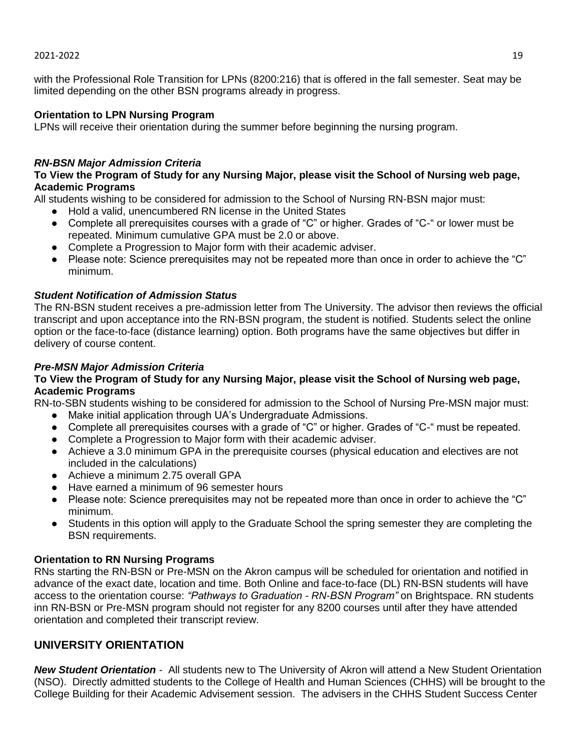with the Professional Role Transition for LPNs (8200:216) that is offered in the fall semester. Seat may be limited depending on the other BSN programs already in progress.

**Orientation to LPN Nursing Program**
LPNs will receive their orientation during the summer before beginning the nursing program.

***RN-BSN Major Admission Criteria***
**To View the Program of Study for any Nursing Major, please visit the School of Nursing web page, Academic Programs**
All students wishing to be considered for admission to the School of Nursing RN-BSN major must:

- Hold a valid, unencumbered RN license in the United States
- Complete all prerequisites courses with a grade of "C" or higher. Grades of "C-" or lower must be repeated. Minimum cumulative GPA must be 2.0 or above.
- Complete a Progression to Major form with their academic adviser.
- Please note: Science prerequisites may not be repeated more than once in order to achieve the "C" minimum.

***Student Notification of Admission Status***
The RN-BSN student receives a pre-admission letter from The University. The advisor then reviews the official transcript and upon acceptance into the RN-BSN program, the student is notified. Students select the online option or the face-to-face (distance learning) option. Both programs have the same objectives but differ in delivery of course content.

***Pre-MSN Major Admission Criteria***
**To View the Program of Study for any Nursing Major, please visit the School of Nursing web page, Academic Programs**
RN-to-SBN students wishing to be considered for admission to the School of Nursing Pre-MSN major must:

- Make initial application through UA's Undergraduate Admissions.
- Complete all prerequisites courses with a grade of "C" or higher. Grades of "C-" must be repeated.
- Complete a Progression to Major form with their academic adviser.
- Achieve a 3.0 minimum GPA in the prerequisite courses (physical education and electives are not included in the calculations)
- Achieve a minimum 2.75 overall GPA
- Have earned a minimum of 96 semester hours
- Please note: Science prerequisites may not be repeated more than once in order to achieve the "C" minimum.
- Students in this option will apply to the Graduate School the spring semester they are completing the BSN requirements.

**Orientation to RN Nursing Programs**
RNs starting the RN-BSN or Pre-MSN on the Akron campus will be scheduled for orientation and notified in advance of the exact date, location and time. Both Online and face-to-face (DL) RN-BSN students will have access to the orientation course: *"Pathways to Graduation - RN-BSN Program"* on Brightspace. RN students inn RN-BSN or Pre-MSN program should not register for any 8200 courses until after they have attended orientation and completed their transcript review.

## UNIVERSITY ORIENTATION

***New Student Orientation*** - All students new to The University of Akron will attend a New Student Orientation (NSO). Directly admitted students to the College of Health and Human Sciences (CHHS) will be brought to the College Building for their Academic Advisement session. The advisers in the CHHS Student Success Center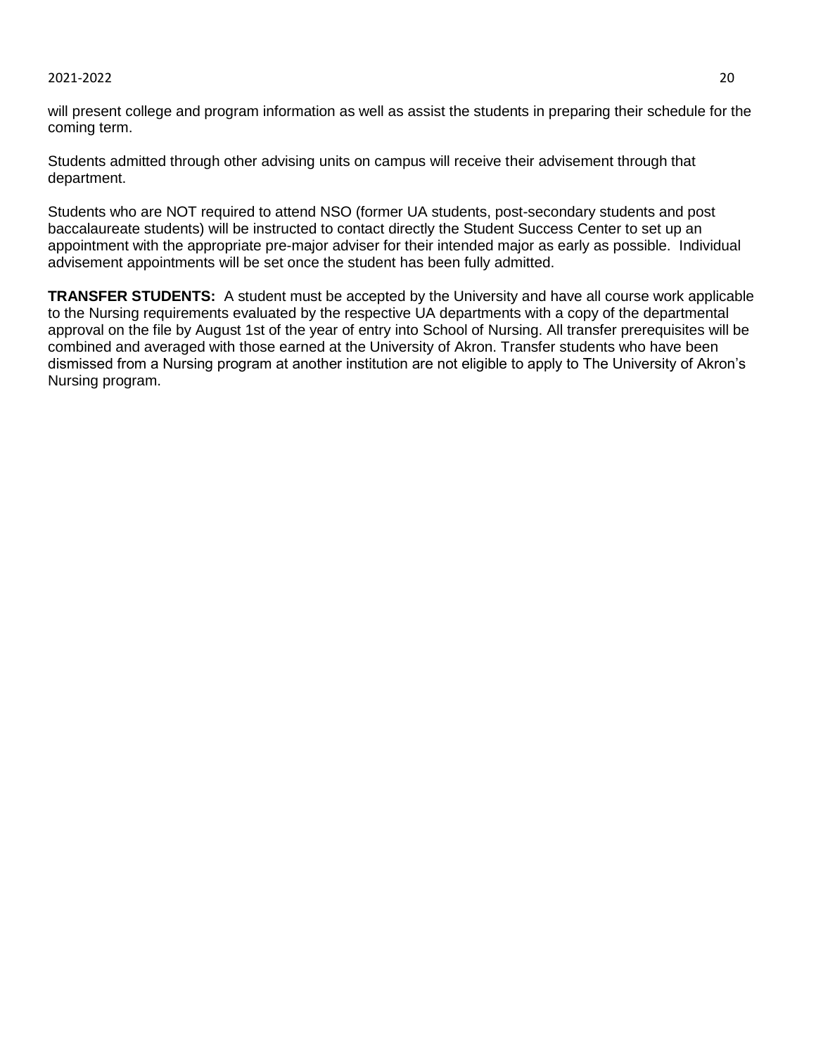will present college and program information as well as assist the students in preparing their schedule for the coming term.

Students admitted through other advising units on campus will receive their advisement through that department.

Students who are NOT required to attend NSO (former UA students, post-secondary students and post baccalaureate students) will be instructed to contact directly the Student Success Center to set up an appointment with the appropriate pre-major adviser for their intended major as early as possible. Individual advisement appointments will be set once the student has been fully admitted.

**TRANSFER STUDENTS:** A student must be accepted by the University and have all course work applicable to the Nursing requirements evaluated by the respective UA departments with a copy of the departmental approval on the file by August 1st of the year of entry into School of Nursing. All transfer prerequisites will be combined and averaged with those earned at the University of Akron. Transfer students who have been dismissed from a Nursing program at another institution are not eligible to apply to The University of Akron's Nursing program.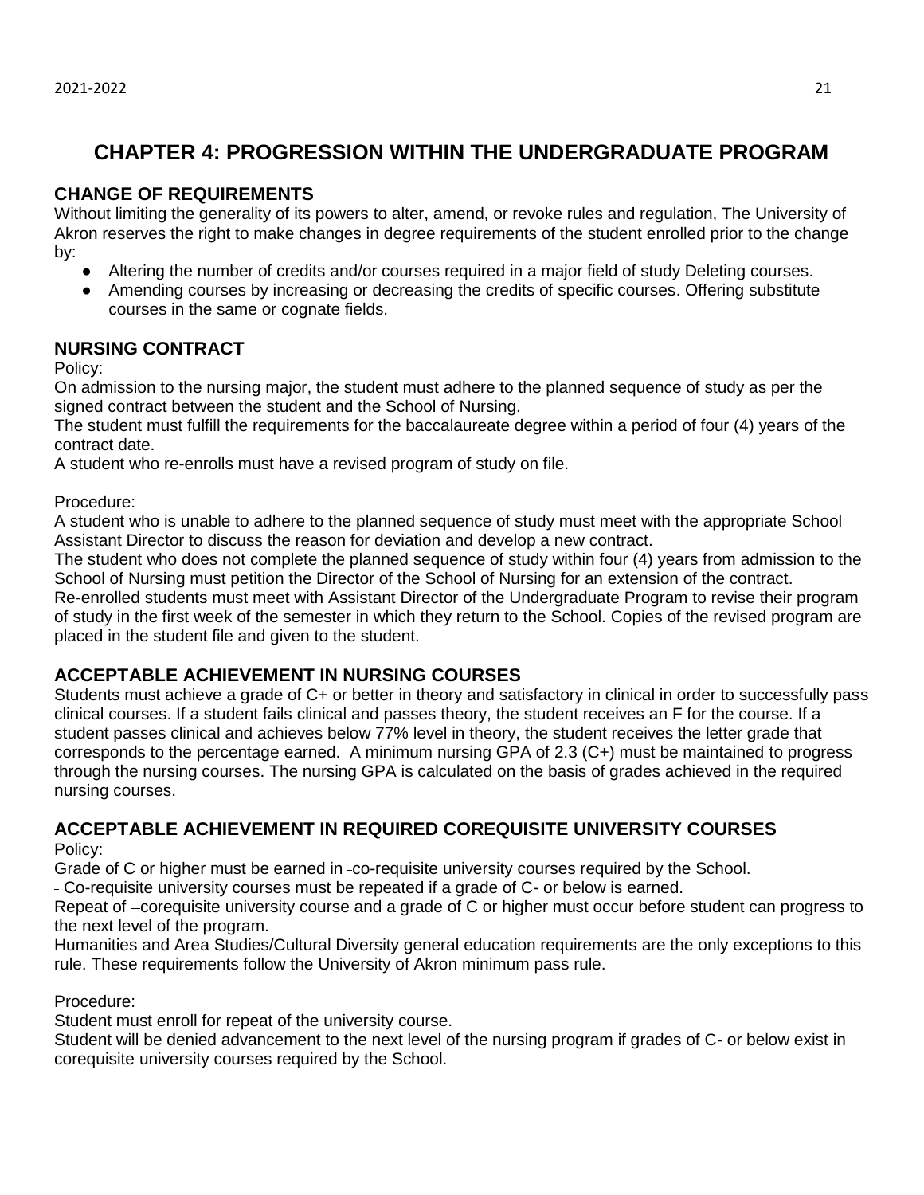# CHAPTER 4: PROGRESSION WITHIN THE UNDERGRADUATE PROGRAM

## CHANGE OF REQUIREMENTS

Without limiting the generality of its powers to alter, amend, or revoke rules and regulation, The University of Akron reserves the right to make changes in degree requirements of the student enrolled prior to the change by:

- Altering the number of credits and/or courses required in a major field of study Deleting courses.
- Amending courses by increasing or decreasing the credits of specific courses. Offering substitute courses in the same or cognate fields.

## NURSING CONTRACT

Policy:

On admission to the nursing major, the student must adhere to the planned sequence of study as per the signed contract between the student and the School of Nursing.

The student must fulfill the requirements for the baccalaureate degree within a period of four (4) years of the contract date.

A student who re-enrolls must have a revised program of study on file.

Procedure:

A student who is unable to adhere to the planned sequence of study must meet with the appropriate School Assistant Director to discuss the reason for deviation and develop a new contract.

The student who does not complete the planned sequence of study within four (4) years from admission to the School of Nursing must petition the Director of the School of Nursing for an extension of the contract.

Re-enrolled students must meet with Assistant Director of the Undergraduate Program to revise their program of study in the first week of the semester in which they return to the School. Copies of the revised program are placed in the student file and given to the student.

## ACCEPTABLE ACHIEVEMENT IN NURSING COURSES

Students must achieve a grade of C+ or better in theory and satisfactory in clinical in order to successfully pass clinical courses. If a student fails clinical and passes theory, the student receives an F for the course. If a student passes clinical and achieves below 77% level in theory, the student receives the letter grade that corresponds to the percentage earned. A minimum nursing GPA of 2.3 (C+) must be maintained to progress through the nursing courses. The nursing GPA is calculated on the basis of grades achieved in the required nursing courses.

## ACCEPTABLE ACHIEVEMENT IN REQUIRED COREQUISITE UNIVERSITY COURSES

Policy:

Grade of C or higher must be earned in co-requisite university courses required by the School.

Co-requisite university courses must be repeated if a grade of C- or below is earned.

Repeat of corequisite university course and a grade of C or higher must occur before student can progress to the next level of the program.

Humanities and Area Studies/Cultural Diversity general education requirements are the only exceptions to this rule. These requirements follow the University of Akron minimum pass rule.

Procedure:

Student must enroll for repeat of the university course.

Student will be denied advancement to the next level of the nursing program if grades of C- or below exist in corequisite university courses required by the School.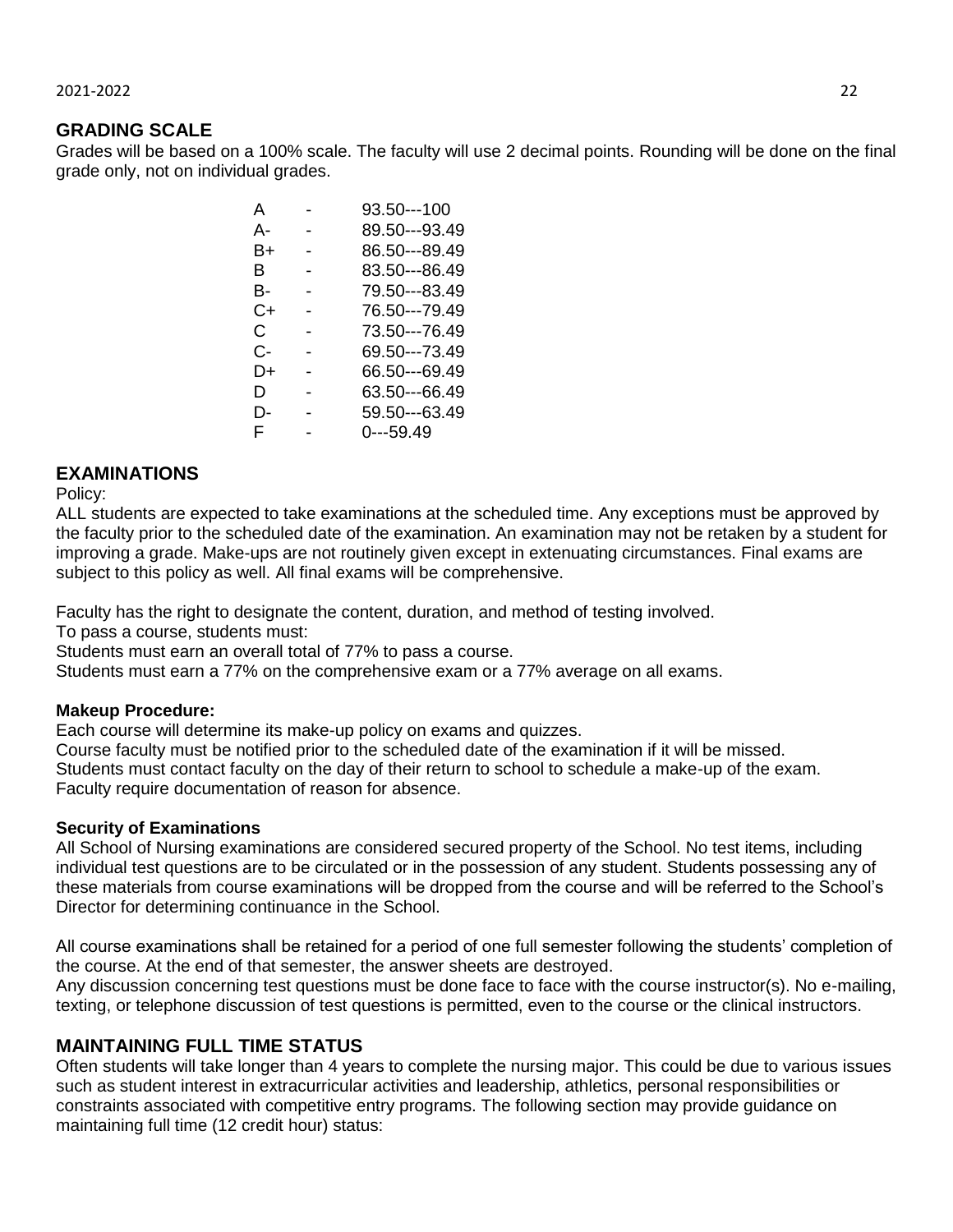## GRADING SCALE

Grades will be based on a 100% scale. The faculty will use 2 decimal points. Rounding will be done on the final grade only, not on individual grades.

| | | |
|---|---|---|
| A | - | 93.50---100 |
| A- | - | 89.50---93.49 |
| B+ | - | 86.50---89.49 |
| B | - | 83.50---86.49 |
| B- | - | 79.50---83.49 |
| C+ | - | 76.50---79.49 |
| C | - | 73.50---76.49 |
| C- | - | 69.50---73.49 |
| D+ | - | 66.50---69.49 |
| D | - | 63.50---66.49 |
| D- | - | 59.50---63.49 |
| F | - | 0---59.49 |

## EXAMINATIONS

Policy:

ALL students are expected to take examinations at the scheduled time. Any exceptions must be approved by the faculty prior to the scheduled date of the examination. An examination may not be retaken by a student for improving a grade. Make-ups are not routinely given except in extenuating circumstances. Final exams are subject to this policy as well. All final exams will be comprehensive.

Faculty has the right to designate the content, duration, and method of testing involved.

To pass a course, students must:

Students must earn an overall total of 77% to pass a course.

Students must earn a 77% on the comprehensive exam or a 77% average on all exams.

**Makeup Procedure:**

Each course will determine its make-up policy on exams and quizzes.

Course faculty must be notified prior to the scheduled date of the examination if it will be missed.

Students must contact faculty on the day of their return to school to schedule a make-up of the exam.

Faculty require documentation of reason for absence.

**Security of Examinations**

All School of Nursing examinations are considered secured property of the School. No test items, including individual test questions are to be circulated or in the possession of any student. Students possessing any of these materials from course examinations will be dropped from the course and will be referred to the School's Director for determining continuance in the School.

All course examinations shall be retained for a period of one full semester following the students' completion of the course. At the end of that semester, the answer sheets are destroyed.

Any discussion concerning test questions must be done face to face with the course instructor(s). No e-mailing, texting, or telephone discussion of test questions is permitted, even to the course or the clinical instructors.

## MAINTAINING FULL TIME STATUS

Often students will take longer than 4 years to complete the nursing major. This could be due to various issues such as student interest in extracurricular activities and leadership, athletics, personal responsibilities or constraints associated with competitive entry programs. The following section may provide guidance on maintaining full time (12 credit hour) status: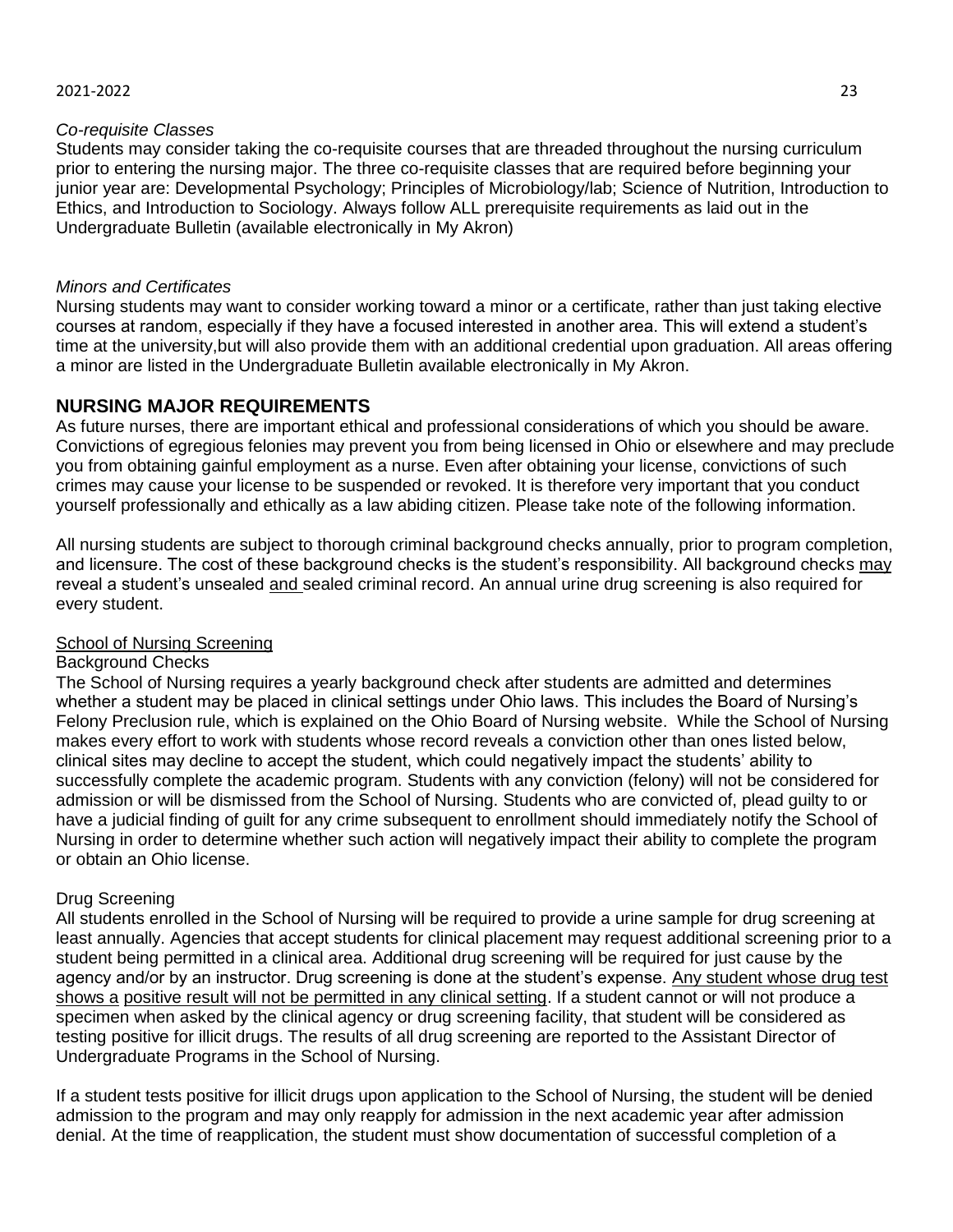*Co-requisite Classes*

Students may consider taking the co-requisite courses that are threaded throughout the nursing curriculum prior to entering the nursing major. The three co-requisite classes that are required before beginning your junior year are: Developmental Psychology; Principles of Microbiology/lab; Science of Nutrition, Introduction to Ethics, and Introduction to Sociology. Always follow ALL prerequisite requirements as laid out in the Undergraduate Bulletin (available electronically in My Akron)

*Minors and Certificates*

Nursing students may want to consider working toward a minor or a certificate, rather than just taking elective courses at random, especially if they have a focused interested in another area. This will extend a student's time at the university,but will also provide them with an additional credential upon graduation. All areas offering a minor are listed in the Undergraduate Bulletin available electronically in My Akron.

## NURSING MAJOR REQUIREMENTS

As future nurses, there are important ethical and professional considerations of which you should be aware. Convictions of egregious felonies may prevent you from being licensed in Ohio or elsewhere and may preclude you from obtaining gainful employment as a nurse. Even after obtaining your license, convictions of such crimes may cause your license to be suspended or revoked. It is therefore very important that you conduct yourself professionally and ethically as a law abiding citizen. Please take note of the following information.

All nursing students are subject to thorough criminal background checks annually, prior to program completion, and licensure. The cost of these background checks is the student's responsibility. All background checks may reveal a student's unsealed and sealed criminal record. An annual urine drug screening is also required for every student.

School of Nursing Screening

Background Checks

The School of Nursing requires a yearly background check after students are admitted and determines whether a student may be placed in clinical settings under Ohio laws. This includes the Board of Nursing's Felony Preclusion rule, which is explained on the Ohio Board of Nursing website. While the School of Nursing makes every effort to work with students whose record reveals a conviction other than ones listed below, clinical sites may decline to accept the student, which could negatively impact the students' ability to successfully complete the academic program. Students with any conviction (felony) will not be considered for admission or will be dismissed from the School of Nursing. Students who are convicted of, plead guilty to or have a judicial finding of guilt for any crime subsequent to enrollment should immediately notify the School of Nursing in order to determine whether such action will negatively impact their ability to complete the program or obtain an Ohio license.

Drug Screening

All students enrolled in the School of Nursing will be required to provide a urine sample for drug screening at least annually. Agencies that accept students for clinical placement may request additional screening prior to a student being permitted in a clinical area. Additional drug screening will be required for just cause by the agency and/or by an instructor. Drug screening is done at the student's expense. Any student whose drug test shows a positive result will not be permitted in any clinical setting. If a student cannot or will not produce a specimen when asked by the clinical agency or drug screening facility, that student will be considered as testing positive for illicit drugs. The results of all drug screening are reported to the Assistant Director of Undergraduate Programs in the School of Nursing.

If a student tests positive for illicit drugs upon application to the School of Nursing, the student will be denied admission to the program and may only reapply for admission in the next academic year after admission denial. At the time of reapplication, the student must show documentation of successful completion of a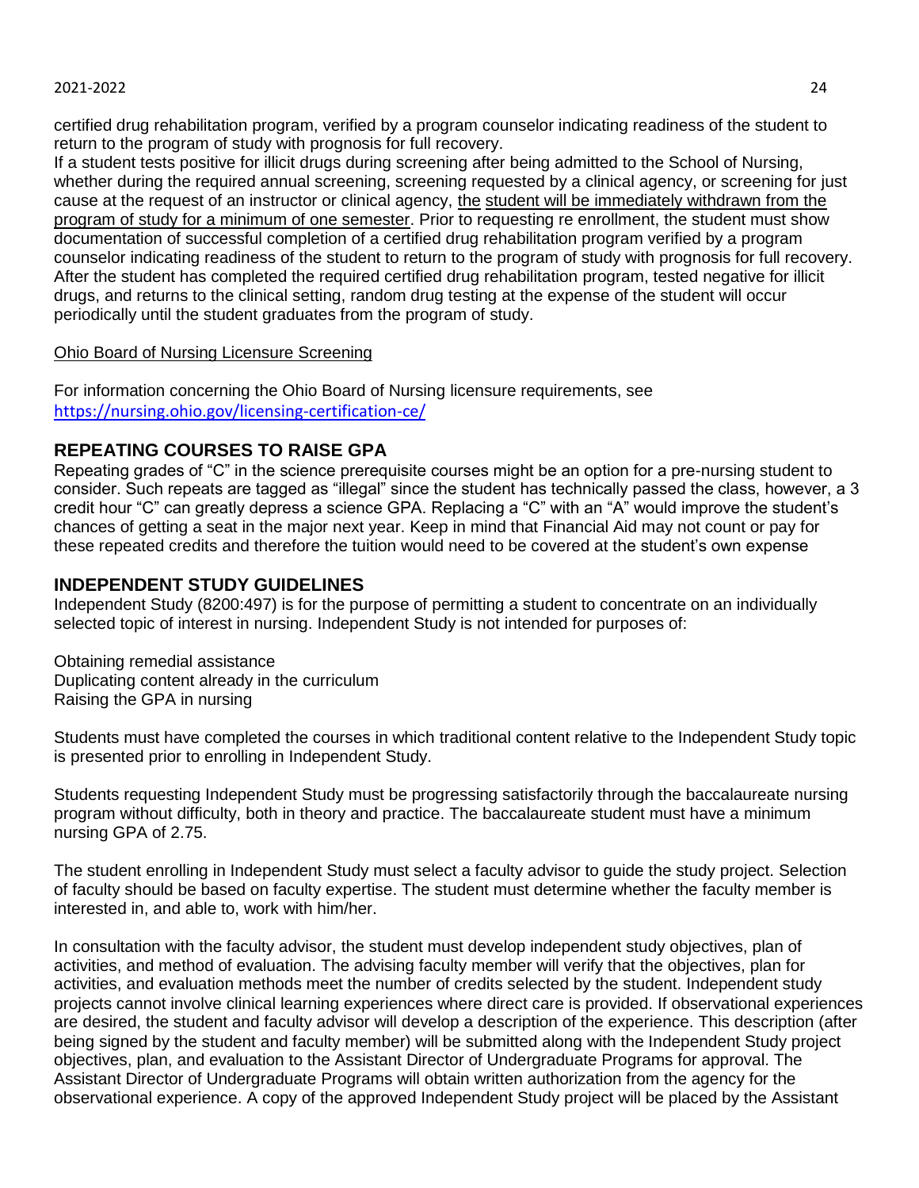certified drug rehabilitation program, verified by a program counselor indicating readiness of the student to return to the program of study with prognosis for full recovery.
If a student tests positive for illicit drugs during screening after being admitted to the School of Nursing, whether during the required annual screening, screening requested by a clinical agency, or screening for just cause at the request of an instructor or clinical agency, <u>the student will be immediately withdrawn from the program of study for a minimum of one semester</u>. Prior to requesting re enrollment, the student must show documentation of successful completion of a certified drug rehabilitation program verified by a program counselor indicating readiness of the student to return to the program of study with prognosis for full recovery. After the student has completed the required certified drug rehabilitation program, tested negative for illicit drugs, and returns to the clinical setting, random drug testing at the expense of the student will occur periodically until the student graduates from the program of study.

<u>Ohio Board of Nursing Licensure Screening</u>

For information concerning the Ohio Board of Nursing licensure requirements, see https://nursing.ohio.gov/licensing-certification-ce/

## REPEATING COURSES TO RAISE GPA

Repeating grades of "C" in the science prerequisite courses might be an option for a pre-nursing student to consider. Such repeats are tagged as "illegal" since the student has technically passed the class, however, a 3 credit hour "C" can greatly depress a science GPA. Replacing a "C" with an "A" would improve the student's chances of getting a seat in the major next year. Keep in mind that Financial Aid may not count or pay for these repeated credits and therefore the tuition would need to be covered at the student's own expense

## INDEPENDENT STUDY GUIDELINES

Independent Study (8200:497) is for the purpose of permitting a student to concentrate on an individually selected topic of interest in nursing. Independent Study is not intended for purposes of:

Obtaining remedial assistance
Duplicating content already in the curriculum
Raising the GPA in nursing

Students must have completed the courses in which traditional content relative to the Independent Study topic is presented prior to enrolling in Independent Study.

Students requesting Independent Study must be progressing satisfactorily through the baccalaureate nursing program without difficulty, both in theory and practice. The baccalaureate student must have a minimum nursing GPA of 2.75.

The student enrolling in Independent Study must select a faculty advisor to guide the study project. Selection of faculty should be based on faculty expertise. The student must determine whether the faculty member is interested in, and able to, work with him/her.

In consultation with the faculty advisor, the student must develop independent study objectives, plan of activities, and method of evaluation. The advising faculty member will verify that the objectives, plan for activities, and evaluation methods meet the number of credits selected by the student. Independent study projects cannot involve clinical learning experiences where direct care is provided. If observational experiences are desired, the student and faculty advisor will develop a description of the experience. This description (after being signed by the student and faculty member) will be submitted along with the Independent Study project objectives, plan, and evaluation to the Assistant Director of Undergraduate Programs for approval. The Assistant Director of Undergraduate Programs will obtain written authorization from the agency for the observational experience. A copy of the approved Independent Study project will be placed by the Assistant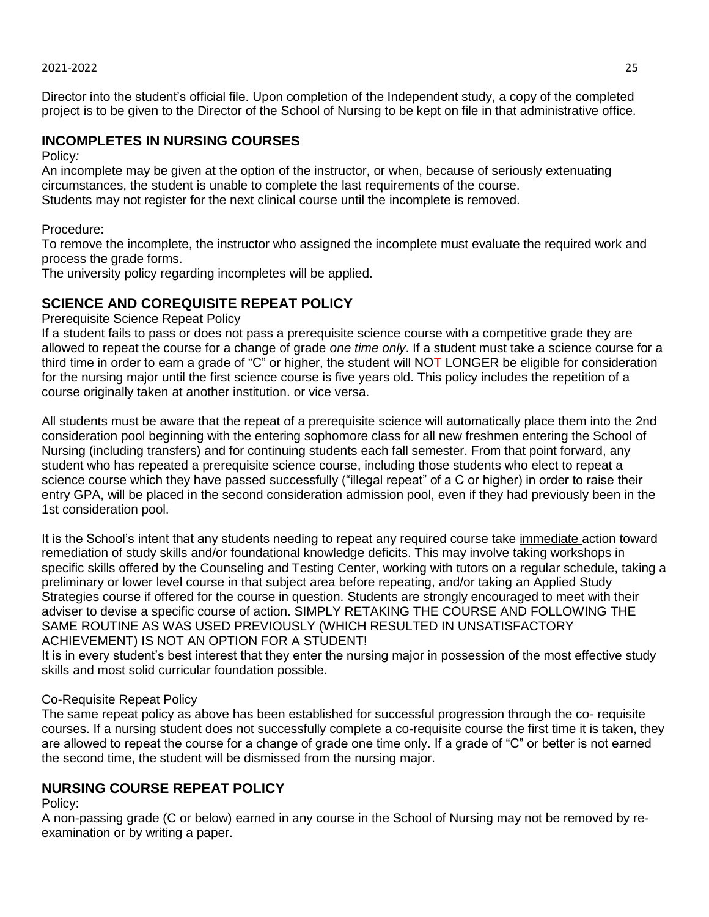Director into the student's official file. Upon completion of the Independent study, a copy of the completed project is to be given to the Director of the School of Nursing to be kept on file in that administrative office.

## INCOMPLETES IN NURSING COURSES

Policy*:*

An incomplete may be given at the option of the instructor, or when, because of seriously extenuating circumstances, the student is unable to complete the last requirements of the course.
Students may not register for the next clinical course until the incomplete is removed.

Procedure:

To remove the incomplete, the instructor who assigned the incomplete must evaluate the required work and process the grade forms.
The university policy regarding incompletes will be applied.

## SCIENCE AND COREQUISITE REPEAT POLICY

Prerequisite Science Repeat Policy

If a student fails to pass or does not pass a prerequisite science course with a competitive grade they are allowed to repeat the course for a change of grade *one time only*. If a student must take a science course for a third time in order to earn a grade of "C" or higher, the student will NOT ~~LONGER~~ be eligible for consideration for the nursing major until the first science course is five years old. This policy includes the repetition of a course originally taken at another institution. or vice versa.

All students must be aware that the repeat of a prerequisite science will automatically place them into the 2nd consideration pool beginning with the entering sophomore class for all new freshmen entering the School of Nursing (including transfers) and for continuing students each fall semester. From that point forward, any student who has repeated a prerequisite science course, including those students who elect to repeat a science course which they have passed successfully ("illegal repeat" of a C or higher) in order to raise their entry GPA, will be placed in the second consideration admission pool, even if they had previously been in the 1st consideration pool.

It is the School's intent that any students needing to repeat any required course take <u>immediate</u> action toward remediation of study skills and/or foundational knowledge deficits. This may involve taking workshops in specific skills offered by the Counseling and Testing Center, working with tutors on a regular schedule, taking a preliminary or lower level course in that subject area before repeating, and/or taking an Applied Study Strategies course if offered for the course in question. Students are strongly encouraged to meet with their adviser to devise a specific course of action. SIMPLY RETAKING THE COURSE AND FOLLOWING THE SAME ROUTINE AS WAS USED PREVIOUSLY (WHICH RESULTED IN UNSATISFACTORY ACHIEVEMENT) IS NOT AN OPTION FOR A STUDENT!

It is in every student's best interest that they enter the nursing major in possession of the most effective study skills and most solid curricular foundation possible.

Co-Requisite Repeat Policy

The same repeat policy as above has been established for successful progression through the co- requisite courses. If a nursing student does not successfully complete a co-requisite course the first time it is taken, they are allowed to repeat the course for a change of grade one time only. If a grade of "C" or better is not earned the second time, the student will be dismissed from the nursing major.

## NURSING COURSE REPEAT POLICY

Policy:

A non-passing grade (C or below) earned in any course in the School of Nursing may not be removed by re-examination or by writing a paper.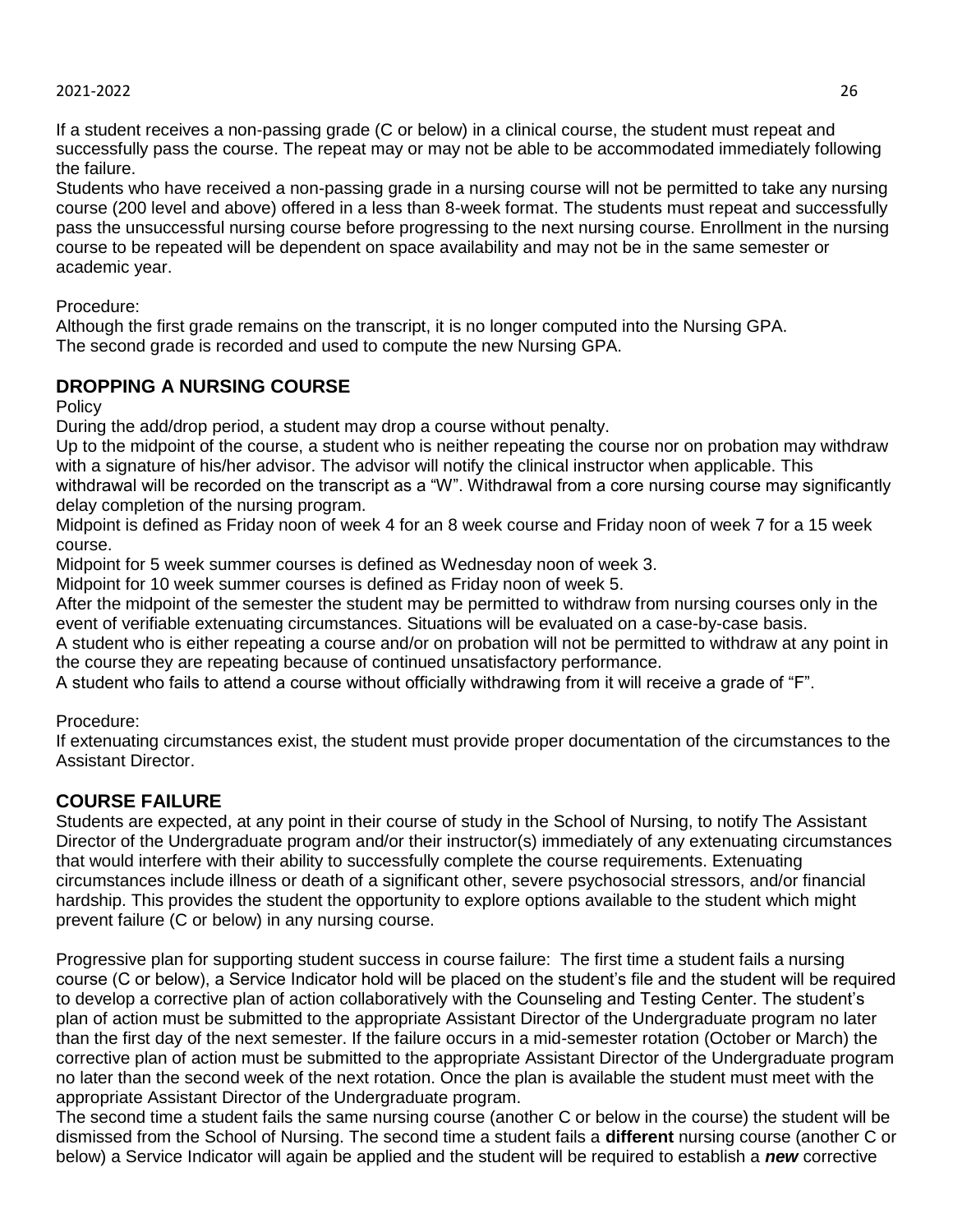If a student receives a non-passing grade (C or below) in a clinical course, the student must repeat and successfully pass the course. The repeat may or may not be able to be accommodated immediately following the failure.

Students who have received a non-passing grade in a nursing course will not be permitted to take any nursing course (200 level and above) offered in a less than 8-week format. The students must repeat and successfully pass the unsuccessful nursing course before progressing to the next nursing course. Enrollment in the nursing course to be repeated will be dependent on space availability and may not be in the same semester or academic year.

Procedure:

Although the first grade remains on the transcript, it is no longer computed into the Nursing GPA.
The second grade is recorded and used to compute the new Nursing GPA.

## DROPPING A NURSING COURSE

Policy

During the add/drop period, a student may drop a course without penalty.

Up to the midpoint of the course, a student who is neither repeating the course nor on probation may withdraw with a signature of his/her advisor. The advisor will notify the clinical instructor when applicable. This withdrawal will be recorded on the transcript as a "W". Withdrawal from a core nursing course may significantly delay completion of the nursing program.

Midpoint is defined as Friday noon of week 4 for an 8 week course and Friday noon of week 7 for a 15 week course.

Midpoint for 5 week summer courses is defined as Wednesday noon of week 3.

Midpoint for 10 week summer courses is defined as Friday noon of week 5.

After the midpoint of the semester the student may be permitted to withdraw from nursing courses only in the event of verifiable extenuating circumstances. Situations will be evaluated on a case-by-case basis.

A student who is either repeating a course and/or on probation will not be permitted to withdraw at any point in the course they are repeating because of continued unsatisfactory performance.

A student who fails to attend a course without officially withdrawing from it will receive a grade of "F".

Procedure:

If extenuating circumstances exist, the student must provide proper documentation of the circumstances to the Assistant Director.

## COURSE FAILURE

Students are expected, at any point in their course of study in the School of Nursing, to notify The Assistant Director of the Undergraduate program and/or their instructor(s) immediately of any extenuating circumstances that would interfere with their ability to successfully complete the course requirements. Extenuating circumstances include illness or death of a significant other, severe psychosocial stressors, and/or financial hardship. This provides the student the opportunity to explore options available to the student which might prevent failure (C or below) in any nursing course.

Progressive plan for supporting student success in course failure: The first time a student fails a nursing course (C or below), a Service Indicator hold will be placed on the student's file and the student will be required to develop a corrective plan of action collaboratively with the Counseling and Testing Center. The student's plan of action must be submitted to the appropriate Assistant Director of the Undergraduate program no later than the first day of the next semester. If the failure occurs in a mid-semester rotation (October or March) the corrective plan of action must be submitted to the appropriate Assistant Director of the Undergraduate program no later than the second week of the next rotation. Once the plan is available the student must meet with the appropriate Assistant Director of the Undergraduate program.

The second time a student fails the same nursing course (another C or below in the course) the student will be dismissed from the School of Nursing. The second time a student fails a **different** nursing course (another C or below) a Service Indicator will again be applied and the student will be required to establish a ***new*** corrective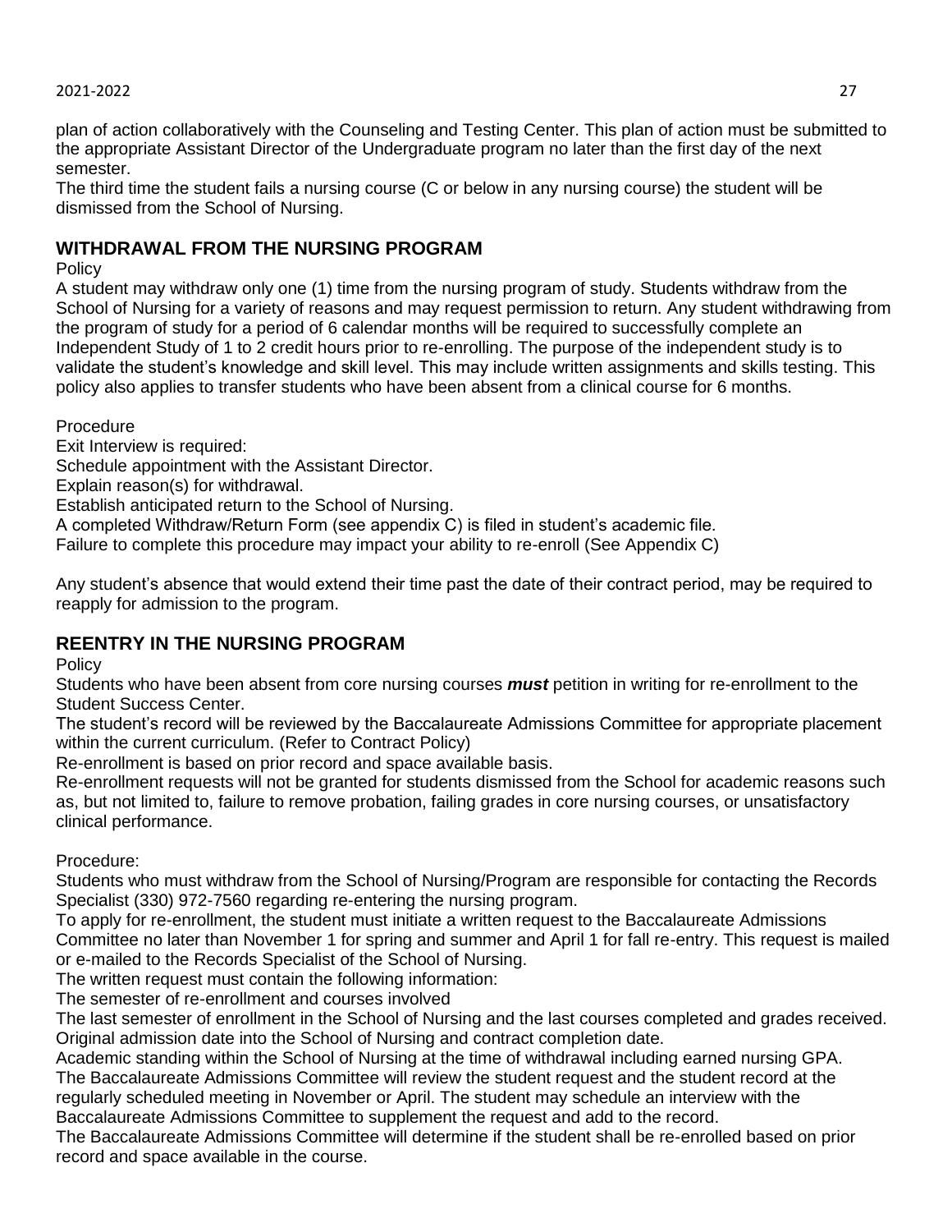plan of action collaboratively with the Counseling and Testing Center. This plan of action must be submitted to the appropriate Assistant Director of the Undergraduate program no later than the first day of the next semester.

The third time the student fails a nursing course (C or below in any nursing course) the student will be dismissed from the School of Nursing.

## WITHDRAWAL FROM THE NURSING PROGRAM

Policy

A student may withdraw only one (1) time from the nursing program of study. Students withdraw from the School of Nursing for a variety of reasons and may request permission to return. Any student withdrawing from the program of study for a period of 6 calendar months will be required to successfully complete an Independent Study of 1 to 2 credit hours prior to re-enrolling. The purpose of the independent study is to validate the student's knowledge and skill level. This may include written assignments and skills testing. This policy also applies to transfer students who have been absent from a clinical course for 6 months.

Procedure

Exit Interview is required:

Schedule appointment with the Assistant Director.

Explain reason(s) for withdrawal.

Establish anticipated return to the School of Nursing.

A completed Withdraw/Return Form (see appendix C) is filed in student's academic file.

Failure to complete this procedure may impact your ability to re-enroll (See Appendix C)

Any student's absence that would extend their time past the date of their contract period, may be required to reapply for admission to the program.

## REENTRY IN THE NURSING PROGRAM

Policy

Students who have been absent from core nursing courses ***must*** petition in writing for re-enrollment to the Student Success Center.

The student's record will be reviewed by the Baccalaureate Admissions Committee for appropriate placement within the current curriculum. (Refer to Contract Policy)

Re-enrollment is based on prior record and space available basis.

Re-enrollment requests will not be granted for students dismissed from the School for academic reasons such as, but not limited to, failure to remove probation, failing grades in core nursing courses, or unsatisfactory clinical performance.

Procedure:

Students who must withdraw from the School of Nursing/Program are responsible for contacting the Records Specialist (330) 972-7560 regarding re-entering the nursing program.

To apply for re-enrollment, the student must initiate a written request to the Baccalaureate Admissions Committee no later than November 1 for spring and summer and April 1 for fall re-entry. This request is mailed or e-mailed to the Records Specialist of the School of Nursing.

The written request must contain the following information:

The semester of re-enrollment and courses involved

The last semester of enrollment in the School of Nursing and the last courses completed and grades received.

Original admission date into the School of Nursing and contract completion date.

Academic standing within the School of Nursing at the time of withdrawal including earned nursing GPA.

The Baccalaureate Admissions Committee will review the student request and the student record at the regularly scheduled meeting in November or April. The student may schedule an interview with the Baccalaureate Admissions Committee to supplement the request and add to the record.

The Baccalaureate Admissions Committee will determine if the student shall be re-enrolled based on prior record and space available in the course.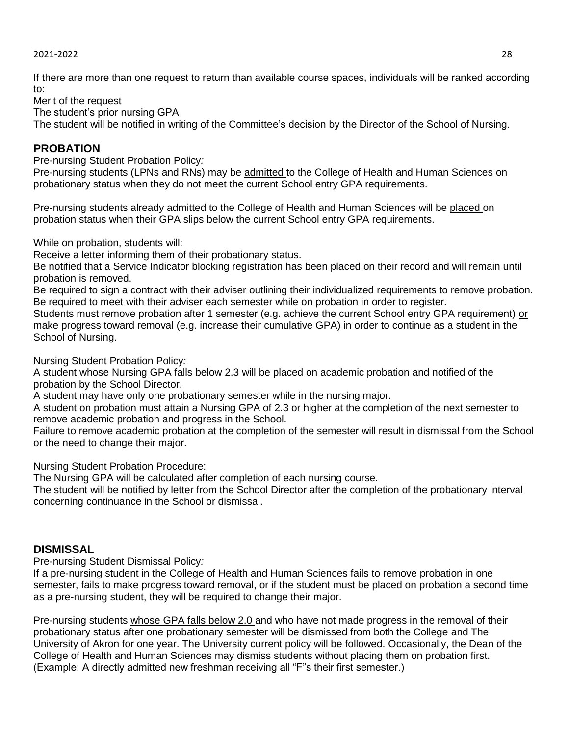If there are more than one request to return than available course spaces, individuals will be ranked according to:

Merit of the request

The student's prior nursing GPA

The student will be notified in writing of the Committee's decision by the Director of the School of Nursing.

## PROBATION

Pre-nursing Student Probation Policy*:*

Pre-nursing students (LPNs and RNs) may be admitted to the College of Health and Human Sciences on probationary status when they do not meet the current School entry GPA requirements.

Pre-nursing students already admitted to the College of Health and Human Sciences will be placed on probation status when their GPA slips below the current School entry GPA requirements.

While on probation, students will:

Receive a letter informing them of their probationary status.

Be notified that a Service Indicator blocking registration has been placed on their record and will remain until probation is removed.

Be required to sign a contract with their adviser outlining their individualized requirements to remove probation.

Be required to meet with their adviser each semester while on probation in order to register.

Students must remove probation after 1 semester (e.g. achieve the current School entry GPA requirement) or make progress toward removal (e.g. increase their cumulative GPA) in order to continue as a student in the School of Nursing.

Nursing Student Probation Policy*:*

A student whose Nursing GPA falls below 2.3 will be placed on academic probation and notified of the probation by the School Director.

A student may have only one probationary semester while in the nursing major.

A student on probation must attain a Nursing GPA of 2.3 or higher at the completion of the next semester to remove academic probation and progress in the School.

Failure to remove academic probation at the completion of the semester will result in dismissal from the School or the need to change their major.

Nursing Student Probation Procedure:

The Nursing GPA will be calculated after completion of each nursing course.

The student will be notified by letter from the School Director after the completion of the probationary interval concerning continuance in the School or dismissal.

## DISMISSAL

Pre-nursing Student Dismissal Policy*:*

If a pre-nursing student in the College of Health and Human Sciences fails to remove probation in one semester, fails to make progress toward removal, or if the student must be placed on probation a second time as a pre-nursing student, they will be required to change their major.

Pre-nursing students whose GPA falls below 2.0 and who have not made progress in the removal of their probationary status after one probationary semester will be dismissed from both the College and The University of Akron for one year. The University current policy will be followed. Occasionally, the Dean of the College of Health and Human Sciences may dismiss students without placing them on probation first. (Example: A directly admitted new freshman receiving all "F"s their first semester.)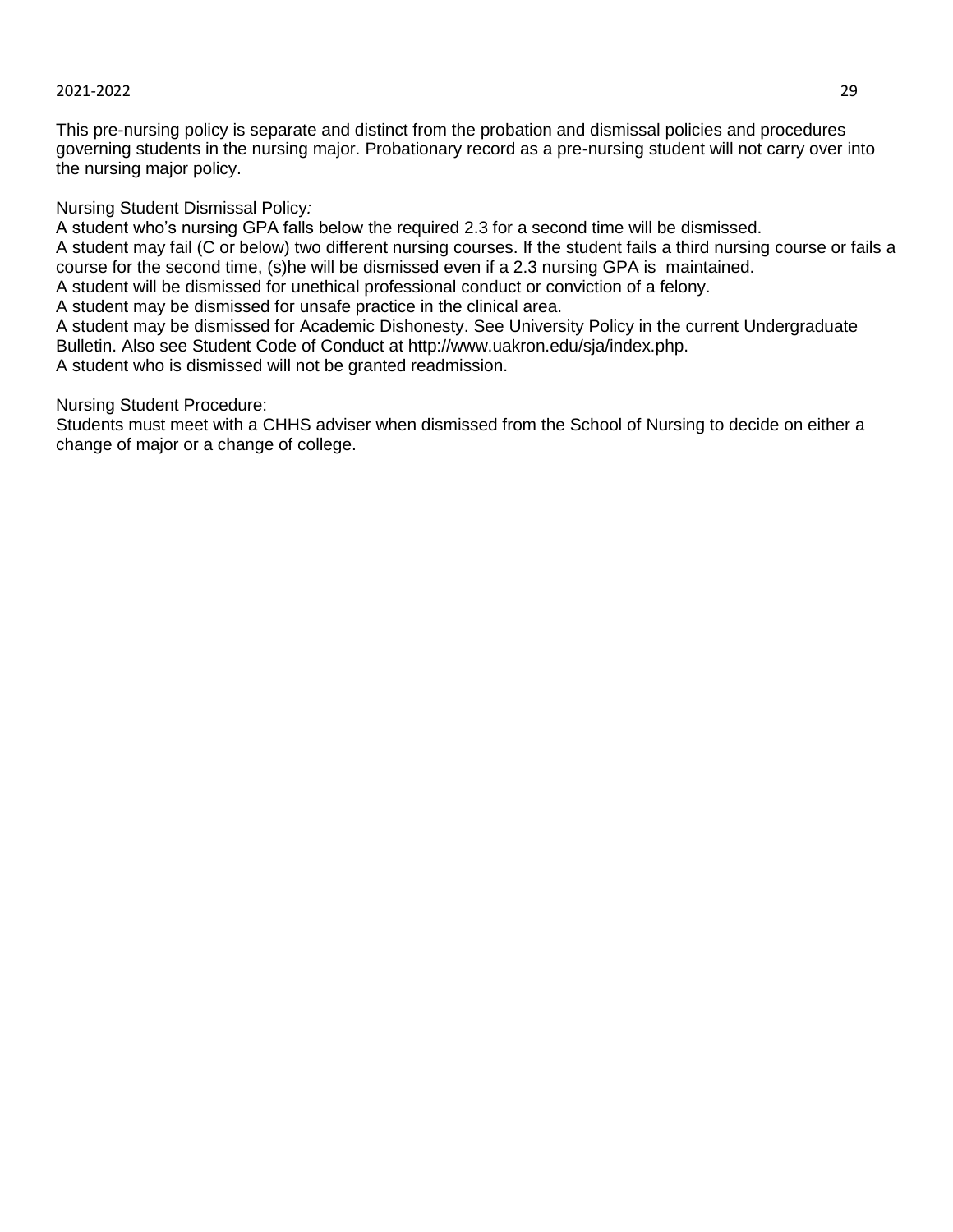This pre-nursing policy is separate and distinct from the probation and dismissal policies and procedures governing students in the nursing major. Probationary record as a pre-nursing student will not carry over into the nursing major policy.

Nursing Student Dismissal Policy*:*

A student who's nursing GPA falls below the required 2.3 for a second time will be dismissed.

A student may fail (C or below) two different nursing courses. If the student fails a third nursing course or fails a course for the second time, (s)he will be dismissed even if a 2.3 nursing GPA is maintained.

A student will be dismissed for unethical professional conduct or conviction of a felony.

A student may be dismissed for unsafe practice in the clinical area.

A student may be dismissed for Academic Dishonesty. See University Policy in the current Undergraduate Bulletin. Also see Student Code of Conduct at http://www.uakron.edu/sja/index.php.

A student who is dismissed will not be granted readmission.

Nursing Student Procedure:

Students must meet with a CHHS adviser when dismissed from the School of Nursing to decide on either a change of major or a change of college.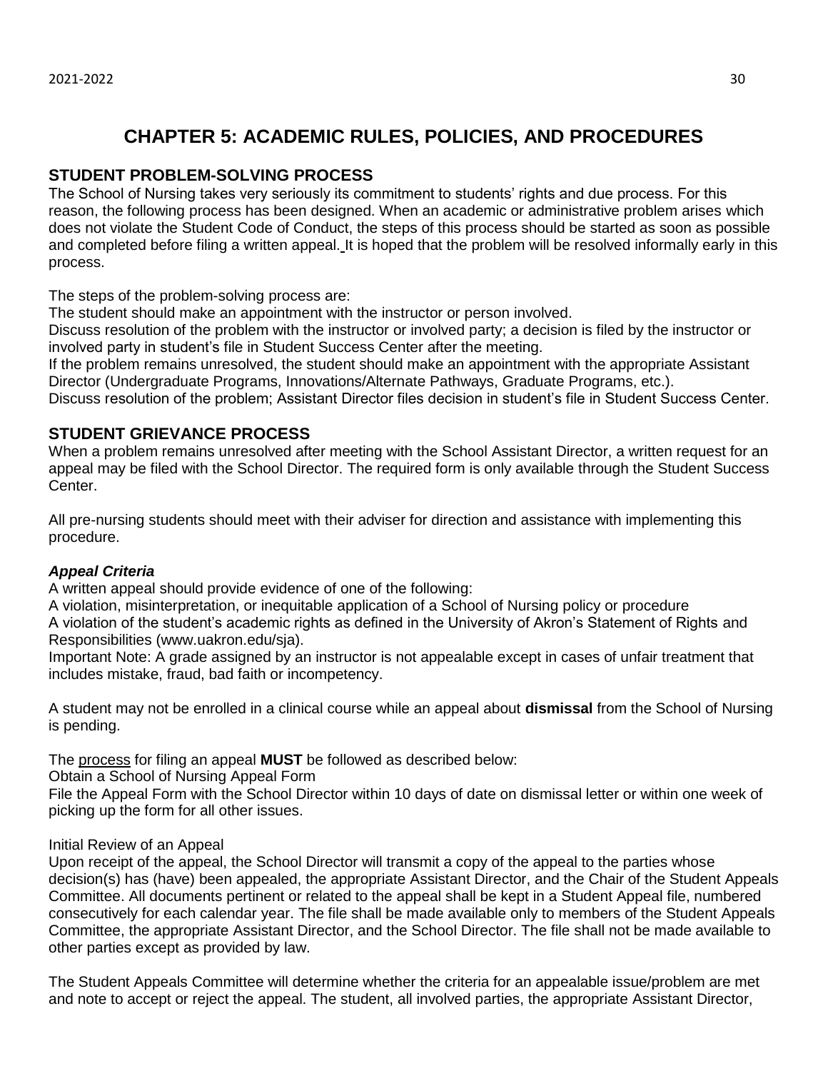# CHAPTER 5: ACADEMIC RULES, POLICIES, AND PROCEDURES

## STUDENT PROBLEM-SOLVING PROCESS

The School of Nursing takes very seriously its commitment to students' rights and due process. For this reason, the following process has been designed. When an academic or administrative problem arises which does not violate the Student Code of Conduct, the steps of this process should be started as soon as possible and completed before filing a written appeal. It is hoped that the problem will be resolved informally early in this process.

The steps of the problem-solving process are:

The student should make an appointment with the instructor or person involved.

Discuss resolution of the problem with the instructor or involved party; a decision is filed by the instructor or involved party in student's file in Student Success Center after the meeting.

If the problem remains unresolved, the student should make an appointment with the appropriate Assistant Director (Undergraduate Programs, Innovations/Alternate Pathways, Graduate Programs, etc.).

Discuss resolution of the problem; Assistant Director files decision in student's file in Student Success Center.

## STUDENT GRIEVANCE PROCESS

When a problem remains unresolved after meeting with the School Assistant Director, a written request for an appeal may be filed with the School Director. The required form is only available through the Student Success Center.

All pre-nursing students should meet with their adviser for direction and assistance with implementing this procedure.

### *Appeal Criteria*

A written appeal should provide evidence of one of the following:

A violation, misinterpretation, or inequitable application of a School of Nursing policy or procedure

A violation of the student's academic rights as defined in the University of Akron's Statement of Rights and Responsibilities (www.uakron.edu/sja).

Important Note: A grade assigned by an instructor is not appealable except in cases of unfair treatment that includes mistake, fraud, bad faith or incompetency.

A student may not be enrolled in a clinical course while an appeal about **dismissal** from the School of Nursing is pending.

The process for filing an appeal **MUST** be followed as described below:

Obtain a School of Nursing Appeal Form

File the Appeal Form with the School Director within 10 days of date on dismissal letter or within one week of picking up the form for all other issues.

Initial Review of an Appeal

Upon receipt of the appeal, the School Director will transmit a copy of the appeal to the parties whose decision(s) has (have) been appealed, the appropriate Assistant Director, and the Chair of the Student Appeals Committee. All documents pertinent or related to the appeal shall be kept in a Student Appeal file, numbered consecutively for each calendar year. The file shall be made available only to members of the Student Appeals Committee, the appropriate Assistant Director, and the School Director. The file shall not be made available to other parties except as provided by law.

The Student Appeals Committee will determine whether the criteria for an appealable issue/problem are met and note to accept or reject the appeal. The student, all involved parties, the appropriate Assistant Director,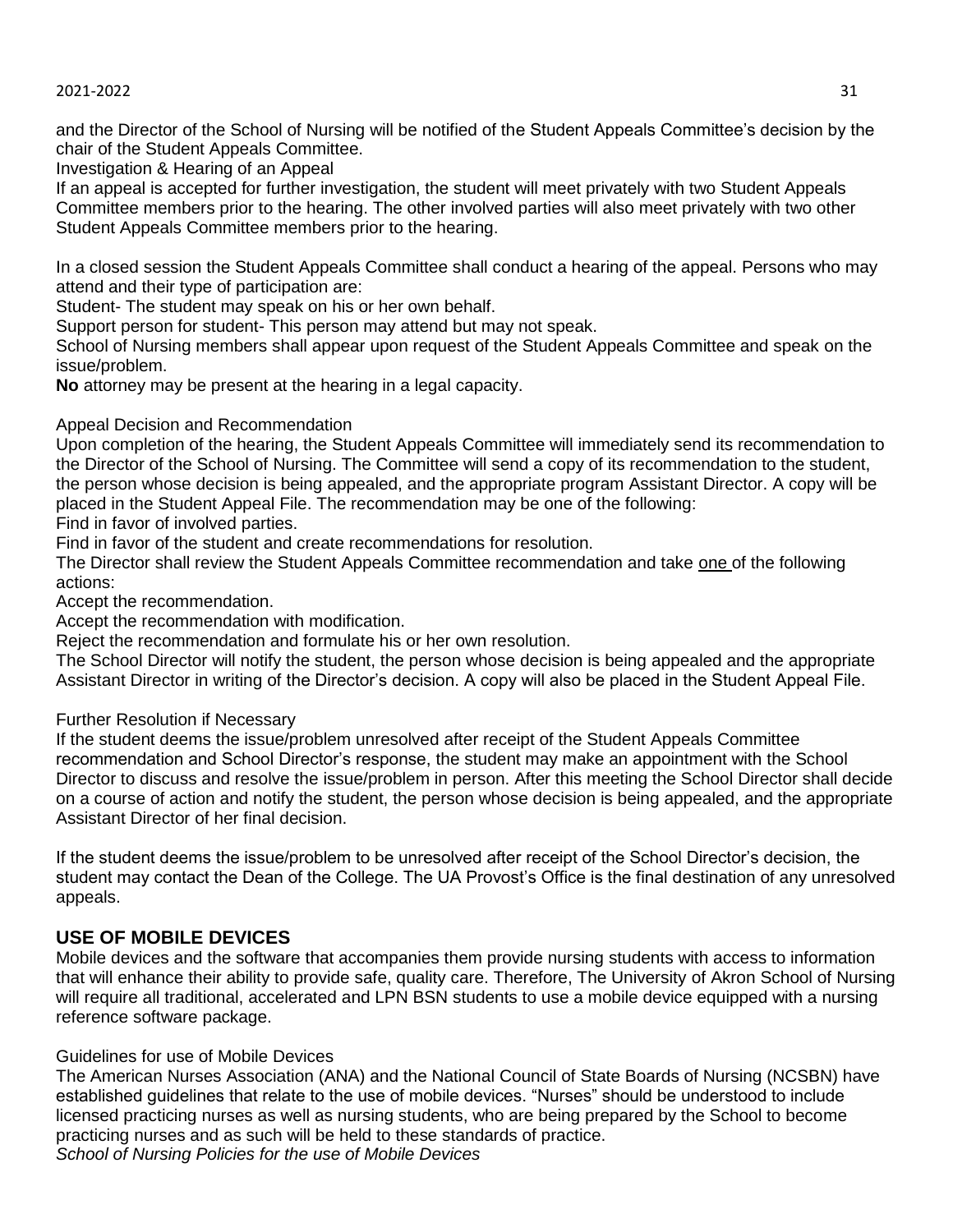and the Director of the School of Nursing will be notified of the Student Appeals Committee's decision by the chair of the Student Appeals Committee.

Investigation & Hearing of an Appeal

If an appeal is accepted for further investigation, the student will meet privately with two Student Appeals Committee members prior to the hearing. The other involved parties will also meet privately with two other Student Appeals Committee members prior to the hearing.

In a closed session the Student Appeals Committee shall conduct a hearing of the appeal. Persons who may attend and their type of participation are:

Student- The student may speak on his or her own behalf.

Support person for student- This person may attend but may not speak.

School of Nursing members shall appear upon request of the Student Appeals Committee and speak on the issue/problem.

**No** attorney may be present at the hearing in a legal capacity.

Appeal Decision and Recommendation

Upon completion of the hearing, the Student Appeals Committee will immediately send its recommendation to the Director of the School of Nursing. The Committee will send a copy of its recommendation to the student, the person whose decision is being appealed, and the appropriate program Assistant Director. A copy will be placed in the Student Appeal File. The recommendation may be one of the following:

Find in favor of involved parties.

Find in favor of the student and create recommendations for resolution.

The Director shall review the Student Appeals Committee recommendation and take <u>one</u> of the following actions:

Accept the recommendation.

Accept the recommendation with modification.

Reject the recommendation and formulate his or her own resolution.

The School Director will notify the student, the person whose decision is being appealed and the appropriate Assistant Director in writing of the Director's decision. A copy will also be placed in the Student Appeal File.

Further Resolution if Necessary

If the student deems the issue/problem unresolved after receipt of the Student Appeals Committee recommendation and School Director's response, the student may make an appointment with the School Director to discuss and resolve the issue/problem in person. After this meeting the School Director shall decide on a course of action and notify the student, the person whose decision is being appealed, and the appropriate Assistant Director of her final decision.

If the student deems the issue/problem to be unresolved after receipt of the School Director's decision, the student may contact the Dean of the College. The UA Provost's Office is the final destination of any unresolved appeals.

## USE OF MOBILE DEVICES

Mobile devices and the software that accompanies them provide nursing students with access to information that will enhance their ability to provide safe, quality care. Therefore, The University of Akron School of Nursing will require all traditional, accelerated and LPN BSN students to use a mobile device equipped with a nursing reference software package.

Guidelines for use of Mobile Devices

The American Nurses Association (ANA) and the National Council of State Boards of Nursing (NCSBN) have established guidelines that relate to the use of mobile devices. "Nurses" should be understood to include licensed practicing nurses as well as nursing students, who are being prepared by the School to become practicing nurses and as such will be held to these standards of practice.

*School of Nursing Policies for the use of Mobile Devices*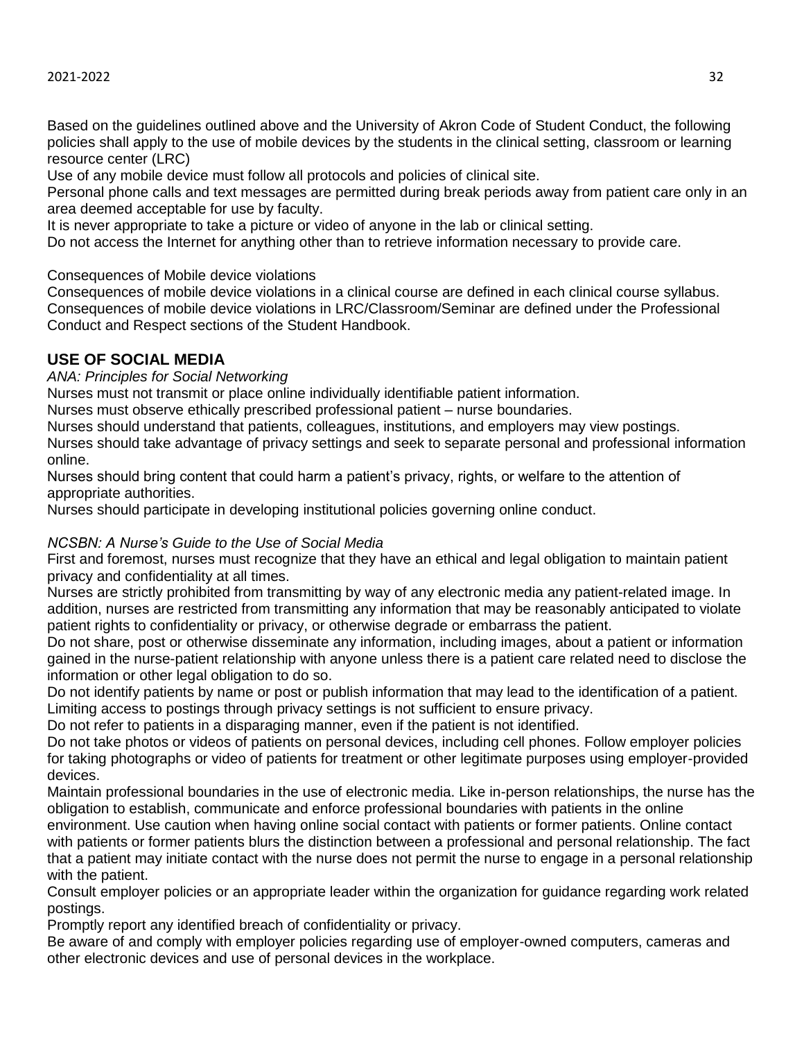Based on the guidelines outlined above and the University of Akron Code of Student Conduct, the following policies shall apply to the use of mobile devices by the students in the clinical setting, classroom or learning resource center (LRC)

Use of any mobile device must follow all protocols and policies of clinical site.

Personal phone calls and text messages are permitted during break periods away from patient care only in an area deemed acceptable for use by faculty.

It is never appropriate to take a picture or video of anyone in the lab or clinical setting.

Do not access the Internet for anything other than to retrieve information necessary to provide care.

Consequences of Mobile device violations

Consequences of mobile device violations in a clinical course are defined in each clinical course syllabus. Consequences of mobile device violations in LRC/Classroom/Seminar are defined under the Professional Conduct and Respect sections of the Student Handbook.

## USE OF SOCIAL MEDIA

*ANA: Principles for Social Networking*

Nurses must not transmit or place online individually identifiable patient information.

Nurses must observe ethically prescribed professional patient – nurse boundaries.

Nurses should understand that patients, colleagues, institutions, and employers may view postings.

Nurses should take advantage of privacy settings and seek to separate personal and professional information online.

Nurses should bring content that could harm a patient's privacy, rights, or welfare to the attention of appropriate authorities.

Nurses should participate in developing institutional policies governing online conduct.

*NCSBN: A Nurse's Guide to the Use of Social Media*

First and foremost, nurses must recognize that they have an ethical and legal obligation to maintain patient privacy and confidentiality at all times.

Nurses are strictly prohibited from transmitting by way of any electronic media any patient-related image. In addition, nurses are restricted from transmitting any information that may be reasonably anticipated to violate patient rights to confidentiality or privacy, or otherwise degrade or embarrass the patient.

Do not share, post or otherwise disseminate any information, including images, about a patient or information gained in the nurse-patient relationship with anyone unless there is a patient care related need to disclose the information or other legal obligation to do so.

Do not identify patients by name or post or publish information that may lead to the identification of a patient. Limiting access to postings through privacy settings is not sufficient to ensure privacy.

Do not refer to patients in a disparaging manner, even if the patient is not identified.

Do not take photos or videos of patients on personal devices, including cell phones. Follow employer policies for taking photographs or video of patients for treatment or other legitimate purposes using employer-provided devices.

Maintain professional boundaries in the use of electronic media. Like in-person relationships, the nurse has the obligation to establish, communicate and enforce professional boundaries with patients in the online environment. Use caution when having online social contact with patients or former patients. Online contact with patients or former patients blurs the distinction between a professional and personal relationship. The fact that a patient may initiate contact with the nurse does not permit the nurse to engage in a personal relationship with the patient.

Consult employer policies or an appropriate leader within the organization for guidance regarding work related postings.

Promptly report any identified breach of confidentiality or privacy.

Be aware of and comply with employer policies regarding use of employer-owned computers, cameras and other electronic devices and use of personal devices in the workplace.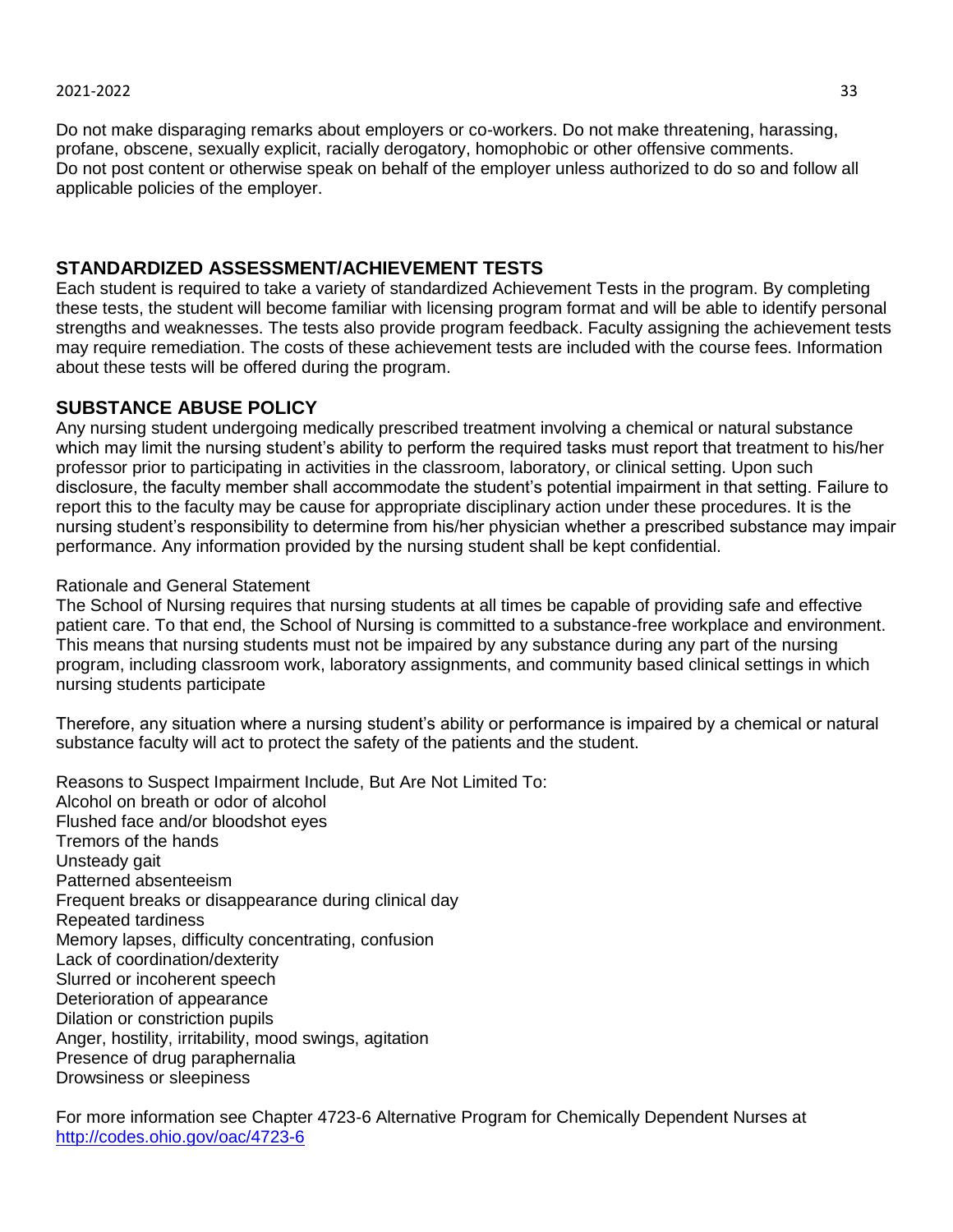Do not make disparaging remarks about employers or co-workers. Do not make threatening, harassing, profane, obscene, sexually explicit, racially derogatory, homophobic or other offensive comments.
Do not post content or otherwise speak on behalf of the employer unless authorized to do so and follow all applicable policies of the employer.

## STANDARDIZED ASSESSMENT/ACHIEVEMENT TESTS

Each student is required to take a variety of standardized Achievement Tests in the program. By completing these tests, the student will become familiar with licensing program format and will be able to identify personal strengths and weaknesses. The tests also provide program feedback. Faculty assigning the achievement tests may require remediation. The costs of these achievement tests are included with the course fees. Information about these tests will be offered during the program.

## SUBSTANCE ABUSE POLICY

Any nursing student undergoing medically prescribed treatment involving a chemical or natural substance which may limit the nursing student's ability to perform the required tasks must report that treatment to his/her professor prior to participating in activities in the classroom, laboratory, or clinical setting. Upon such disclosure, the faculty member shall accommodate the student's potential impairment in that setting. Failure to report this to the faculty may be cause for appropriate disciplinary action under these procedures. It is the nursing student's responsibility to determine from his/her physician whether a prescribed substance may impair performance. Any information provided by the nursing student shall be kept confidential.

Rationale and General Statement

The School of Nursing requires that nursing students at all times be capable of providing safe and effective patient care. To that end, the School of Nursing is committed to a substance-free workplace and environment. This means that nursing students must not be impaired by any substance during any part of the nursing program, including classroom work, laboratory assignments, and community based clinical settings in which nursing students participate

Therefore, any situation where a nursing student's ability or performance is impaired by a chemical or natural substance faculty will act to protect the safety of the patients and the student.

Reasons to Suspect Impairment Include, But Are Not Limited To:
Alcohol on breath or odor of alcohol
Flushed face and/or bloodshot eyes
Tremors of the hands
Unsteady gait
Patterned absenteeism
Frequent breaks or disappearance during clinical day
Repeated tardiness
Memory lapses, difficulty concentrating, confusion
Lack of coordination/dexterity
Slurred or incoherent speech
Deterioration of appearance
Dilation or constriction pupils
Anger, hostility, irritability, mood swings, agitation
Presence of drug paraphernalia
Drowsiness or sleepiness

For more information see Chapter 4723-6 Alternative Program for Chemically Dependent Nurses at [http://codes.ohio.gov/oac/4723-6](http://codes.ohio.gov/oac/4723-6)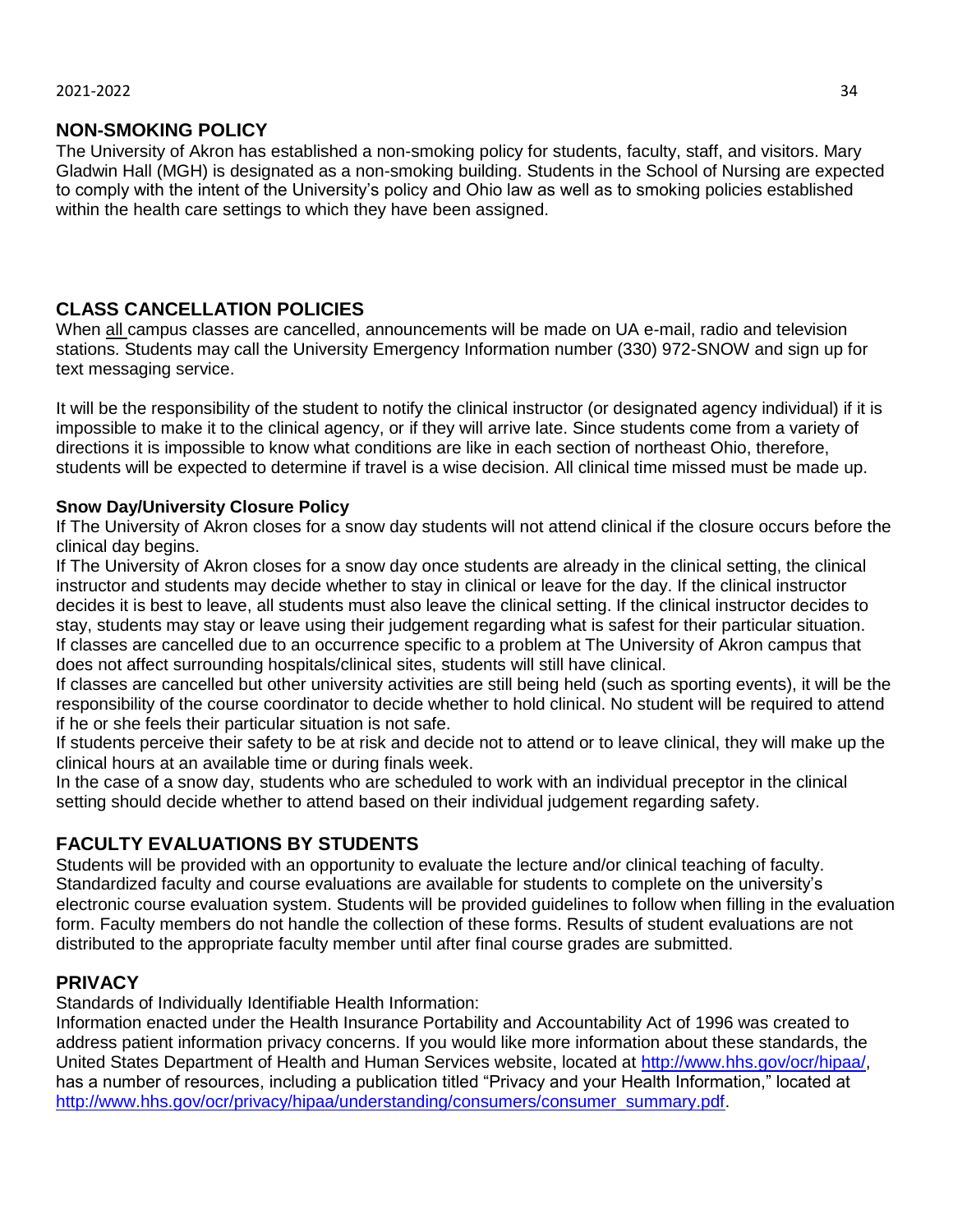## NON-SMOKING POLICY

The University of Akron has established a non-smoking policy for students, faculty, staff, and visitors. Mary Gladwin Hall (MGH) is designated as a non-smoking building. Students in the School of Nursing are expected to comply with the intent of the University's policy and Ohio law as well as to smoking policies established within the health care settings to which they have been assigned.

## CLASS CANCELLATION POLICIES

When <u>all</u> campus classes are cancelled, announcements will be made on UA e-mail, radio and television stations. Students may call the University Emergency Information number (330) 972-SNOW and sign up for text messaging service.

It will be the responsibility of the student to notify the clinical instructor (or designated agency individual) if it is impossible to make it to the clinical agency, or if they will arrive late. Since students come from a variety of directions it is impossible to know what conditions are like in each section of northeast Ohio, therefore, students will be expected to determine if travel is a wise decision. All clinical time missed must be made up.

### Snow Day/University Closure Policy

If The University of Akron closes for a snow day students will not attend clinical if the closure occurs before the clinical day begins.

If The University of Akron closes for a snow day once students are already in the clinical setting, the clinical instructor and students may decide whether to stay in clinical or leave for the day. If the clinical instructor decides it is best to leave, all students must also leave the clinical setting. If the clinical instructor decides to stay, students may stay or leave using their judgement regarding what is safest for their particular situation.

If classes are cancelled due to an occurrence specific to a problem at The University of Akron campus that does not affect surrounding hospitals/clinical sites, students will still have clinical.

If classes are cancelled but other university activities are still being held (such as sporting events), it will be the responsibility of the course coordinator to decide whether to hold clinical. No student will be required to attend if he or she feels their particular situation is not safe.

If students perceive their safety to be at risk and decide not to attend or to leave clinical, they will make up the clinical hours at an available time or during finals week.

In the case of a snow day, students who are scheduled to work with an individual preceptor in the clinical setting should decide whether to attend based on their individual judgement regarding safety.

## FACULTY EVALUATIONS BY STUDENTS

Students will be provided with an opportunity to evaluate the lecture and/or clinical teaching of faculty. Standardized faculty and course evaluations are available for students to complete on the university's electronic course evaluation system. Students will be provided guidelines to follow when filling in the evaluation form. Faculty members do not handle the collection of these forms. Results of student evaluations are not distributed to the appropriate faculty member until after final course grades are submitted.

## PRIVACY

Standards of Individually Identifiable Health Information:

Information enacted under the Health Insurance Portability and Accountability Act of 1996 was created to address patient information privacy concerns. If you would like more information about these standards, the United States Department of Health and Human Services website, located at http://www.hhs.gov/ocr/hipaa/, has a number of resources, including a publication titled "Privacy and your Health Information," located at http://www.hhs.gov/ocr/privacy/hipaa/understanding/consumers/consumer_summary.pdf.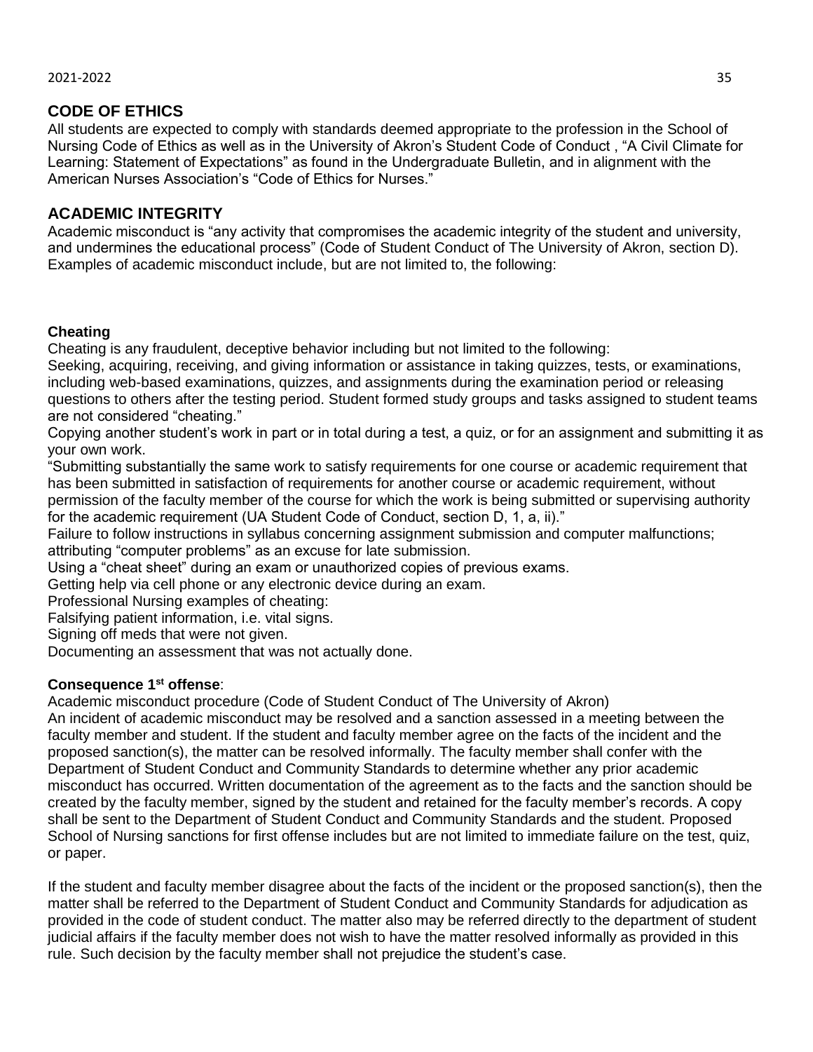## CODE OF ETHICS

All students are expected to comply with standards deemed appropriate to the profession in the School of Nursing Code of Ethics as well as in the University of Akron's Student Code of Conduct , "A Civil Climate for Learning: Statement of Expectations" as found in the Undergraduate Bulletin, and in alignment with the American Nurses Association's "Code of Ethics for Nurses."

## ACADEMIC INTEGRITY

Academic misconduct is "any activity that compromises the academic integrity of the student and university, and undermines the educational process" (Code of Student Conduct of The University of Akron, section D). Examples of academic misconduct include, but are not limited to, the following:

### Cheating

Cheating is any fraudulent, deceptive behavior including but not limited to the following:

Seeking, acquiring, receiving, and giving information or assistance in taking quizzes, tests, or examinations, including web-based examinations, quizzes, and assignments during the examination period or releasing questions to others after the testing period. Student formed study groups and tasks assigned to student teams are not considered "cheating."

Copying another student's work in part or in total during a test, a quiz, or for an assignment and submitting it as your own work.

"Submitting substantially the same work to satisfy requirements for one course or academic requirement that has been submitted in satisfaction of requirements for another course or academic requirement, without permission of the faculty member of the course for which the work is being submitted or supervising authority for the academic requirement (UA Student Code of Conduct, section D, 1, a, ii)."

Failure to follow instructions in syllabus concerning assignment submission and computer malfunctions; attributing "computer problems" as an excuse for late submission.

Using a "cheat sheet" during an exam or unauthorized copies of previous exams.

Getting help via cell phone or any electronic device during an exam.

Professional Nursing examples of cheating:

Falsifying patient information, i.e. vital signs.

Signing off meds that were not given.

Documenting an assessment that was not actually done.

**Consequence 1st offense**:

Academic misconduct procedure (Code of Student Conduct of The University of Akron)

An incident of academic misconduct may be resolved and a sanction assessed in a meeting between the faculty member and student. If the student and faculty member agree on the facts of the incident and the proposed sanction(s), the matter can be resolved informally. The faculty member shall confer with the Department of Student Conduct and Community Standards to determine whether any prior academic misconduct has occurred. Written documentation of the agreement as to the facts and the sanction should be created by the faculty member, signed by the student and retained for the faculty member's records. A copy shall be sent to the Department of Student Conduct and Community Standards and the student. Proposed School of Nursing sanctions for first offense includes but are not limited to immediate failure on the test, quiz, or paper.

If the student and faculty member disagree about the facts of the incident or the proposed sanction(s), then the matter shall be referred to the Department of Student Conduct and Community Standards for adjudication as provided in the code of student conduct. The matter also may be referred directly to the department of student judicial affairs if the faculty member does not wish to have the matter resolved informally as provided in this rule. Such decision by the faculty member shall not prejudice the student's case.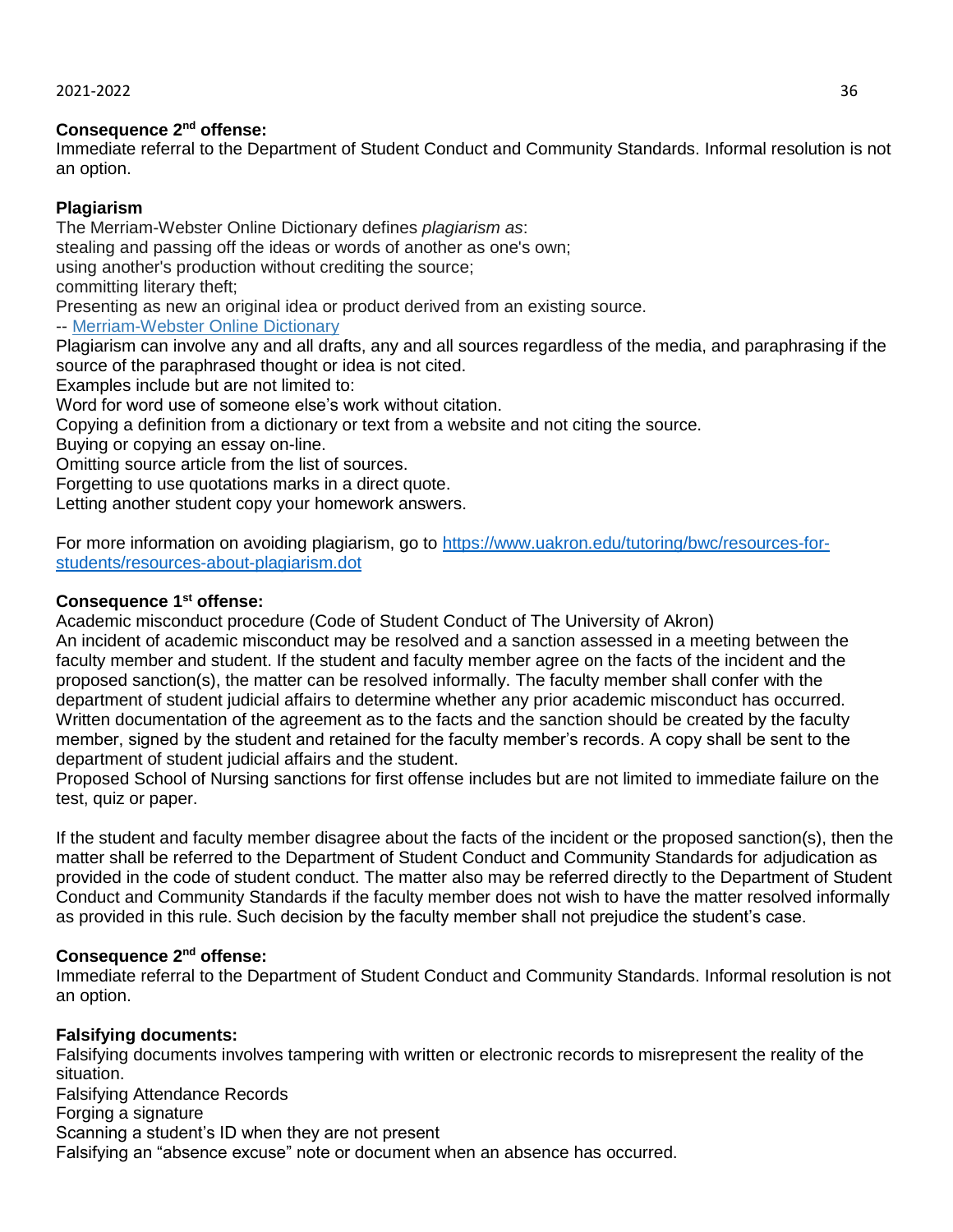**Consequence 2nd offense:**
Immediate referral to the Department of Student Conduct and Community Standards. Informal resolution is not an option.

**Plagiarism**

The Merriam-Webster Online Dictionary defines *plagiarism as*:
stealing and passing off the ideas or words of another as one's own;
using another's production without crediting the source;
committing literary theft;
Presenting as new an original idea or product derived from an existing source.
-- [Merriam-Webster Online Dictionary]

Plagiarism can involve any and all drafts, any and all sources regardless of the media, and paraphrasing if the source of the paraphrased thought or idea is not cited.

Examples include but are not limited to:
Word for word use of someone else's work without citation.
Copying a definition from a dictionary or text from a website and not citing the source.
Buying or copying an essay on-line.
Omitting source article from the list of sources.
Forgetting to use quotations marks in a direct quote.
Letting another student copy your homework answers.

For more information on avoiding plagiarism, go to https://www.uakron.edu/tutoring/bwc/resources-for-students/resources-about-plagiarism.dot

**Consequence 1st offense:**
Academic misconduct procedure (Code of Student Conduct of The University of Akron)
An incident of academic misconduct may be resolved and a sanction assessed in a meeting between the faculty member and student. If the student and faculty member agree on the facts of the incident and the proposed sanction(s), the matter can be resolved informally. The faculty member shall confer with the department of student judicial affairs to determine whether any prior academic misconduct has occurred. Written documentation of the agreement as to the facts and the sanction should be created by the faculty member, signed by the student and retained for the faculty member's records. A copy shall be sent to the department of student judicial affairs and the student.
Proposed School of Nursing sanctions for first offense includes but are not limited to immediate failure on the test, quiz or paper.

If the student and faculty member disagree about the facts of the incident or the proposed sanction(s), then the matter shall be referred to the Department of Student Conduct and Community Standards for adjudication as provided in the code of student conduct. The matter also may be referred directly to the Department of Student Conduct and Community Standards if the faculty member does not wish to have the matter resolved informally as provided in this rule. Such decision by the faculty member shall not prejudice the student's case.

**Consequence 2nd offense:**
Immediate referral to the Department of Student Conduct and Community Standards. Informal resolution is not an option.

**Falsifying documents:**
Falsifying documents involves tampering with written or electronic records to misrepresent the reality of the situation.
Falsifying Attendance Records
Forging a signature
Scanning a student's ID when they are not present
Falsifying an "absence excuse" note or document when an absence has occurred.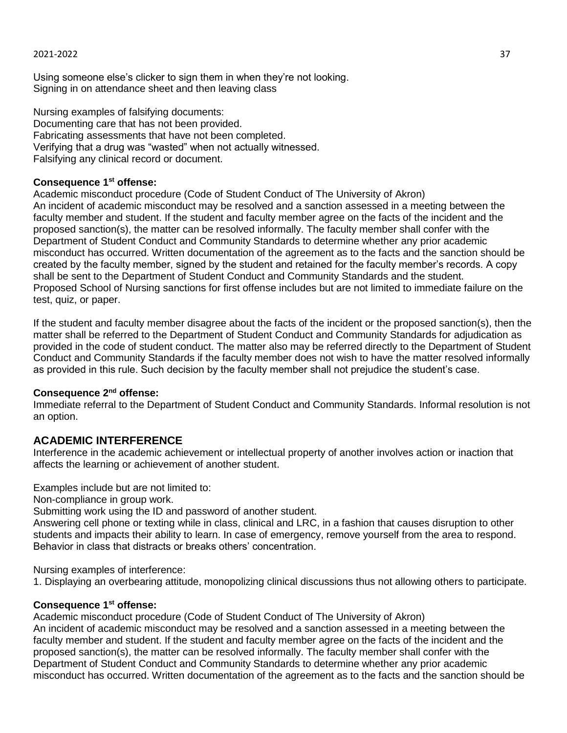Using someone else's clicker to sign them in when they're not looking.
Signing in on attendance sheet and then leaving class

Nursing examples of falsifying documents:
Documenting care that has not been provided.
Fabricating assessments that have not been completed.
Verifying that a drug was "wasted" when not actually witnessed.
Falsifying any clinical record or document.

**Consequence 1st offense:**
Academic misconduct procedure (Code of Student Conduct of The University of Akron)
An incident of academic misconduct may be resolved and a sanction assessed in a meeting between the faculty member and student. If the student and faculty member agree on the facts of the incident and the proposed sanction(s), the matter can be resolved informally. The faculty member shall confer with the Department of Student Conduct and Community Standards to determine whether any prior academic misconduct has occurred. Written documentation of the agreement as to the facts and the sanction should be created by the faculty member, signed by the student and retained for the faculty member's records. A copy shall be sent to the Department of Student Conduct and Community Standards and the student.
Proposed School of Nursing sanctions for first offense includes but are not limited to immediate failure on the test, quiz, or paper.

If the student and faculty member disagree about the facts of the incident or the proposed sanction(s), then the matter shall be referred to the Department of Student Conduct and Community Standards for adjudication as provided in the code of student conduct. The matter also may be referred directly to the Department of Student Conduct and Community Standards if the faculty member does not wish to have the matter resolved informally as provided in this rule. Such decision by the faculty member shall not prejudice the student's case.

**Consequence 2nd offense:**
Immediate referral to the Department of Student Conduct and Community Standards. Informal resolution is not an option.

## ACADEMIC INTERFERENCE

Interference in the academic achievement or intellectual property of another involves action or inaction that affects the learning or achievement of another student.

Examples include but are not limited to:
Non-compliance in group work.
Submitting work using the ID and password of another student.
Answering cell phone or texting while in class, clinical and LRC, in a fashion that causes disruption to other students and impacts their ability to learn. In case of emergency, remove yourself from the area to respond.
Behavior in class that distracts or breaks others' concentration.

Nursing examples of interference:
1. Displaying an overbearing attitude, monopolizing clinical discussions thus not allowing others to participate.

**Consequence 1st offense:**
Academic misconduct procedure (Code of Student Conduct of The University of Akron)
An incident of academic misconduct may be resolved and a sanction assessed in a meeting between the faculty member and student. If the student and faculty member agree on the facts of the incident and the proposed sanction(s), the matter can be resolved informally. The faculty member shall confer with the Department of Student Conduct and Community Standards to determine whether any prior academic misconduct has occurred. Written documentation of the agreement as to the facts and the sanction should be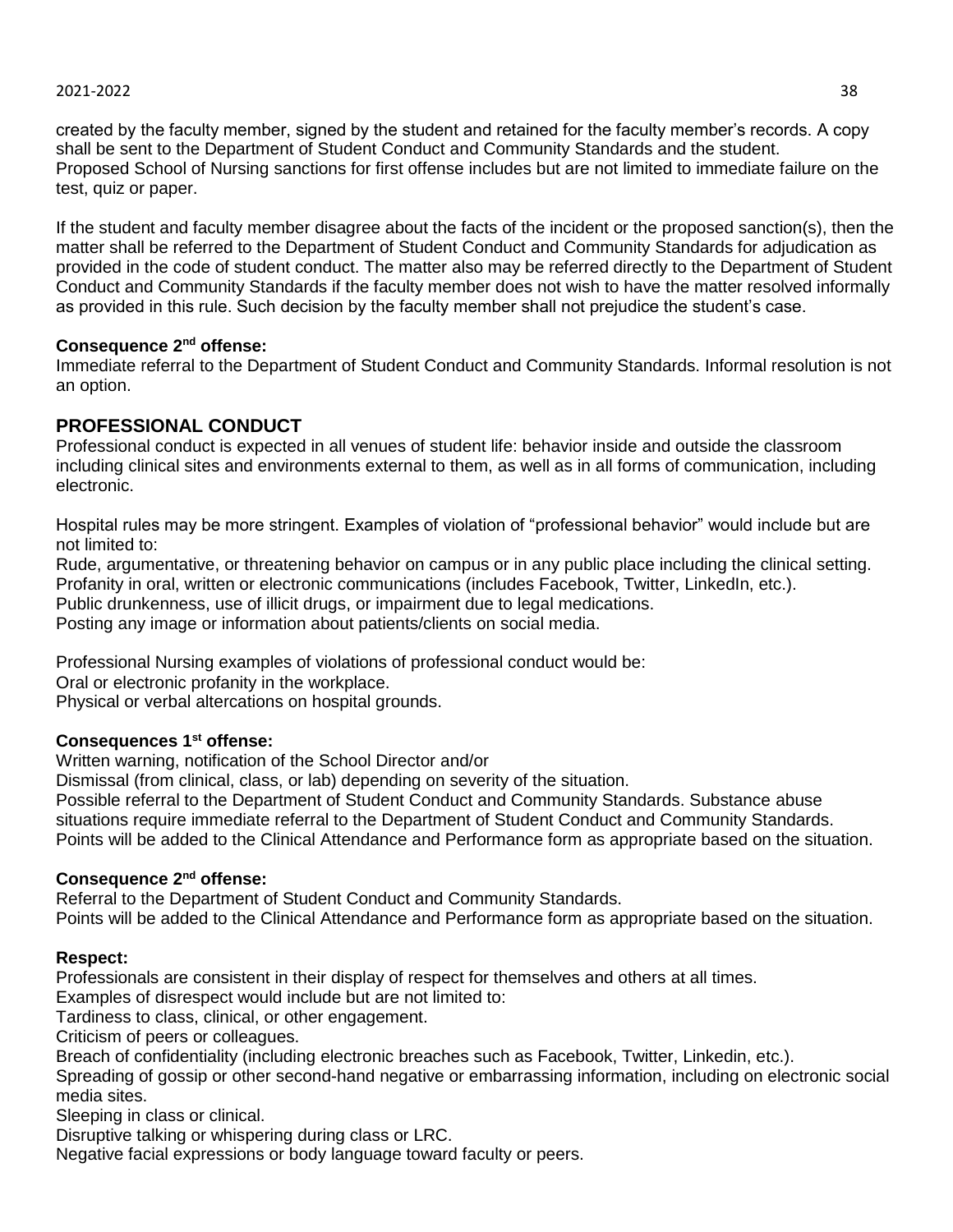created by the faculty member, signed by the student and retained for the faculty member's records. A copy shall be sent to the Department of Student Conduct and Community Standards and the student. Proposed School of Nursing sanctions for first offense includes but are not limited to immediate failure on the test, quiz or paper.

If the student and faculty member disagree about the facts of the incident or the proposed sanction(s), then the matter shall be referred to the Department of Student Conduct and Community Standards for adjudication as provided in the code of student conduct. The matter also may be referred directly to the Department of Student Conduct and Community Standards if the faculty member does not wish to have the matter resolved informally as provided in this rule. Such decision by the faculty member shall not prejudice the student's case.

**Consequence 2nd offense:**
Immediate referral to the Department of Student Conduct and Community Standards. Informal resolution is not an option.

## PROFESSIONAL CONDUCT

Professional conduct is expected in all venues of student life: behavior inside and outside the classroom including clinical sites and environments external to them, as well as in all forms of communication, including electronic.

Hospital rules may be more stringent. Examples of violation of "professional behavior" would include but are not limited to:
Rude, argumentative, or threatening behavior on campus or in any public place including the clinical setting.
Profanity in oral, written or electronic communications (includes Facebook, Twitter, LinkedIn, etc.).
Public drunkenness, use of illicit drugs, or impairment due to legal medications.
Posting any image or information about patients/clients on social media.

Professional Nursing examples of violations of professional conduct would be:
Oral or electronic profanity in the workplace.
Physical or verbal altercations on hospital grounds.

**Consequences 1st offense:**
Written warning, notification of the School Director and/or
Dismissal (from clinical, class, or lab) depending on severity of the situation.
Possible referral to the Department of Student Conduct and Community Standards. Substance abuse situations require immediate referral to the Department of Student Conduct and Community Standards.
Points will be added to the Clinical Attendance and Performance form as appropriate based on the situation.

**Consequence 2nd offense:**
Referral to the Department of Student Conduct and Community Standards.
Points will be added to the Clinical Attendance and Performance form as appropriate based on the situation.

**Respect:**
Professionals are consistent in their display of respect for themselves and others at all times.
Examples of disrespect would include but are not limited to:
Tardiness to class, clinical, or other engagement.
Criticism of peers or colleagues.
Breach of confidentiality (including electronic breaches such as Facebook, Twitter, Linkedin, etc.).
Spreading of gossip or other second-hand negative or embarrassing information, including on electronic social media sites.
Sleeping in class or clinical.
Disruptive talking or whispering during class or LRC.
Negative facial expressions or body language toward faculty or peers.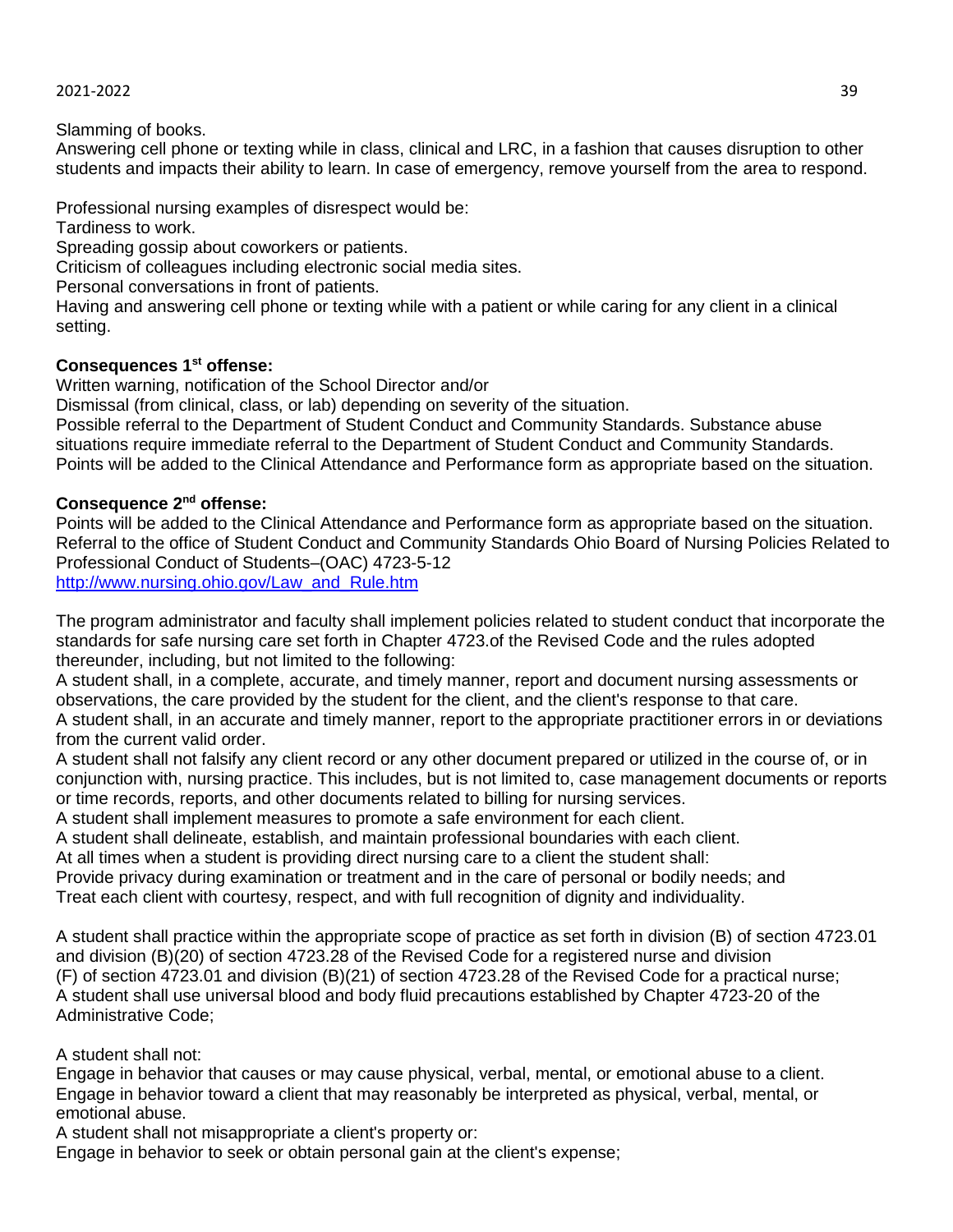Slamming of books.
Answering cell phone or texting while in class, clinical and LRC, in a fashion that causes disruption to other students and impacts their ability to learn. In case of emergency, remove yourself from the area to respond.

Professional nursing examples of disrespect would be:
Tardiness to work.
Spreading gossip about coworkers or patients.
Criticism of colleagues including electronic social media sites.
Personal conversations in front of patients.
Having and answering cell phone or texting while with a patient or while caring for any client in a clinical setting.

**Consequences 1st offense:**
Written warning, notification of the School Director and/or
Dismissal (from clinical, class, or lab) depending on severity of the situation.
Possible referral to the Department of Student Conduct and Community Standards. Substance abuse situations require immediate referral to the Department of Student Conduct and Community Standards.
Points will be added to the Clinical Attendance and Performance form as appropriate based on the situation.

**Consequence 2nd offense:**
Points will be added to the Clinical Attendance and Performance form as appropriate based on the situation.
Referral to the office of Student Conduct and Community Standards Ohio Board of Nursing Policies Related to Professional Conduct of Students–(OAC) 4723-5-12
http://www.nursing.ohio.gov/Law_and_Rule.htm

The program administrator and faculty shall implement policies related to student conduct that incorporate the standards for safe nursing care set forth in Chapter 4723.of the Revised Code and the rules adopted thereunder, including, but not limited to the following:
A student shall, in a complete, accurate, and timely manner, report and document nursing assessments or observations, the care provided by the student for the client, and the client's response to that care.
A student shall, in an accurate and timely manner, report to the appropriate practitioner errors in or deviations from the current valid order.
A student shall not falsify any client record or any other document prepared or utilized in the course of, or in conjunction with, nursing practice. This includes, but is not limited to, case management documents or reports or time records, reports, and other documents related to billing for nursing services.
A student shall implement measures to promote a safe environment for each client.
A student shall delineate, establish, and maintain professional boundaries with each client.
At all times when a student is providing direct nursing care to a client the student shall:
Provide privacy during examination or treatment and in the care of personal or bodily needs; and
Treat each client with courtesy, respect, and with full recognition of dignity and individuality.

A student shall practice within the appropriate scope of practice as set forth in division (B) of section 4723.01 and division (B)(20) of section 4723.28 of the Revised Code for a registered nurse and division (F) of section 4723.01 and division (B)(21) of section 4723.28 of the Revised Code for a practical nurse;
A student shall use universal blood and body fluid precautions established by Chapter 4723-20 of the Administrative Code;

A student shall not:
Engage in behavior that causes or may cause physical, verbal, mental, or emotional abuse to a client.
Engage in behavior toward a client that may reasonably be interpreted as physical, verbal, mental, or emotional abuse.
A student shall not misappropriate a client's property or:
Engage in behavior to seek or obtain personal gain at the client's expense;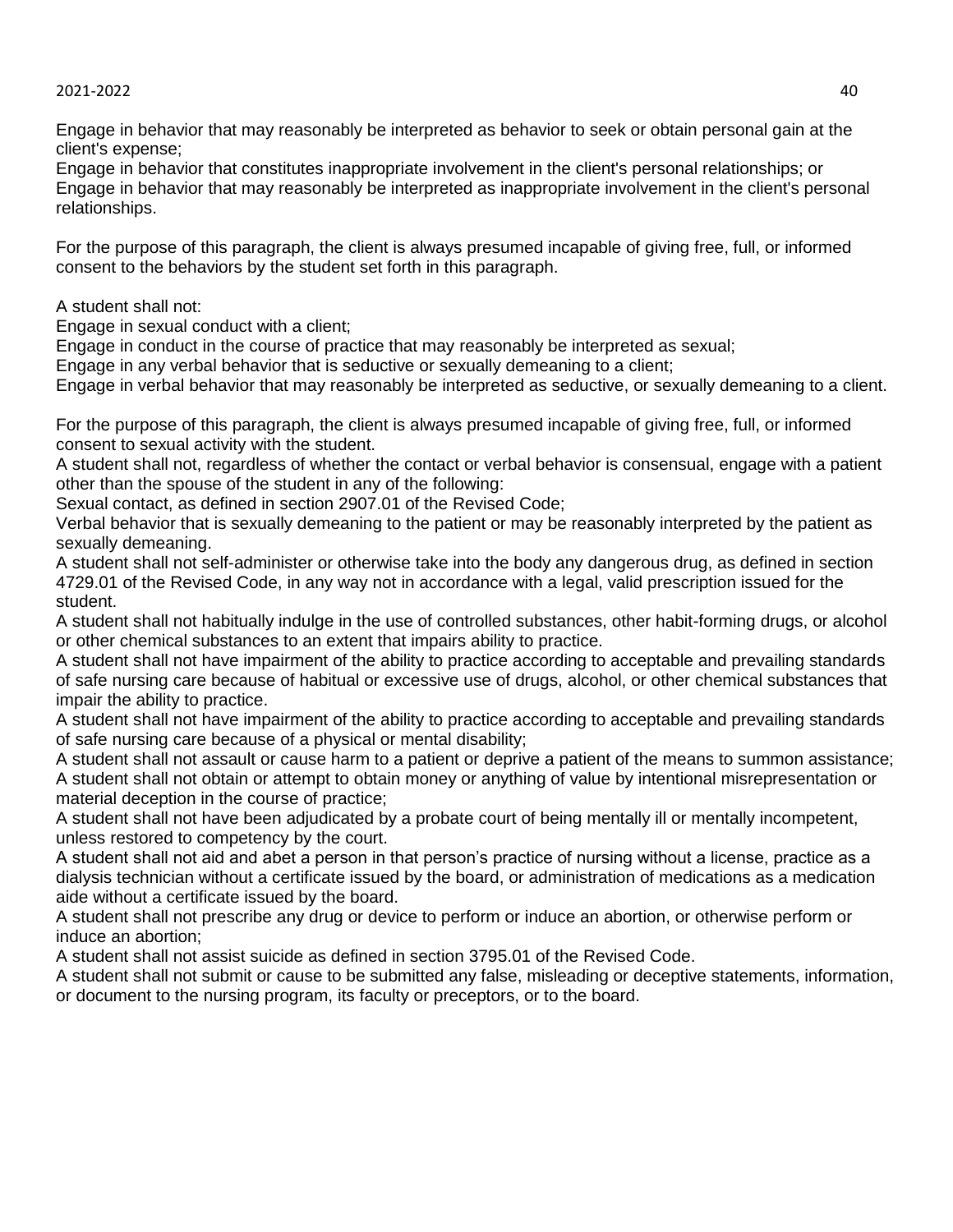Engage in behavior that may reasonably be interpreted as behavior to seek or obtain personal gain at the client's expense;
Engage in behavior that constitutes inappropriate involvement in the client's personal relationships; or
Engage in behavior that may reasonably be interpreted as inappropriate involvement in the client's personal relationships.

For the purpose of this paragraph, the client is always presumed incapable of giving free, full, or informed consent to the behaviors by the student set forth in this paragraph.

A student shall not:
Engage in sexual conduct with a client;
Engage in conduct in the course of practice that may reasonably be interpreted as sexual;
Engage in any verbal behavior that is seductive or sexually demeaning to a client;
Engage in verbal behavior that may reasonably be interpreted as seductive, or sexually demeaning to a client.

For the purpose of this paragraph, the client is always presumed incapable of giving free, full, or informed consent to sexual activity with the student.
A student shall not, regardless of whether the contact or verbal behavior is consensual, engage with a patient other than the spouse of the student in any of the following:
Sexual contact, as defined in section 2907.01 of the Revised Code;
Verbal behavior that is sexually demeaning to the patient or may be reasonably interpreted by the patient as sexually demeaning.
A student shall not self-administer or otherwise take into the body any dangerous drug, as defined in section 4729.01 of the Revised Code, in any way not in accordance with a legal, valid prescription issued for the student.
A student shall not habitually indulge in the use of controlled substances, other habit-forming drugs, or alcohol or other chemical substances to an extent that impairs ability to practice.
A student shall not have impairment of the ability to practice according to acceptable and prevailing standards of safe nursing care because of habitual or excessive use of drugs, alcohol, or other chemical substances that impair the ability to practice.
A student shall not have impairment of the ability to practice according to acceptable and prevailing standards of safe nursing care because of a physical or mental disability;
A student shall not assault or cause harm to a patient or deprive a patient of the means to summon assistance;
A student shall not obtain or attempt to obtain money or anything of value by intentional misrepresentation or material deception in the course of practice;
A student shall not have been adjudicated by a probate court of being mentally ill or mentally incompetent, unless restored to competency by the court.
A student shall not aid and abet a person in that person's practice of nursing without a license, practice as a dialysis technician without a certificate issued by the board, or administration of medications as a medication aide without a certificate issued by the board.
A student shall not prescribe any drug or device to perform or induce an abortion, or otherwise perform or induce an abortion;
A student shall not assist suicide as defined in section 3795.01 of the Revised Code.
A student shall not submit or cause to be submitted any false, misleading or deceptive statements, information, or document to the nursing program, its faculty or preceptors, or to the board.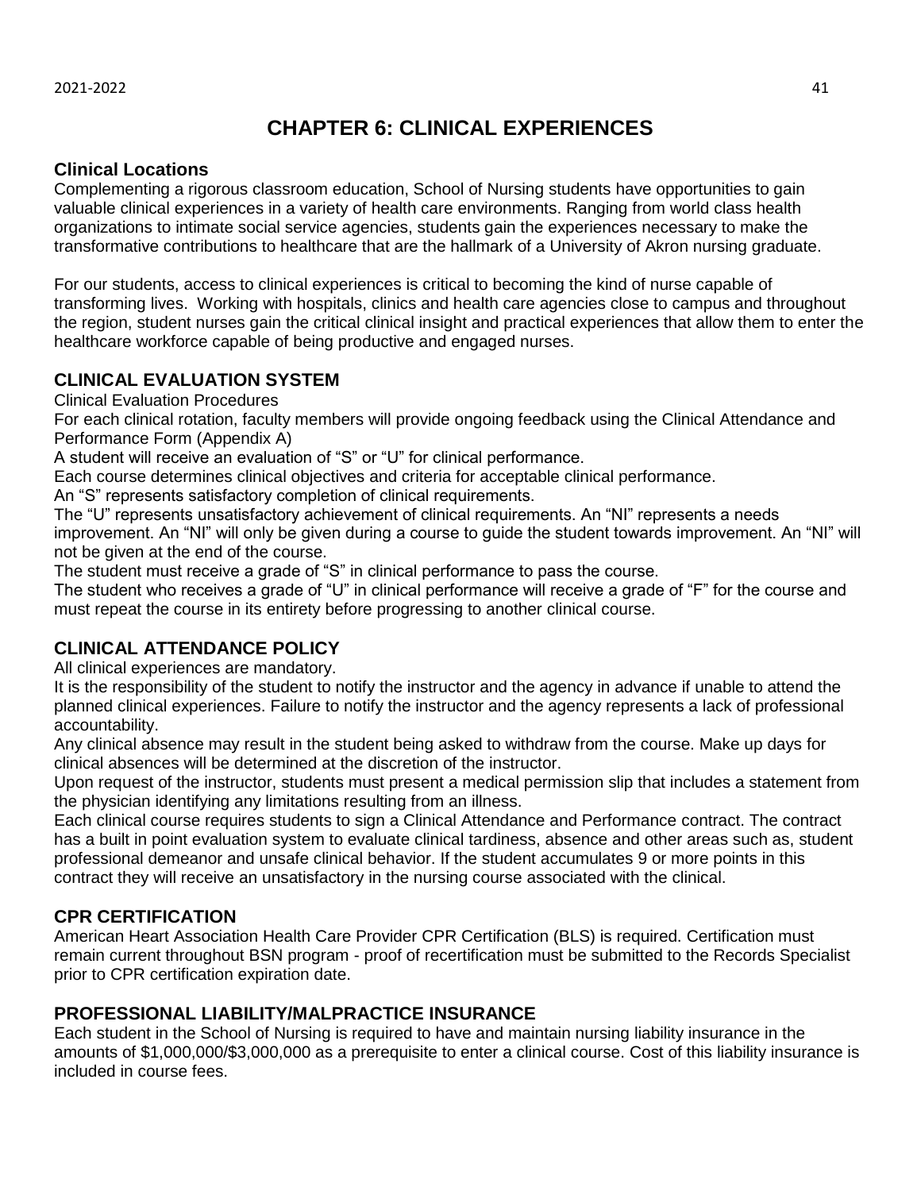# CHAPTER 6: CLINICAL EXPERIENCES

## Clinical Locations

Complementing a rigorous classroom education, School of Nursing students have opportunities to gain valuable clinical experiences in a variety of health care environments. Ranging from world class health organizations to intimate social service agencies, students gain the experiences necessary to make the transformative contributions to healthcare that are the hallmark of a University of Akron nursing graduate.

For our students, access to clinical experiences is critical to becoming the kind of nurse capable of transforming lives. Working with hospitals, clinics and health care agencies close to campus and throughout the region, student nurses gain the critical clinical insight and practical experiences that allow them to enter the healthcare workforce capable of being productive and engaged nurses.

## CLINICAL EVALUATION SYSTEM

Clinical Evaluation Procedures

For each clinical rotation, faculty members will provide ongoing feedback using the Clinical Attendance and Performance Form (Appendix A)

A student will receive an evaluation of "S" or "U" for clinical performance.

Each course determines clinical objectives and criteria for acceptable clinical performance.

An "S" represents satisfactory completion of clinical requirements.

The "U" represents unsatisfactory achievement of clinical requirements. An "NI" represents a needs improvement. An "NI" will only be given during a course to guide the student towards improvement. An "NI" will not be given at the end of the course.

The student must receive a grade of "S" in clinical performance to pass the course.

The student who receives a grade of "U" in clinical performance will receive a grade of "F" for the course and must repeat the course in its entirety before progressing to another clinical course.

## CLINICAL ATTENDANCE POLICY

All clinical experiences are mandatory.

It is the responsibility of the student to notify the instructor and the agency in advance if unable to attend the planned clinical experiences. Failure to notify the instructor and the agency represents a lack of professional accountability.

Any clinical absence may result in the student being asked to withdraw from the course. Make up days for clinical absences will be determined at the discretion of the instructor.

Upon request of the instructor, students must present a medical permission slip that includes a statement from the physician identifying any limitations resulting from an illness.

Each clinical course requires students to sign a Clinical Attendance and Performance contract. The contract has a built in point evaluation system to evaluate clinical tardiness, absence and other areas such as, student professional demeanor and unsafe clinical behavior. If the student accumulates 9 or more points in this contract they will receive an unsatisfactory in the nursing course associated with the clinical.

## CPR CERTIFICATION

American Heart Association Health Care Provider CPR Certification (BLS) is required. Certification must remain current throughout BSN program - proof of recertification must be submitted to the Records Specialist prior to CPR certification expiration date.

## PROFESSIONAL LIABILITY/MALPRACTICE INSURANCE

Each student in the School of Nursing is required to have and maintain nursing liability insurance in the amounts of $1,000,000/$3,000,000 as a prerequisite to enter a clinical course. Cost of this liability insurance is included in course fees.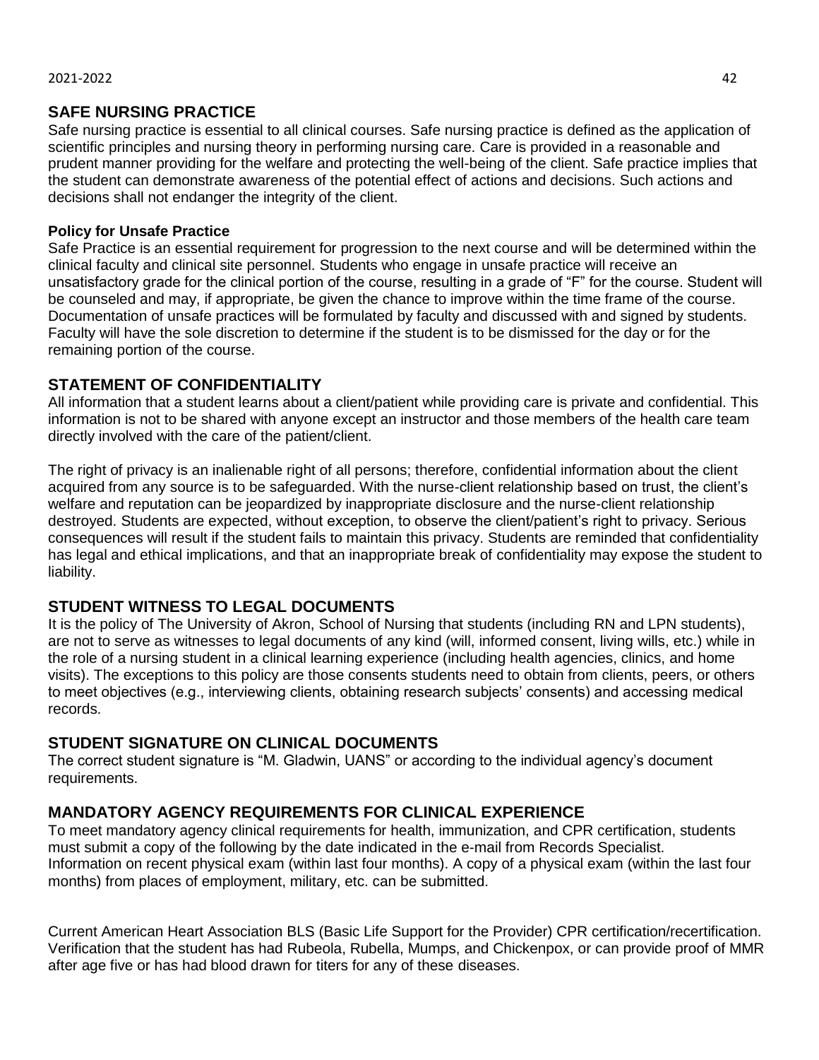## SAFE NURSING PRACTICE

Safe nursing practice is essential to all clinical courses. Safe nursing practice is defined as the application of scientific principles and nursing theory in performing nursing care. Care is provided in a reasonable and prudent manner providing for the welfare and protecting the well-being of the client. Safe practice implies that the student can demonstrate awareness of the potential effect of actions and decisions. Such actions and decisions shall not endanger the integrity of the client.

### Policy for Unsafe Practice

Safe Practice is an essential requirement for progression to the next course and will be determined within the clinical faculty and clinical site personnel. Students who engage in unsafe practice will receive an unsatisfactory grade for the clinical portion of the course, resulting in a grade of "F" for the course. Student will be counseled and may, if appropriate, be given the chance to improve within the time frame of the course. Documentation of unsafe practices will be formulated by faculty and discussed with and signed by students. Faculty will have the sole discretion to determine if the student is to be dismissed for the day or for the remaining portion of the course.

## STATEMENT OF CONFIDENTIALITY

All information that a student learns about a client/patient while providing care is private and confidential. This information is not to be shared with anyone except an instructor and those members of the health care team directly involved with the care of the patient/client.

The right of privacy is an inalienable right of all persons; therefore, confidential information about the client acquired from any source is to be safeguarded. With the nurse-client relationship based on trust, the client's welfare and reputation can be jeopardized by inappropriate disclosure and the nurse-client relationship destroyed. Students are expected, without exception, to observe the client/patient's right to privacy. Serious consequences will result if the student fails to maintain this privacy. Students are reminded that confidentiality has legal and ethical implications, and that an inappropriate break of confidentiality may expose the student to liability.

## STUDENT WITNESS TO LEGAL DOCUMENTS

It is the policy of The University of Akron, School of Nursing that students (including RN and LPN students), are not to serve as witnesses to legal documents of any kind (will, informed consent, living wills, etc.) while in the role of a nursing student in a clinical learning experience (including health agencies, clinics, and home visits). The exceptions to this policy are those consents students need to obtain from clients, peers, or others to meet objectives (e.g., interviewing clients, obtaining research subjects' consents) and accessing medical records.

## STUDENT SIGNATURE ON CLINICAL DOCUMENTS

The correct student signature is "M. Gladwin, UANS" or according to the individual agency's document requirements.

## MANDATORY AGENCY REQUIREMENTS FOR CLINICAL EXPERIENCE

To meet mandatory agency clinical requirements for health, immunization, and CPR certification, students must submit a copy of the following by the date indicated in the e-mail from Records Specialist.
Information on recent physical exam (within last four months). A copy of a physical exam (within the last four months) from places of employment, military, etc. can be submitted.

Current American Heart Association BLS (Basic Life Support for the Provider) CPR certification/recertification.
Verification that the student has had Rubeola, Rubella, Mumps, and Chickenpox, or can provide proof of MMR after age five or has had blood drawn for titers for any of these diseases.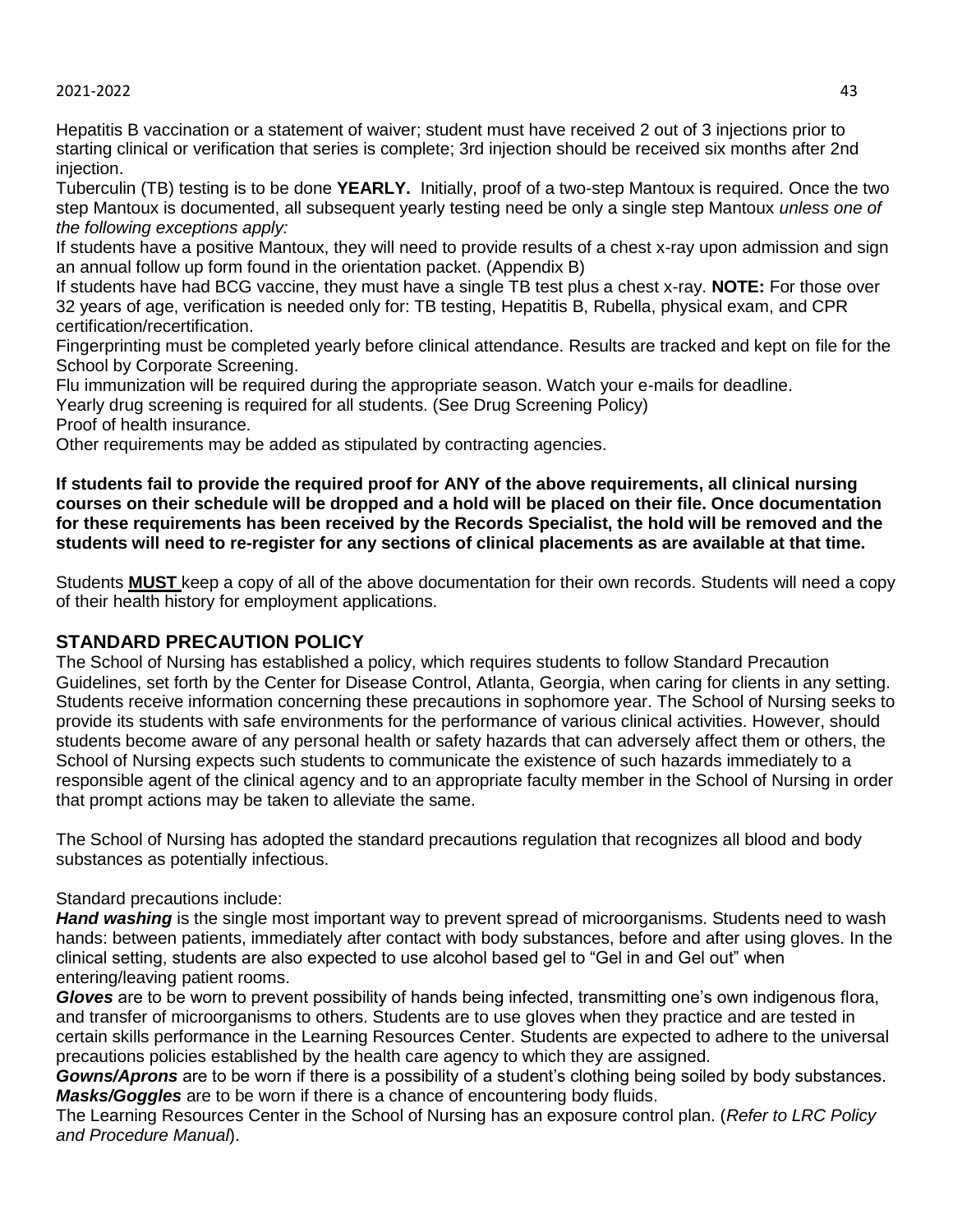Hepatitis B vaccination or a statement of waiver; student must have received 2 out of 3 injections prior to starting clinical or verification that series is complete; 3rd injection should be received six months after 2nd injection.

Tuberculin (TB) testing is to be done **YEARLY.** Initially, proof of a two-step Mantoux is required. Once the two step Mantoux is documented, all subsequent yearly testing need be only a single step Mantoux *unless one of the following exceptions apply:*

If students have a positive Mantoux, they will need to provide results of a chest x-ray upon admission and sign an annual follow up form found in the orientation packet. (Appendix B)

If students have had BCG vaccine, they must have a single TB test plus a chest x-ray. **NOTE:** For those over 32 years of age, verification is needed only for: TB testing, Hepatitis B, Rubella, physical exam, and CPR certification/recertification.

Fingerprinting must be completed yearly before clinical attendance. Results are tracked and kept on file for the School by Corporate Screening.

Flu immunization will be required during the appropriate season. Watch your e-mails for deadline.

Yearly drug screening is required for all students. (See Drug Screening Policy)

Proof of health insurance.

Other requirements may be added as stipulated by contracting agencies.

**If students fail to provide the required proof for ANY of the above requirements, all clinical nursing courses on their schedule will be dropped and a hold will be placed on their file. Once documentation for these requirements has been received by the Records Specialist, the hold will be removed and the students will need to re-register for any sections of clinical placements as are available at that time.**

Students **MUST** keep a copy of all of the above documentation for their own records. Students will need a copy of their health history for employment applications.

## STANDARD PRECAUTION POLICY

The School of Nursing has established a policy, which requires students to follow Standard Precaution Guidelines, set forth by the Center for Disease Control, Atlanta, Georgia, when caring for clients in any setting. Students receive information concerning these precautions in sophomore year. The School of Nursing seeks to provide its students with safe environments for the performance of various clinical activities. However, should students become aware of any personal health or safety hazards that can adversely affect them or others, the School of Nursing expects such students to communicate the existence of such hazards immediately to a responsible agent of the clinical agency and to an appropriate faculty member in the School of Nursing in order that prompt actions may be taken to alleviate the same.

The School of Nursing has adopted the standard precautions regulation that recognizes all blood and body substances as potentially infectious.

Standard precautions include:

***Hand washing*** is the single most important way to prevent spread of microorganisms. Students need to wash hands: between patients, immediately after contact with body substances, before and after using gloves. In the clinical setting, students are also expected to use alcohol based gel to "Gel in and Gel out" when entering/leaving patient rooms.

***Gloves*** are to be worn to prevent possibility of hands being infected, transmitting one's own indigenous flora, and transfer of microorganisms to others. Students are to use gloves when they practice and are tested in certain skills performance in the Learning Resources Center. Students are expected to adhere to the universal precautions policies established by the health care agency to which they are assigned.

***Gowns/Aprons*** are to be worn if there is a possibility of a student's clothing being soiled by body substances.

***Masks/Goggles*** are to be worn if there is a chance of encountering body fluids.

The Learning Resources Center in the School of Nursing has an exposure control plan. (*Refer to LRC Policy and Procedure Manual*).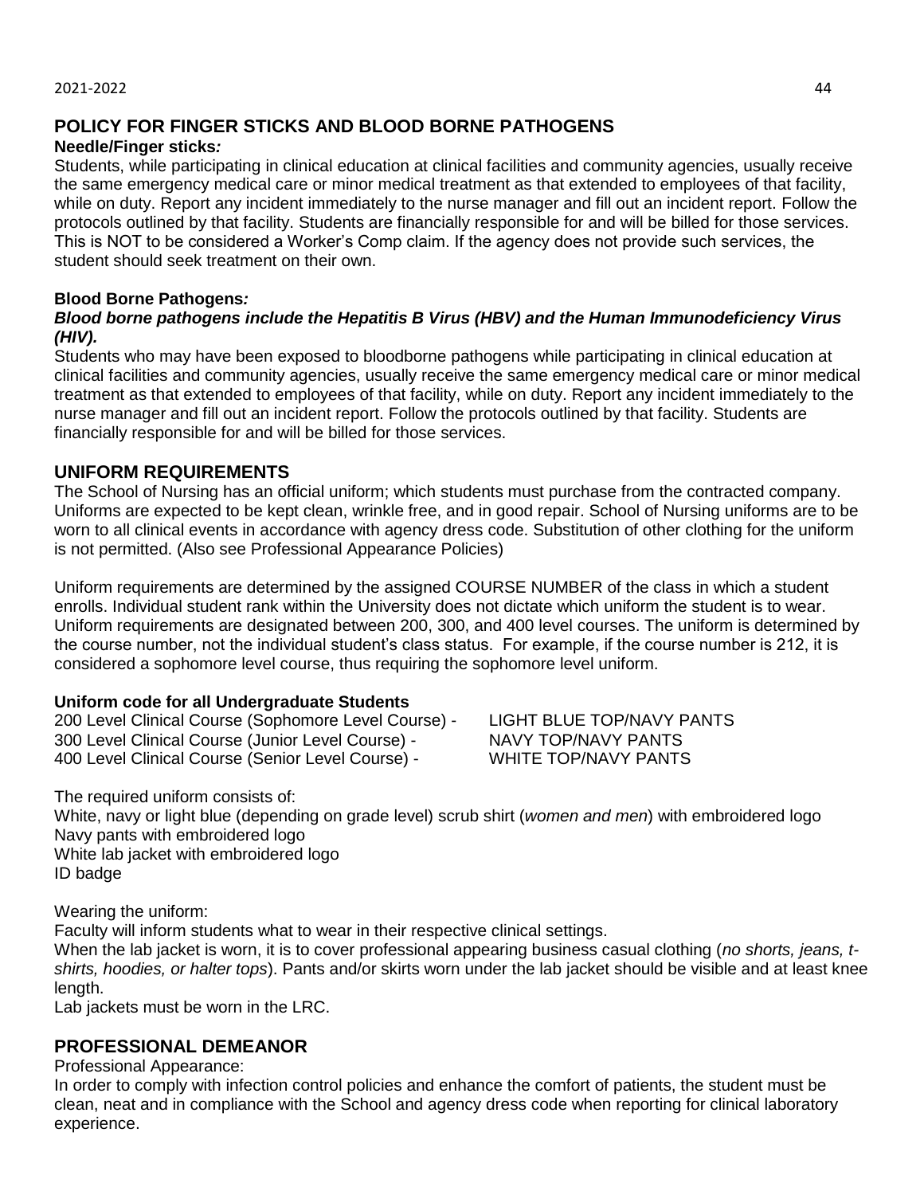## POLICY FOR FINGER STICKS AND BLOOD BORNE PATHOGENS

**Needle/Finger sticks*:***

Students, while participating in clinical education at clinical facilities and community agencies, usually receive the same emergency medical care or minor medical treatment as that extended to employees of that facility, while on duty. Report any incident immediately to the nurse manager and fill out an incident report. Follow the protocols outlined by that facility. Students are financially responsible for and will be billed for those services. This is NOT to be considered a Worker's Comp claim. If the agency does not provide such services, the student should seek treatment on their own.

**Blood Borne Pathogens*:***

***Blood borne pathogens include the Hepatitis B Virus (HBV) and the Human Immunodeficiency Virus (HIV).***

Students who may have been exposed to bloodborne pathogens while participating in clinical education at clinical facilities and community agencies, usually receive the same emergency medical care or minor medical treatment as that extended to employees of that facility, while on duty. Report any incident immediately to the nurse manager and fill out an incident report. Follow the protocols outlined by that facility. Students are financially responsible for and will be billed for those services.

## UNIFORM REQUIREMENTS

The School of Nursing has an official uniform; which students must purchase from the contracted company. Uniforms are expected to be kept clean, wrinkle free, and in good repair. School of Nursing uniforms are to be worn to all clinical events in accordance with agency dress code. Substitution of other clothing for the uniform is not permitted. (Also see Professional Appearance Policies)

Uniform requirements are determined by the assigned COURSE NUMBER of the class in which a student enrolls. Individual student rank within the University does not dictate which uniform the student is to wear. Uniform requirements are designated between 200, 300, and 400 level courses. The uniform is determined by the course number, not the individual student's class status. For example, if the course number is 212, it is considered a sophomore level course, thus requiring the sophomore level uniform.

**Uniform code for all Undergraduate Students**

| | |
|---|---|
| 200 Level Clinical Course (Sophomore Level Course) - | LIGHT BLUE TOP/NAVY PANTS |
| 300 Level Clinical Course (Junior Level Course) - | NAVY TOP/NAVY PANTS |
| 400 Level Clinical Course (Senior Level Course) - | WHITE TOP/NAVY PANTS |

The required uniform consists of:
White, navy or light blue (depending on grade level) scrub shirt (*women and men*) with embroidered logo
Navy pants with embroidered logo
White lab jacket with embroidered logo
ID badge

Wearing the uniform:
Faculty will inform students what to wear in their respective clinical settings.
When the lab jacket is worn, it is to cover professional appearing business casual clothing (*no shorts, jeans, t-shirts, hoodies, or halter tops*). Pants and/or skirts worn under the lab jacket should be visible and at least knee length.
Lab jackets must be worn in the LRC.

## PROFESSIONAL DEMEANOR

Professional Appearance:
In order to comply with infection control policies and enhance the comfort of patients, the student must be clean, neat and in compliance with the School and agency dress code when reporting for clinical laboratory experience.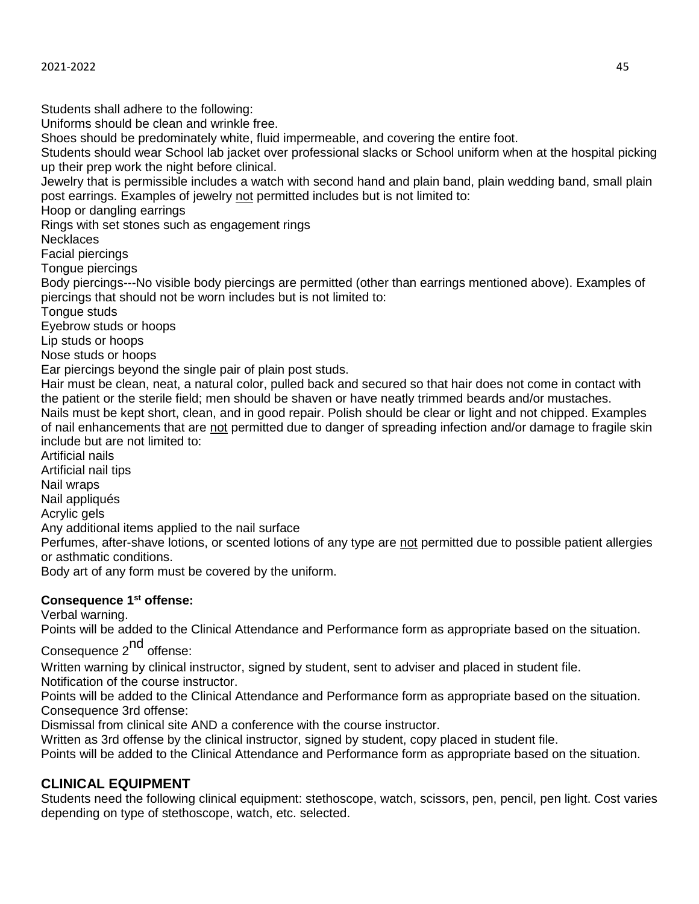Students shall adhere to the following:

Uniforms should be clean and wrinkle free.

Shoes should be predominately white, fluid impermeable, and covering the entire foot.

Students should wear School lab jacket over professional slacks or School uniform when at the hospital picking up their prep work the night before clinical.

Jewelry that is permissible includes a watch with second hand and plain band, plain wedding band, small plain post earrings. Examples of jewelry <u>not</u> permitted includes but is not limited to:

Hoop or dangling earrings

Rings with set stones such as engagement rings

Necklaces

Facial piercings

Tongue piercings

Body piercings---No visible body piercings are permitted (other than earrings mentioned above). Examples of piercings that should not be worn includes but is not limited to:

Tongue studs

Eyebrow studs or hoops

Lip studs or hoops

Nose studs or hoops

Ear piercings beyond the single pair of plain post studs.

Hair must be clean, neat, a natural color, pulled back and secured so that hair does not come in contact with the patient or the sterile field; men should be shaven or have neatly trimmed beards and/or mustaches.

Nails must be kept short, clean, and in good repair. Polish should be clear or light and not chipped. Examples of nail enhancements that are <u>not</u> permitted due to danger of spreading infection and/or damage to fragile skin include but are not limited to:

Artificial nails

Artificial nail tips

Nail wraps

Nail appliqués

Acrylic gels

Any additional items applied to the nail surface

Perfumes, after-shave lotions, or scented lotions of any type are <u>not</u> permitted due to possible patient allergies or asthmatic conditions.

Body art of any form must be covered by the uniform.

**Consequence 1st offense:**

Verbal warning.

Points will be added to the Clinical Attendance and Performance form as appropriate based on the situation.

Consequence 2nd offense:

Written warning by clinical instructor, signed by student, sent to adviser and placed in student file.

Notification of the course instructor.

Points will be added to the Clinical Attendance and Performance form as appropriate based on the situation.

Consequence 3rd offense:

Dismissal from clinical site AND a conference with the course instructor.

Written as 3rd offense by the clinical instructor, signed by student, copy placed in student file.

Points will be added to the Clinical Attendance and Performance form as appropriate based on the situation.

## CLINICAL EQUIPMENT

Students need the following clinical equipment: stethoscope, watch, scissors, pen, pencil, pen light. Cost varies depending on type of stethoscope, watch, etc. selected.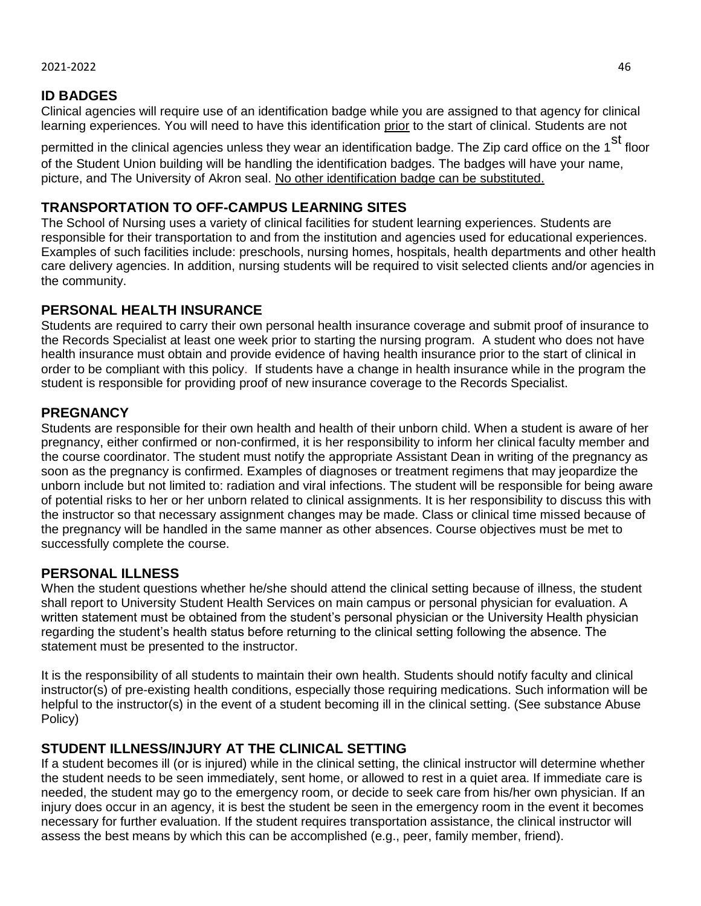## ID BADGES

Clinical agencies will require use of an identification badge while you are assigned to that agency for clinical learning experiences. You will need to have this identification prior to the start of clinical. Students are not permitted in the clinical agencies unless they wear an identification badge. The Zip card office on the 1st floor of the Student Union building will be handling the identification badges. The badges will have your name, picture, and The University of Akron seal. No other identification badge can be substituted.

## TRANSPORTATION TO OFF-CAMPUS LEARNING SITES

The School of Nursing uses a variety of clinical facilities for student learning experiences. Students are responsible for their transportation to and from the institution and agencies used for educational experiences. Examples of such facilities include: preschools, nursing homes, hospitals, health departments and other health care delivery agencies. In addition, nursing students will be required to visit selected clients and/or agencies in the community.

## PERSONAL HEALTH INSURANCE

Students are required to carry their own personal health insurance coverage and submit proof of insurance to the Records Specialist at least one week prior to starting the nursing program. A student who does not have health insurance must obtain and provide evidence of having health insurance prior to the start of clinical in order to be compliant with this policy. If students have a change in health insurance while in the program the student is responsible for providing proof of new insurance coverage to the Records Specialist.

## PREGNANCY

Students are responsible for their own health and health of their unborn child. When a student is aware of her pregnancy, either confirmed or non-confirmed, it is her responsibility to inform her clinical faculty member and the course coordinator. The student must notify the appropriate Assistant Dean in writing of the pregnancy as soon as the pregnancy is confirmed. Examples of diagnoses or treatment regimens that may jeopardize the unborn include but not limited to: radiation and viral infections. The student will be responsible for being aware of potential risks to her or her unborn related to clinical assignments. It is her responsibility to discuss this with the instructor so that necessary assignment changes may be made. Class or clinical time missed because of the pregnancy will be handled in the same manner as other absences. Course objectives must be met to successfully complete the course.

## PERSONAL ILLNESS

When the student questions whether he/she should attend the clinical setting because of illness, the student shall report to University Student Health Services on main campus or personal physician for evaluation. A written statement must be obtained from the student's personal physician or the University Health physician regarding the student's health status before returning to the clinical setting following the absence. The statement must be presented to the instructor.

It is the responsibility of all students to maintain their own health. Students should notify faculty and clinical instructor(s) of pre-existing health conditions, especially those requiring medications. Such information will be helpful to the instructor(s) in the event of a student becoming ill in the clinical setting. (See substance Abuse Policy)

## STUDENT ILLNESS/INJURY AT THE CLINICAL SETTING

If a student becomes ill (or is injured) while in the clinical setting, the clinical instructor will determine whether the student needs to be seen immediately, sent home, or allowed to rest in a quiet area. If immediate care is needed, the student may go to the emergency room, or decide to seek care from his/her own physician. If an injury does occur in an agency, it is best the student be seen in the emergency room in the event it becomes necessary for further evaluation. If the student requires transportation assistance, the clinical instructor will assess the best means by which this can be accomplished (e.g., peer, family member, friend).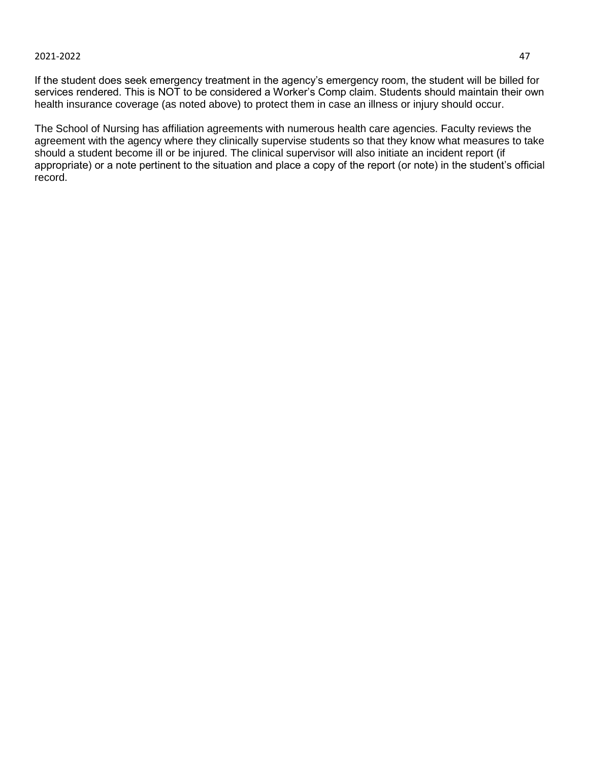If the student does seek emergency treatment in the agency's emergency room, the student will be billed for services rendered. This is NOT to be considered a Worker's Comp claim. Students should maintain their own health insurance coverage (as noted above) to protect them in case an illness or injury should occur.

The School of Nursing has affiliation agreements with numerous health care agencies. Faculty reviews the agreement with the agency where they clinically supervise students so that they know what measures to take should a student become ill or be injured. The clinical supervisor will also initiate an incident report (if appropriate) or a note pertinent to the situation and place a copy of the report (or note) in the student's official record.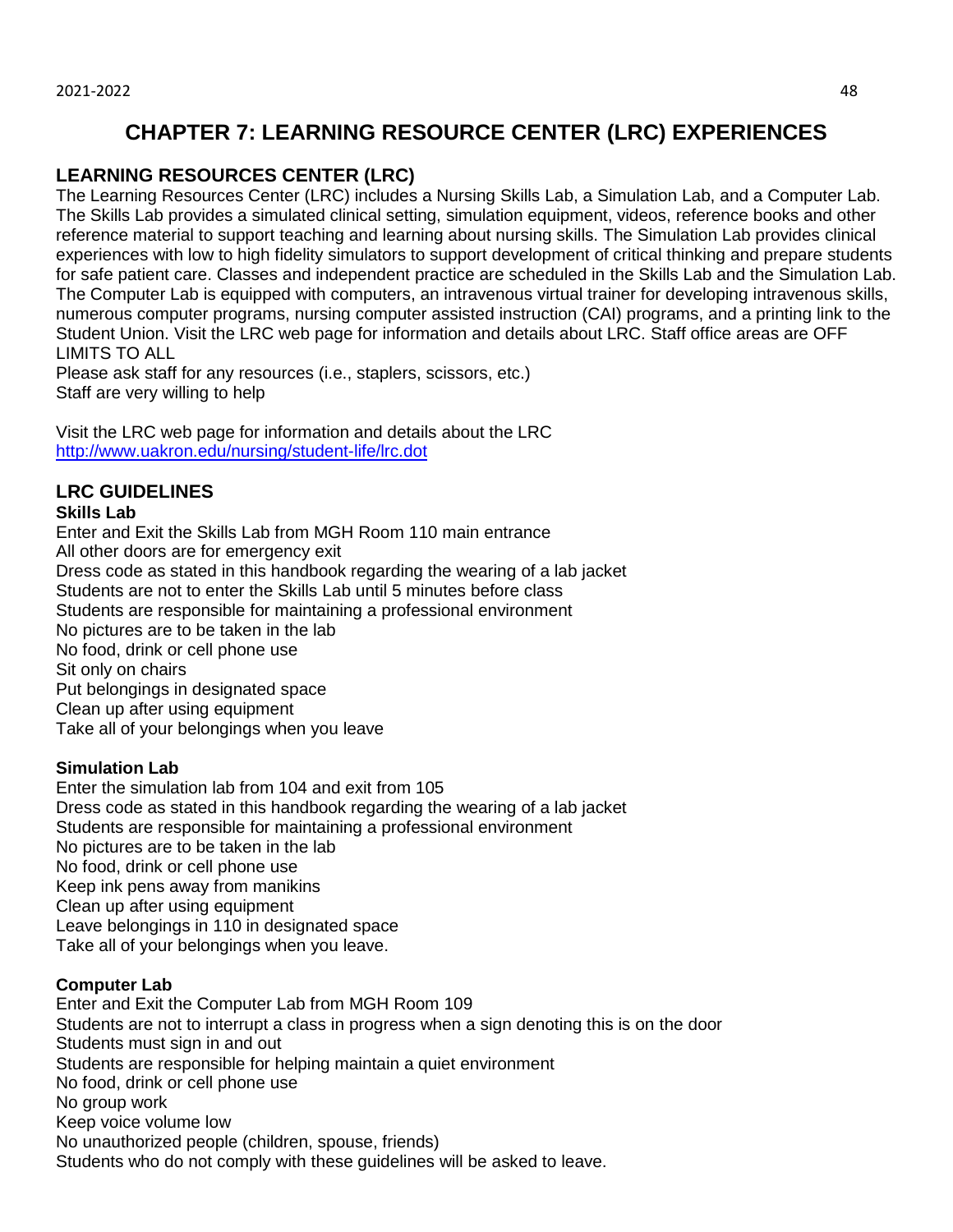# CHAPTER 7: LEARNING RESOURCE CENTER (LRC) EXPERIENCES

## LEARNING RESOURCES CENTER (LRC)

The Learning Resources Center (LRC) includes a Nursing Skills Lab, a Simulation Lab, and a Computer Lab. The Skills Lab provides a simulated clinical setting, simulation equipment, videos, reference books and other reference material to support teaching and learning about nursing skills. The Simulation Lab provides clinical experiences with low to high fidelity simulators to support development of critical thinking and prepare students for safe patient care. Classes and independent practice are scheduled in the Skills Lab and the Simulation Lab. The Computer Lab is equipped with computers, an intravenous virtual trainer for developing intravenous skills, numerous computer programs, nursing computer assisted instruction (CAI) programs, and a printing link to the Student Union. Visit the LRC web page for information and details about LRC. Staff office areas are OFF LIMITS TO ALL

Please ask staff for any resources (i.e., staplers, scissors, etc.)

Staff are very willing to help

Visit the LRC web page for information and details about the LRC

[http://www.uakron.edu/nursing/student-life/lrc.dot](http://www.uakron.edu/nursing/student-life/lrc.dot)

## LRC GUIDELINES

**Skills Lab**

Enter and Exit the Skills Lab from MGH Room 110 main entrance
All other doors are for emergency exit
Dress code as stated in this handbook regarding the wearing of a lab jacket
Students are not to enter the Skills Lab until 5 minutes before class
Students are responsible for maintaining a professional environment
No pictures are to be taken in the lab
No food, drink or cell phone use
Sit only on chairs
Put belongings in designated space
Clean up after using equipment
Take all of your belongings when you leave

**Simulation Lab**

Enter the simulation lab from 104 and exit from 105
Dress code as stated in this handbook regarding the wearing of a lab jacket
Students are responsible for maintaining a professional environment
No pictures are to be taken in the lab
No food, drink or cell phone use
Keep ink pens away from manikins
Clean up after using equipment
Leave belongings in 110 in designated space
Take all of your belongings when you leave.

**Computer Lab**

Enter and Exit the Computer Lab from MGH Room 109
Students are not to interrupt a class in progress when a sign denoting this is on the door
Students must sign in and out
Students are responsible for helping maintain a quiet environment
No food, drink or cell phone use
No group work
Keep voice volume low
No unauthorized people (children, spouse, friends)
Students who do not comply with these guidelines will be asked to leave.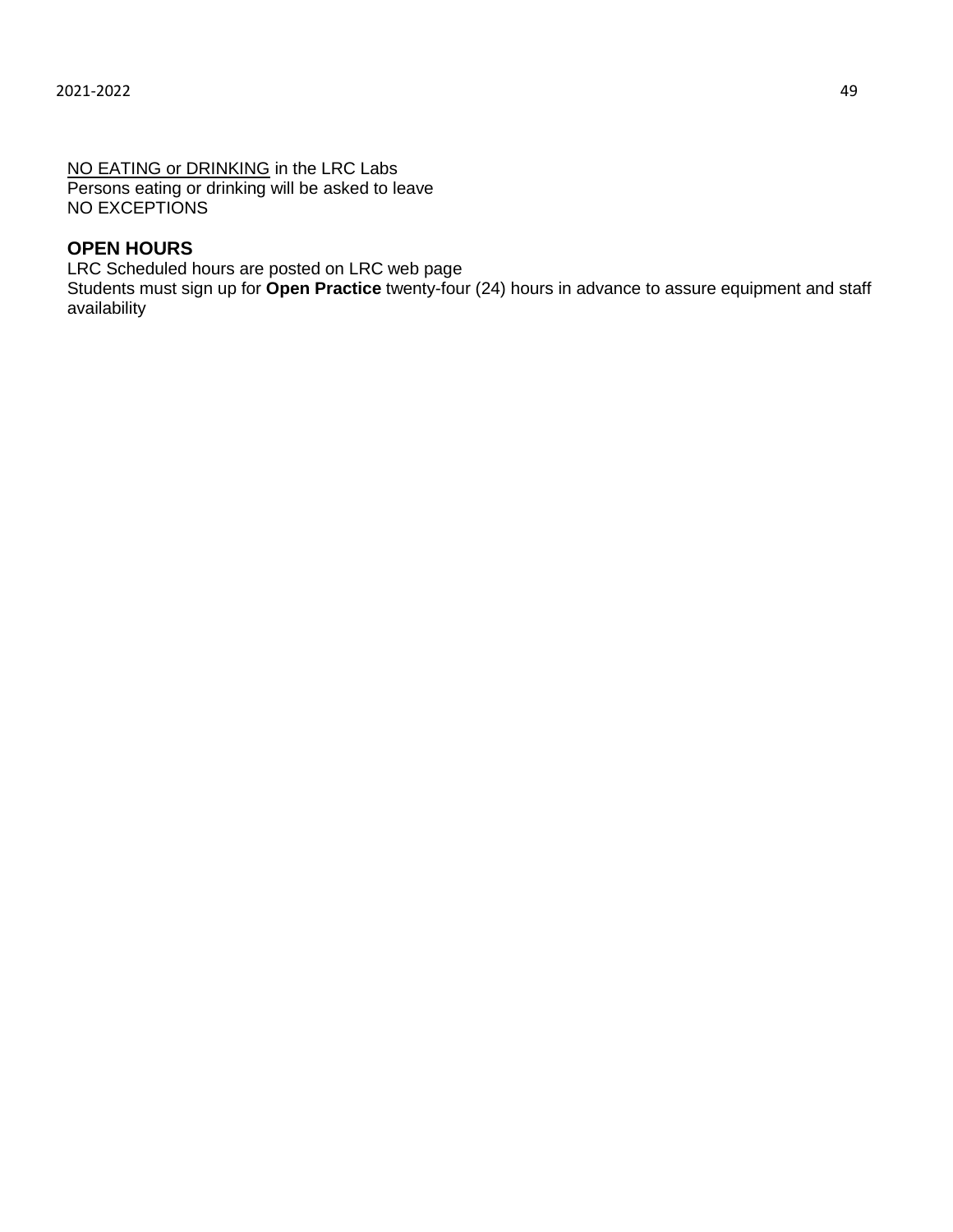<u>NO EATING or DRINKING</u> in the LRC Labs
Persons eating or drinking will be asked to leave
NO EXCEPTIONS

**OPEN HOURS**

LRC Scheduled hours are posted on LRC web page
Students must sign up for **Open Practice** twenty-four (24) hours in advance to assure equipment and staff availability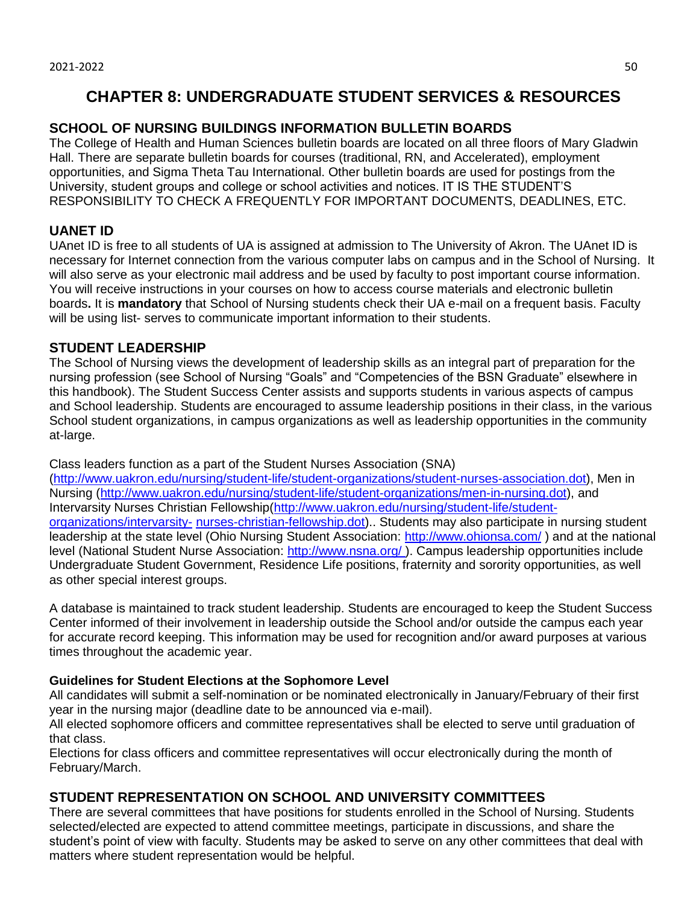# CHAPTER 8: UNDERGRADUATE STUDENT SERVICES & RESOURCES

## SCHOOL OF NURSING BUILDINGS INFORMATION BULLETIN BOARDS

The College of Health and Human Sciences bulletin boards are located on all three floors of Mary Gladwin Hall. There are separate bulletin boards for courses (traditional, RN, and Accelerated), employment opportunities, and Sigma Theta Tau International. Other bulletin boards are used for postings from the University, student groups and college or school activities and notices. IT IS THE STUDENT'S RESPONSIBILITY TO CHECK A FREQUENTLY FOR IMPORTANT DOCUMENTS, DEADLINES, ETC.

## UANET ID

UAnet ID is free to all students of UA is assigned at admission to The University of Akron. The UAnet ID is necessary for Internet connection from the various computer labs on campus and in the School of Nursing. It will also serve as your electronic mail address and be used by faculty to post important course information. You will receive instructions in your courses on how to access course materials and electronic bulletin boards**.** It is **mandatory** that School of Nursing students check their UA e-mail on a frequent basis. Faculty will be using list- serves to communicate important information to their students.

## STUDENT LEADERSHIP

The School of Nursing views the development of leadership skills as an integral part of preparation for the nursing profession (see School of Nursing "Goals" and "Competencies of the BSN Graduate" elsewhere in this handbook). The Student Success Center assists and supports students in various aspects of campus and School leadership. Students are encouraged to assume leadership positions in their class, in the various School student organizations, in campus organizations as well as leadership opportunities in the community at-large.

Class leaders function as a part of the Student Nurses Association (SNA) (http://www.uakron.edu/nursing/student-life/student-organizations/student-nurses-association.dot), Men in Nursing (http://www.uakron.edu/nursing/student-life/student-organizations/men-in-nursing.dot), and Intervarsity Nurses Christian Fellowship(http://www.uakron.edu/nursing/student-life/student-organizations/intervarsity- nurses-christian-fellowship.dot).. Students may also participate in nursing student leadership at the state level (Ohio Nursing Student Association: http://www.ohionsa.com/ ) and at the national level (National Student Nurse Association: http://www.nsna.org/ ). Campus leadership opportunities include Undergraduate Student Government, Residence Life positions, fraternity and sorority opportunities, as well as other special interest groups.

A database is maintained to track student leadership. Students are encouraged to keep the Student Success Center informed of their involvement in leadership outside the School and/or outside the campus each year for accurate record keeping. This information may be used for recognition and/or award purposes at various times throughout the academic year.

### Guidelines for Student Elections at the Sophomore Level

All candidates will submit a self-nomination or be nominated electronically in January/February of their first year in the nursing major (deadline date to be announced via e-mail).

All elected sophomore officers and committee representatives shall be elected to serve until graduation of that class.

Elections for class officers and committee representatives will occur electronically during the month of February/March.

## STUDENT REPRESENTATION ON SCHOOL AND UNIVERSITY COMMITTEES

There are several committees that have positions for students enrolled in the School of Nursing. Students selected/elected are expected to attend committee meetings, participate in discussions, and share the student's point of view with faculty. Students may be asked to serve on any other committees that deal with matters where student representation would be helpful.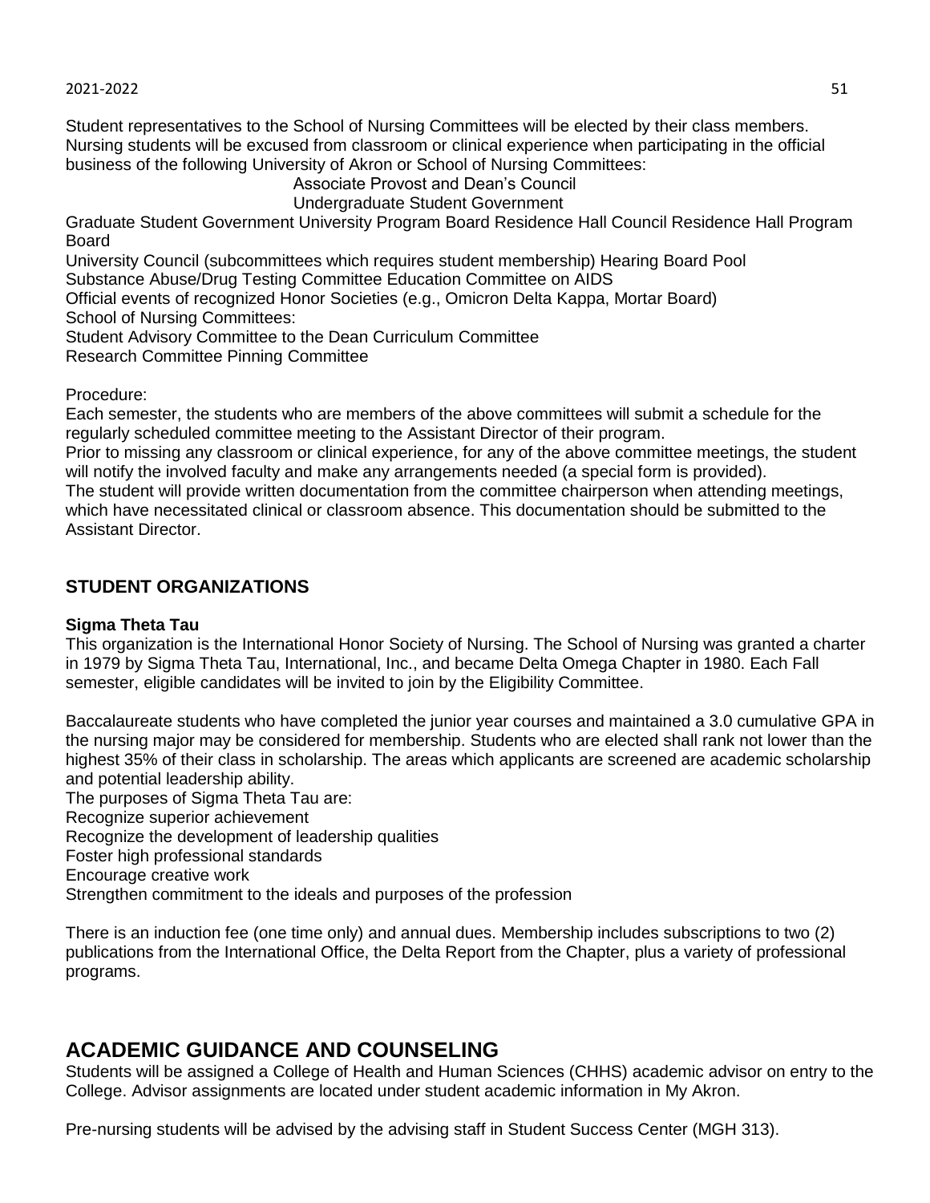Student representatives to the School of Nursing Committees will be elected by their class members. Nursing students will be excused from classroom or clinical experience when participating in the official business of the following University of Akron or School of Nursing Committees:

Associate Provost and Dean's Council
Undergraduate Student Government

Graduate Student Government University Program Board Residence Hall Council Residence Hall Program Board
University Council (subcommittees which requires student membership) Hearing Board Pool
Substance Abuse/Drug Testing Committee Education Committee on AIDS
Official events of recognized Honor Societies (e.g., Omicron Delta Kappa, Mortar Board)
School of Nursing Committees:
Student Advisory Committee to the Dean Curriculum Committee
Research Committee Pinning Committee

Procedure:
Each semester, the students who are members of the above committees will submit a schedule for the regularly scheduled committee meeting to the Assistant Director of their program.
Prior to missing any classroom or clinical experience, for any of the above committee meetings, the student will notify the involved faculty and make any arrangements needed (a special form is provided).
The student will provide written documentation from the committee chairperson when attending meetings, which have necessitated clinical or classroom absence. This documentation should be submitted to the Assistant Director.

## STUDENT ORGANIZATIONS

**Sigma Theta Tau**
This organization is the International Honor Society of Nursing. The School of Nursing was granted a charter in 1979 by Sigma Theta Tau, International, Inc., and became Delta Omega Chapter in 1980. Each Fall semester, eligible candidates will be invited to join by the Eligibility Committee.

Baccalaureate students who have completed the junior year courses and maintained a 3.0 cumulative GPA in the nursing major may be considered for membership. Students who are elected shall rank not lower than the highest 35% of their class in scholarship. The areas which applicants are screened are academic scholarship and potential leadership ability.
The purposes of Sigma Theta Tau are:
Recognize superior achievement
Recognize the development of leadership qualities
Foster high professional standards
Encourage creative work
Strengthen commitment to the ideals and purposes of the profession

There is an induction fee (one time only) and annual dues. Membership includes subscriptions to two (2) publications from the International Office, the Delta Report from the Chapter, plus a variety of professional programs.

# ACADEMIC GUIDANCE AND COUNSELING

Students will be assigned a College of Health and Human Sciences (CHHS) academic advisor on entry to the College. Advisor assignments are located under student academic information in My Akron.

Pre-nursing students will be advised by the advising staff in Student Success Center (MGH 313).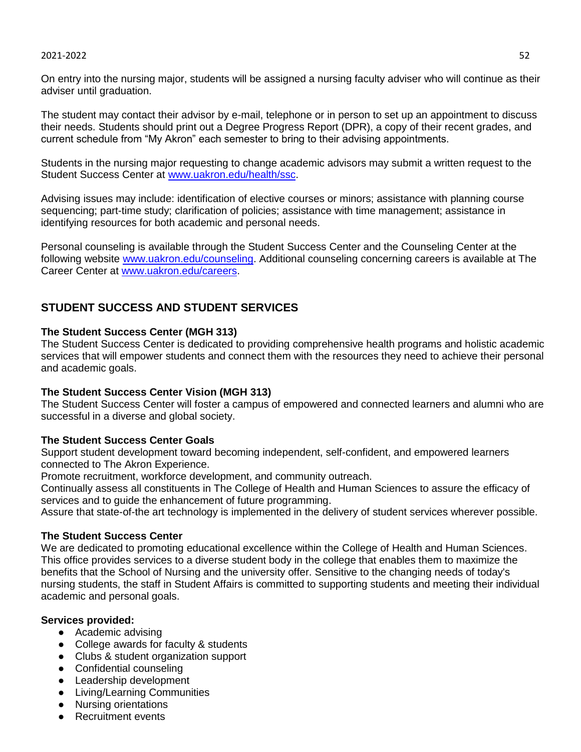On entry into the nursing major, students will be assigned a nursing faculty adviser who will continue as their adviser until graduation.

The student may contact their advisor by e-mail, telephone or in person to set up an appointment to discuss their needs. Students should print out a Degree Progress Report (DPR), a copy of their recent grades, and current schedule from "My Akron" each semester to bring to their advising appointments.

Students in the nursing major requesting to change academic advisors may submit a written request to the Student Success Center at [www.uakron.edu/health/ssc](http://www.uakron.edu/health/ssc).

Advising issues may include: identification of elective courses or minors; assistance with planning course sequencing; part-time study; clarification of policies; assistance with time management; assistance in identifying resources for both academic and personal needs.

Personal counseling is available through the Student Success Center and the Counseling Center at the following website [www.uakron.edu/counseling](http://www.uakron.edu/counseling). Additional counseling concerning careers is available at The Career Center at [www.uakron.edu/careers](http://www.uakron.edu/careers).

## STUDENT SUCCESS AND STUDENT SERVICES

**The Student Success Center (MGH 313)**
The Student Success Center is dedicated to providing comprehensive health programs and holistic academic services that will empower students and connect them with the resources they need to achieve their personal and academic goals.

**The Student Success Center Vision (MGH 313)**
The Student Success Center will foster a campus of empowered and connected learners and alumni who are successful in a diverse and global society.

**The Student Success Center Goals**
Support student development toward becoming independent, self-confident, and empowered learners connected to The Akron Experience.
Promote recruitment, workforce development, and community outreach.
Continually assess all constituents in The College of Health and Human Sciences to assure the efficacy of services and to guide the enhancement of future programming.
Assure that state-of-the art technology is implemented in the delivery of student services wherever possible.

**The Student Success Center**
We are dedicated to promoting educational excellence within the College of Health and Human Sciences. This office provides services to a diverse student body in the college that enables them to maximize the benefits that the School of Nursing and the university offer. Sensitive to the changing needs of today's nursing students, the staff in Student Affairs is committed to supporting students and meeting their individual academic and personal goals.

**Services provided:**

- Academic advising
- College awards for faculty & students
- Clubs & student organization support
- Confidential counseling
- Leadership development
- Living/Learning Communities
- Nursing orientations
- Recruitment events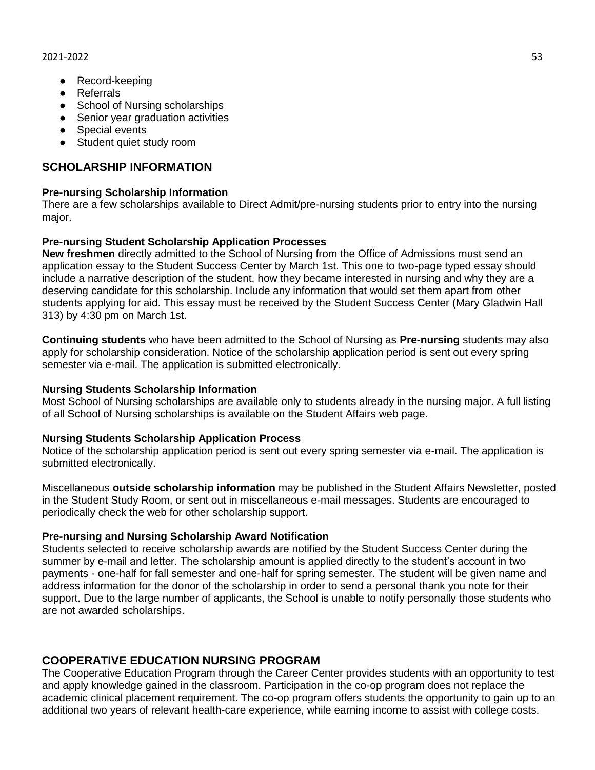- Record-keeping
- Referrals
- School of Nursing scholarships
- Senior year graduation activities
- Special events
- Student quiet study room

## SCHOLARSHIP INFORMATION

### Pre-nursing Scholarship Information

There are a few scholarships available to Direct Admit/pre-nursing students prior to entry into the nursing major.

### Pre-nursing Student Scholarship Application Processes

**New freshmen** directly admitted to the School of Nursing from the Office of Admissions must send an application essay to the Student Success Center by March 1st. This one to two-page typed essay should include a narrative description of the student, how they became interested in nursing and why they are a deserving candidate for this scholarship. Include any information that would set them apart from other students applying for aid. This essay must be received by the Student Success Center (Mary Gladwin Hall 313) by 4:30 pm on March 1st.

**Continuing students** who have been admitted to the School of Nursing as **Pre-nursing** students may also apply for scholarship consideration. Notice of the scholarship application period is sent out every spring semester via e-mail. The application is submitted electronically.

### Nursing Students Scholarship Information

Most School of Nursing scholarships are available only to students already in the nursing major. A full listing of all School of Nursing scholarships is available on the Student Affairs web page.

### Nursing Students Scholarship Application Process

Notice of the scholarship application period is sent out every spring semester via e-mail. The application is submitted electronically.

Miscellaneous **outside scholarship information** may be published in the Student Affairs Newsletter, posted in the Student Study Room, or sent out in miscellaneous e-mail messages. Students are encouraged to periodically check the web for other scholarship support.

### Pre-nursing and Nursing Scholarship Award Notification

Students selected to receive scholarship awards are notified by the Student Success Center during the summer by e-mail and letter. The scholarship amount is applied directly to the student's account in two payments - one-half for fall semester and one-half for spring semester. The student will be given name and address information for the donor of the scholarship in order to send a personal thank you note for their support. Due to the large number of applicants, the School is unable to notify personally those students who are not awarded scholarships.

## COOPERATIVE EDUCATION NURSING PROGRAM

The Cooperative Education Program through the Career Center provides students with an opportunity to test and apply knowledge gained in the classroom. Participation in the co-op program does not replace the academic clinical placement requirement. The co-op program offers students the opportunity to gain up to an additional two years of relevant health-care experience, while earning income to assist with college costs.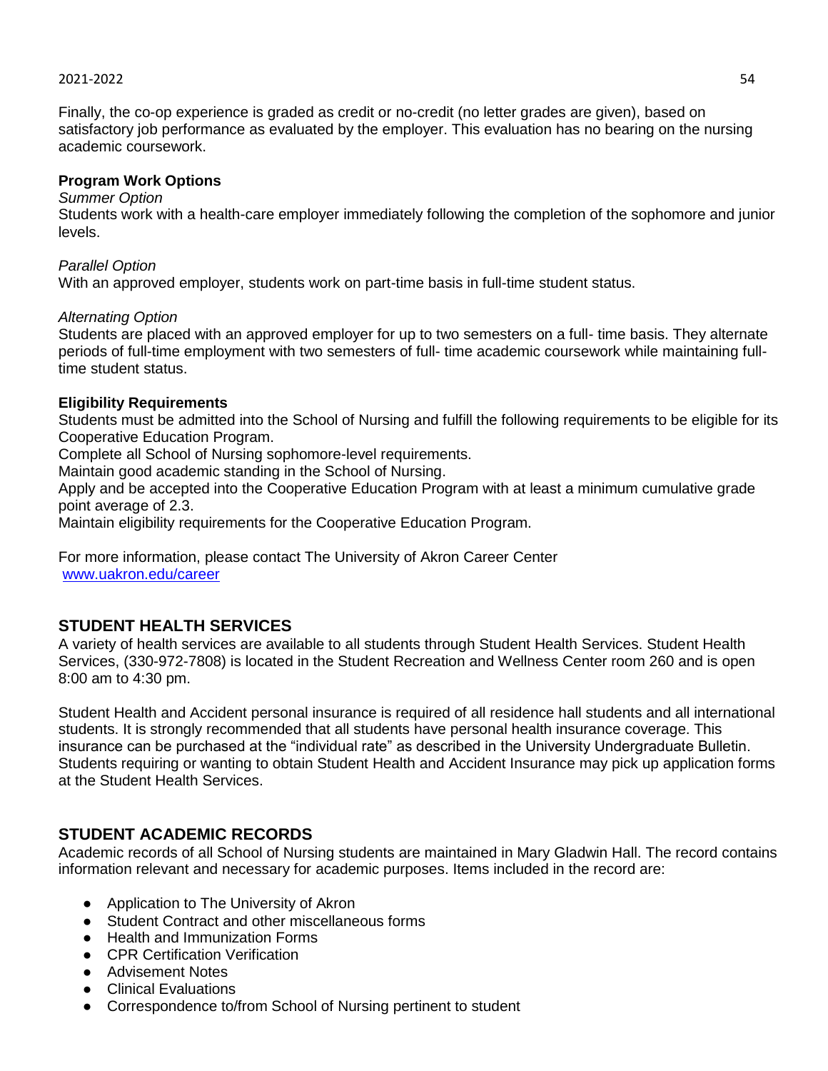Finally, the co-op experience is graded as credit or no-credit (no letter grades are given), based on satisfactory job performance as evaluated by the employer. This evaluation has no bearing on the nursing academic coursework.

**Program Work Options**

*Summer Option*

Students work with a health-care employer immediately following the completion of the sophomore and junior levels.

*Parallel Option*

With an approved employer, students work on part-time basis in full-time student status.

*Alternating Option*

Students are placed with an approved employer for up to two semesters on a full- time basis. They alternate periods of full-time employment with two semesters of full- time academic coursework while maintaining full-time student status.

**Eligibility Requirements**

Students must be admitted into the School of Nursing and fulfill the following requirements to be eligible for its Cooperative Education Program.

Complete all School of Nursing sophomore-level requirements.

Maintain good academic standing in the School of Nursing.

Apply and be accepted into the Cooperative Education Program with at least a minimum cumulative grade point average of 2.3.

Maintain eligibility requirements for the Cooperative Education Program.

For more information, please contact The University of Akron Career Center
www.uakron.edu/career

## STUDENT HEALTH SERVICES

A variety of health services are available to all students through Student Health Services. Student Health Services, (330-972-7808) is located in the Student Recreation and Wellness Center room 260 and is open 8:00 am to 4:30 pm.

Student Health and Accident personal insurance is required of all residence hall students and all international students. It is strongly recommended that all students have personal health insurance coverage. This insurance can be purchased at the "individual rate" as described in the University Undergraduate Bulletin. Students requiring or wanting to obtain Student Health and Accident Insurance may pick up application forms at the Student Health Services.

## STUDENT ACADEMIC RECORDS

Academic records of all School of Nursing students are maintained in Mary Gladwin Hall. The record contains information relevant and necessary for academic purposes. Items included in the record are:

- Application to The University of Akron
- Student Contract and other miscellaneous forms
- Health and Immunization Forms
- CPR Certification Verification
- Advisement Notes
- Clinical Evaluations
- Correspondence to/from School of Nursing pertinent to student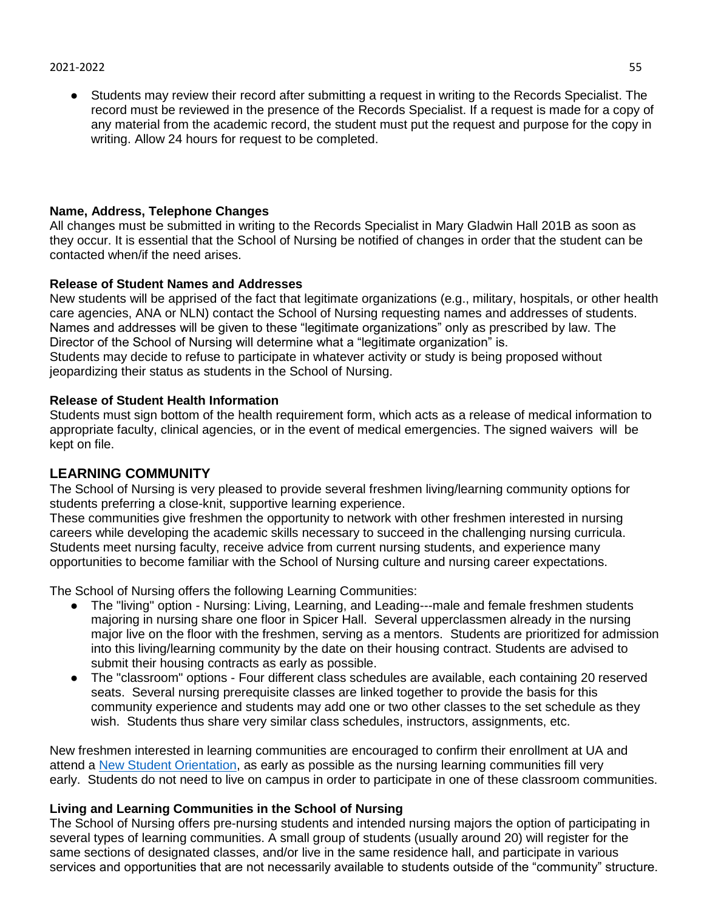- Students may review their record after submitting a request in writing to the Records Specialist. The record must be reviewed in the presence of the Records Specialist. If a request is made for a copy of any material from the academic record, the student must put the request and purpose for the copy in writing. Allow 24 hours for request to be completed.

**Name, Address, Telephone Changes**

All changes must be submitted in writing to the Records Specialist in Mary Gladwin Hall 201B as soon as they occur. It is essential that the School of Nursing be notified of changes in order that the student can be contacted when/if the need arises.

**Release of Student Names and Addresses**

New students will be apprised of the fact that legitimate organizations (e.g., military, hospitals, or other health care agencies, ANA or NLN) contact the School of Nursing requesting names and addresses of students. Names and addresses will be given to these "legitimate organizations" only as prescribed by law. The Director of the School of Nursing will determine what a "legitimate organization" is.

Students may decide to refuse to participate in whatever activity or study is being proposed without jeopardizing their status as students in the School of Nursing.

**Release of Student Health Information**

Students must sign bottom of the health requirement form, which acts as a release of medical information to appropriate faculty, clinical agencies, or in the event of medical emergencies. The signed waivers will be kept on file.

## LEARNING COMMUNITY

The School of Nursing is very pleased to provide several freshmen living/learning community options for students preferring a close-knit, supportive learning experience.

These communities give freshmen the opportunity to network with other freshmen interested in nursing careers while developing the academic skills necessary to succeed in the challenging nursing curricula. Students meet nursing faculty, receive advice from current nursing students, and experience many opportunities to become familiar with the School of Nursing culture and nursing career expectations.

The School of Nursing offers the following Learning Communities:

- The "living" option - Nursing: Living, Learning, and Leading---male and female freshmen students majoring in nursing share one floor in Spicer Hall. Several upperclassmen already in the nursing major live on the floor with the freshmen, serving as a mentors. Students are prioritized for admission into this living/learning community by the date on their housing contract. Students are advised to submit their housing contracts as early as possible.
- The "classroom" options - Four different class schedules are available, each containing 20 reserved seats. Several nursing prerequisite classes are linked together to provide the basis for this community experience and students may add one or two other classes to the set schedule as they wish. Students thus share very similar class schedules, instructors, assignments, etc.

New freshmen interested in learning communities are encouraged to confirm their enrollment at UA and attend a New Student Orientation, as early as possible as the nursing learning communities fill very early. Students do not need to live on campus in order to participate in one of these classroom communities.

**Living and Learning Communities in the School of Nursing**

The School of Nursing offers pre-nursing students and intended nursing majors the option of participating in several types of learning communities. A small group of students (usually around 20) will register for the same sections of designated classes, and/or live in the same residence hall, and participate in various services and opportunities that are not necessarily available to students outside of the "community" structure.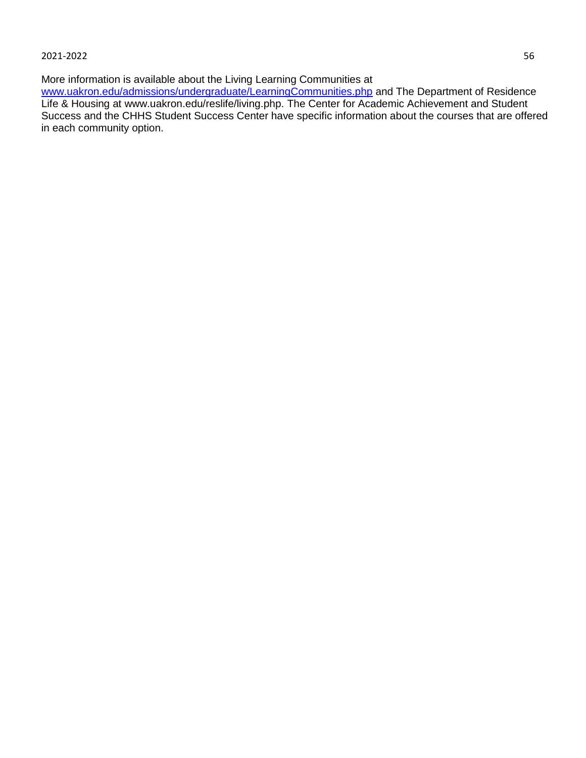More information is available about the Living Learning Communities at www.uakron.edu/admissions/undergraduate/LearningCommunities.php and The Department of Residence Life & Housing at www.uakron.edu/reslife/living.php. The Center for Academic Achievement and Student Success and the CHHS Student Success Center have specific information about the courses that are offered in each community option.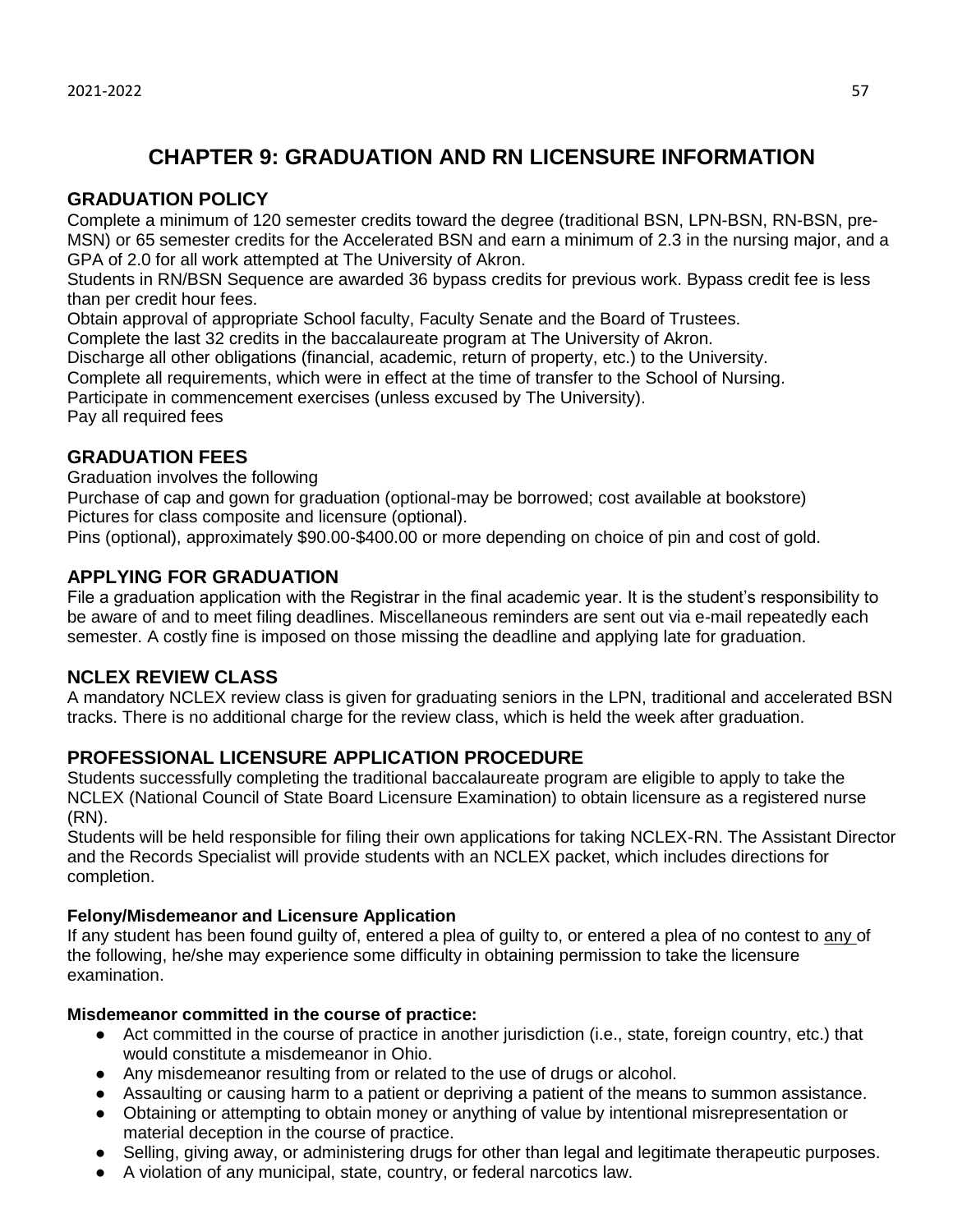# CHAPTER 9: GRADUATION AND RN LICENSURE INFORMATION

## GRADUATION POLICY

Complete a minimum of 120 semester credits toward the degree (traditional BSN, LPN-BSN, RN-BSN, pre-MSN) or 65 semester credits for the Accelerated BSN and earn a minimum of 2.3 in the nursing major, and a GPA of 2.0 for all work attempted at The University of Akron.

Students in RN/BSN Sequence are awarded 36 bypass credits for previous work. Bypass credit fee is less than per credit hour fees.

Obtain approval of appropriate School faculty, Faculty Senate and the Board of Trustees.

Complete the last 32 credits in the baccalaureate program at The University of Akron.

Discharge all other obligations (financial, academic, return of property, etc.) to the University.

Complete all requirements, which were in effect at the time of transfer to the School of Nursing.

Participate in commencement exercises (unless excused by The University).

Pay all required fees

## GRADUATION FEES

Graduation involves the following

Purchase of cap and gown for graduation (optional-may be borrowed; cost available at bookstore)

Pictures for class composite and licensure (optional).

Pins (optional), approximately $90.00-$400.00 or more depending on choice of pin and cost of gold.

## APPLYING FOR GRADUATION

File a graduation application with the Registrar in the final academic year. It is the student's responsibility to be aware of and to meet filing deadlines. Miscellaneous reminders are sent out via e-mail repeatedly each semester. A costly fine is imposed on those missing the deadline and applying late for graduation.

## NCLEX REVIEW CLASS

A mandatory NCLEX review class is given for graduating seniors in the LPN, traditional and accelerated BSN tracks. There is no additional charge for the review class, which is held the week after graduation.

## PROFESSIONAL LICENSURE APPLICATION PROCEDURE

Students successfully completing the traditional baccalaureate program are eligible to apply to take the NCLEX (National Council of State Board Licensure Examination) to obtain licensure as a registered nurse (RN).

Students will be held responsible for filing their own applications for taking NCLEX-RN. The Assistant Director and the Records Specialist will provide students with an NCLEX packet, which includes directions for completion.

### Felony/Misdemeanor and Licensure Application

If any student has been found guilty of, entered a plea of guilty to, or entered a plea of no contest to <u>any</u> of the following, he/she may experience some difficulty in obtaining permission to take the licensure examination.

### Misdemeanor committed in the course of practice:

- Act committed in the course of practice in another jurisdiction (i.e., state, foreign country, etc.) that would constitute a misdemeanor in Ohio.
- Any misdemeanor resulting from or related to the use of drugs or alcohol.
- Assaulting or causing harm to a patient or depriving a patient of the means to summon assistance.
- Obtaining or attempting to obtain money or anything of value by intentional misrepresentation or material deception in the course of practice.
- Selling, giving away, or administering drugs for other than legal and legitimate therapeutic purposes.
- A violation of any municipal, state, country, or federal narcotics law.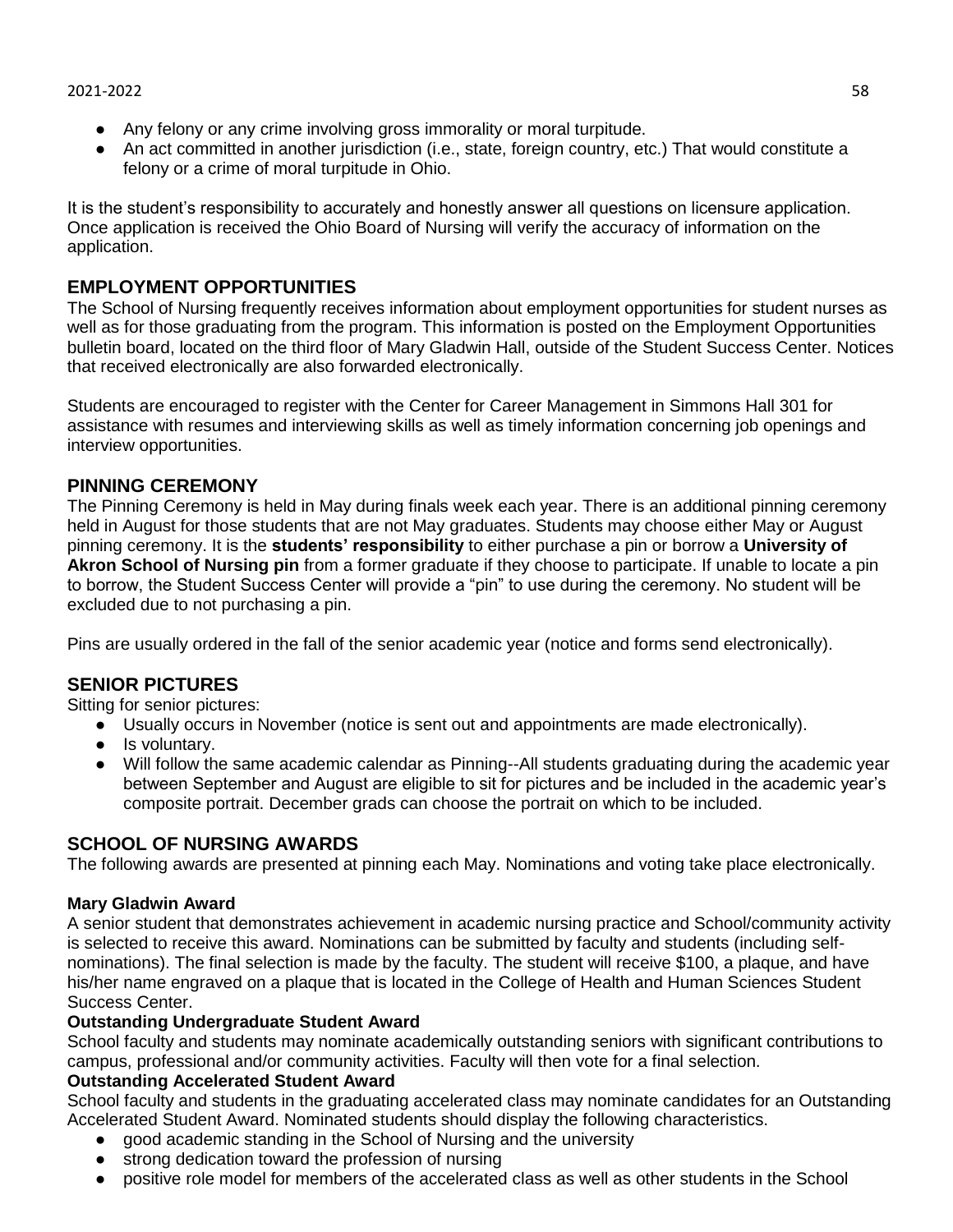- Any felony or any crime involving gross immorality or moral turpitude.
- An act committed in another jurisdiction (i.e., state, foreign country, etc.) That would constitute a felony or a crime of moral turpitude in Ohio.

It is the student's responsibility to accurately and honestly answer all questions on licensure application. Once application is received the Ohio Board of Nursing will verify the accuracy of information on the application.

## EMPLOYMENT OPPORTUNITIES

The School of Nursing frequently receives information about employment opportunities for student nurses as well as for those graduating from the program. This information is posted on the Employment Opportunities bulletin board, located on the third floor of Mary Gladwin Hall, outside of the Student Success Center. Notices that received electronically are also forwarded electronically.

Students are encouraged to register with the Center for Career Management in Simmons Hall 301 for assistance with resumes and interviewing skills as well as timely information concerning job openings and interview opportunities.

## PINNING CEREMONY

The Pinning Ceremony is held in May during finals week each year. There is an additional pinning ceremony held in August for those students that are not May graduates. Students may choose either May or August pinning ceremony. It is the **students' responsibility** to either purchase a pin or borrow a **University of Akron School of Nursing pin** from a former graduate if they choose to participate. If unable to locate a pin to borrow, the Student Success Center will provide a "pin" to use during the ceremony. No student will be excluded due to not purchasing a pin.

Pins are usually ordered in the fall of the senior academic year (notice and forms send electronically).

## SENIOR PICTURES

Sitting for senior pictures:

- Usually occurs in November (notice is sent out and appointments are made electronically).
- Is voluntary.
- Will follow the same academic calendar as Pinning--All students graduating during the academic year between September and August are eligible to sit for pictures and be included in the academic year's composite portrait. December grads can choose the portrait on which to be included.

## SCHOOL OF NURSING AWARDS

The following awards are presented at pinning each May. Nominations and voting take place electronically.

#### Mary Gladwin Award

A senior student that demonstrates achievement in academic nursing practice and School/community activity is selected to receive this award. Nominations can be submitted by faculty and students (including self-nominations). The final selection is made by the faculty. The student will receive $100, a plaque, and have his/her name engraved on a plaque that is located in the College of Health and Human Sciences Student Success Center.

#### Outstanding Undergraduate Student Award

School faculty and students may nominate academically outstanding seniors with significant contributions to campus, professional and/or community activities. Faculty will then vote for a final selection.

#### Outstanding Accelerated Student Award

School faculty and students in the graduating accelerated class may nominate candidates for an Outstanding Accelerated Student Award. Nominated students should display the following characteristics.

- good academic standing in the School of Nursing and the university
- strong dedication toward the profession of nursing
- positive role model for members of the accelerated class as well as other students in the School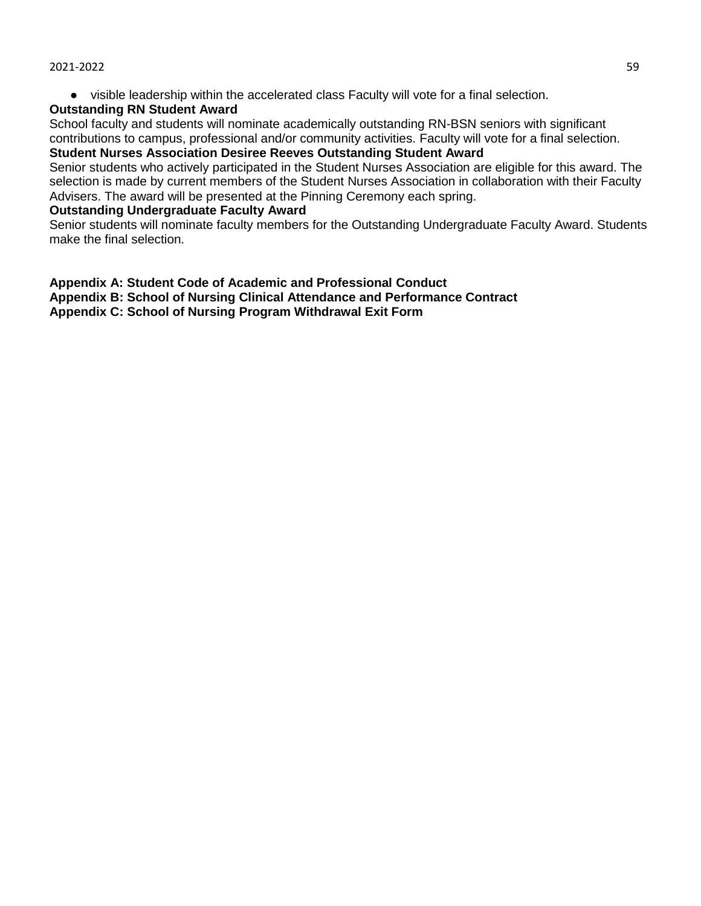- visible leadership within the accelerated class Faculty will vote for a final selection.

**Outstanding RN Student Award**

School faculty and students will nominate academically outstanding RN-BSN seniors with significant contributions to campus, professional and/or community activities. Faculty will vote for a final selection.

**Student Nurses Association Desiree Reeves Outstanding Student Award**

Senior students who actively participated in the Student Nurses Association are eligible for this award. The selection is made by current members of the Student Nurses Association in collaboration with their Faculty Advisers. The award will be presented at the Pinning Ceremony each spring.

**Outstanding Undergraduate Faculty Award**

Senior students will nominate faculty members for the Outstanding Undergraduate Faculty Award. Students make the final selection.

**Appendix A: Student Code of Academic and Professional Conduct**
**Appendix B: School of Nursing Clinical Attendance and Performance Contract**
**Appendix C: School of Nursing Program Withdrawal Exit Form**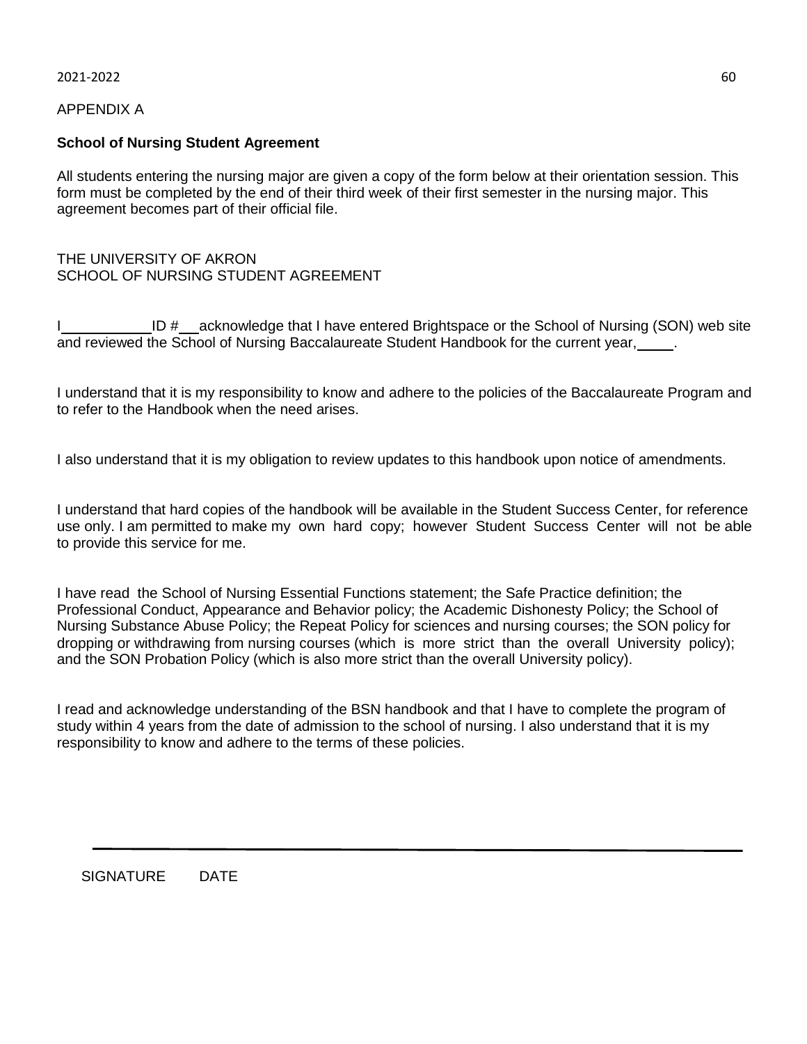APPENDIX A

**School of Nursing Student Agreement**

All students entering the nursing major are given a copy of the form below at their orientation session. This form must be completed by the end of their third week of their first semester in the nursing major. This agreement becomes part of their official file.

THE UNIVERSITY OF AKRON
SCHOOL OF NURSING STUDENT AGREEMENT

I ___________ ID # ___ acknowledge that I have entered Brightspace or the School of Nursing (SON) web site and reviewed the School of Nursing Baccalaureate Student Handbook for the current year, _____.

I understand that it is my responsibility to know and adhere to the policies of the Baccalaureate Program and to refer to the Handbook when the need arises.

I also understand that it is my obligation to review updates to this handbook upon notice of amendments.

I understand that hard copies of the handbook will be available in the Student Success Center, for reference use only. I am permitted to make my own hard copy; however Student Success Center will not be able to provide this service for me.

I have read the School of Nursing Essential Functions statement; the Safe Practice definition; the Professional Conduct, Appearance and Behavior policy; the Academic Dishonesty Policy; the School of Nursing Substance Abuse Policy; the Repeat Policy for sciences and nursing courses; the SON policy for dropping or withdrawing from nursing courses (which is more strict than the overall University policy); and the SON Probation Policy (which is also more strict than the overall University policy).

I read and acknowledge understanding of the BSN handbook and that I have to complete the program of study within 4 years from the date of admission to the school of nursing. I also understand that it is my responsibility to know and adhere to the terms of these policies.

_______________________________________________

SIGNATURE DATE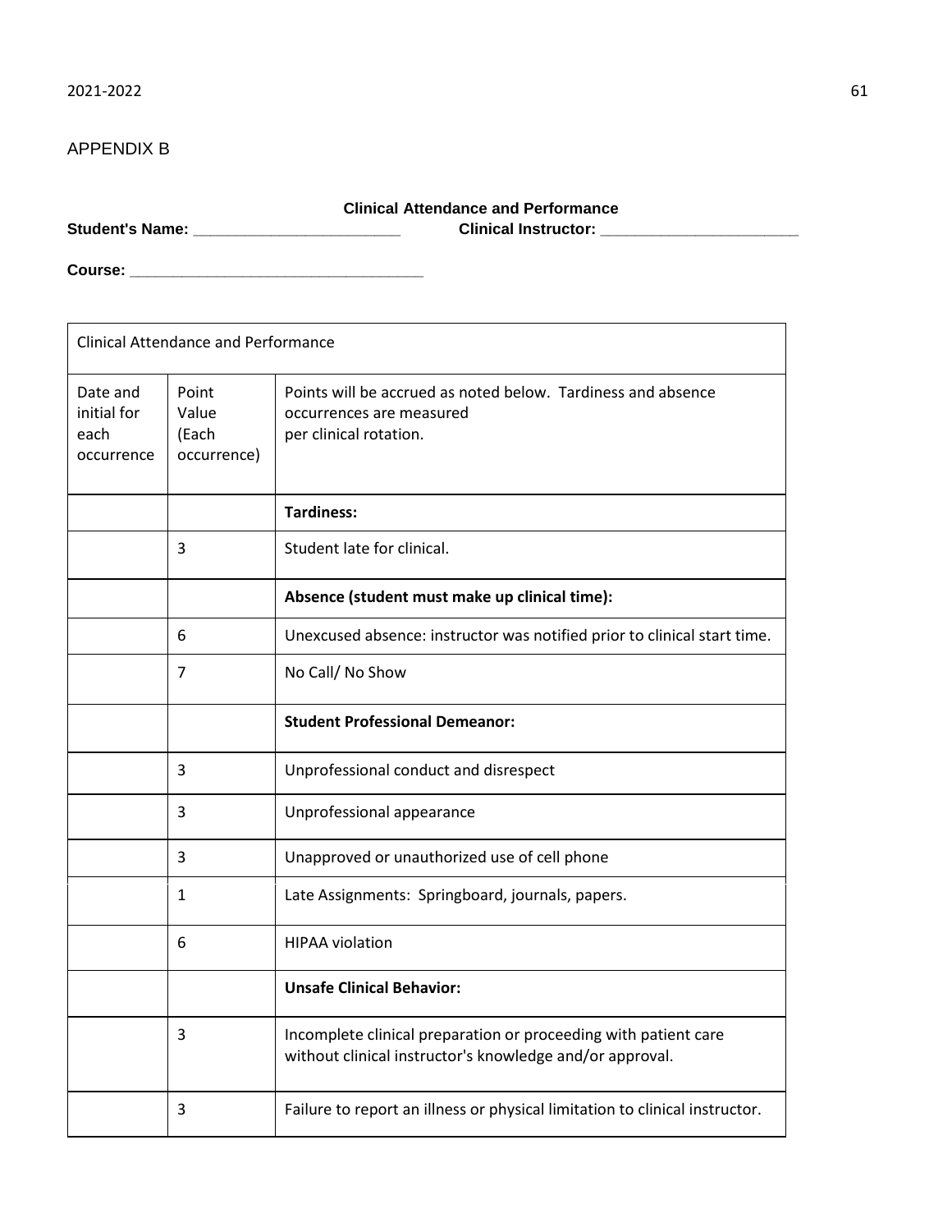APPENDIX B

**Clinical Attendance and Performance**

**Student's Name:** _______________________ **Clinical Instructor:** _______________________

**Course:** ________________________________

| Clinical Attendance and Performance | | |
|---|---|---|
| Date and initial for each occurrence | Point Value (Each occurrence) | Points will be accrued as noted below. Tardiness and absence occurrences are measured per clinical rotation. |
| | | **Tardiness:** |
| | 3 | Student late for clinical. |
| | | **Absence (student must make up clinical time):** |
| | 6 | Unexcused absence: instructor was notified prior to clinical start time. |
| | 7 | No Call/ No Show |
| | | **Student Professional Demeanor:** |
| | 3 | Unprofessional conduct and disrespect |
| | 3 | Unprofessional appearance |
| | 3 | Unapproved or unauthorized use of cell phone |
| | 1 | Late Assignments: Springboard, journals, papers. |
| | 6 | HIPAA violation |
| | | **Unsafe Clinical Behavior:** |
| | 3 | Incomplete clinical preparation or proceeding with patient care without clinical instructor's knowledge and/or approval. |
| | 3 | Failure to report an illness or physical limitation to clinical instructor. |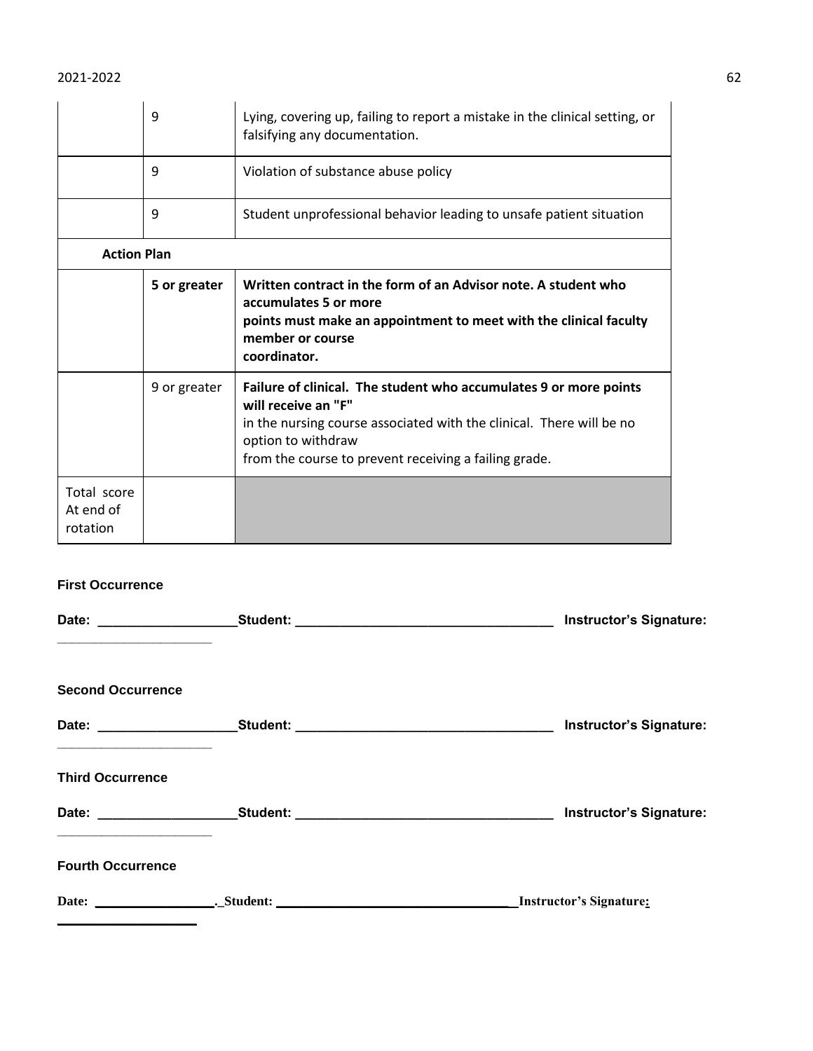| | | |
|---|---|---|
| | 9 | Lying, covering up, failing to report a mistake in the clinical setting, or falsifying any documentation. |
| | 9 | Violation of substance abuse policy |
| | 9 | Student unprofessional behavior leading to unsafe patient situation |
| **Action Plan** | | |
| | **5 or greater** | **Written contract in the form of an Advisor note. A student who accumulates 5 or more points must make an appointment to meet with the clinical faculty member or course coordinator.** |
| | 9 or greater | **Failure of clinical. The student who accumulates 9 or more points will receive an "F"** in the nursing course associated with the clinical. There will be no option to withdraw from the course to prevent receiving a failing grade. |
| Total score At end of rotation | | |

**First Occurrence**

**Date: ___________________Student: ___________________________________ Instructor's Signature: _____________________**

**Second Occurrence**

**Date: ___________________Student: ___________________________________ Instructor's Signature: _____________________**

**Third Occurrence**

**Date: ___________________Student: ___________________________________ Instructor's Signature: _____________________**

**Fourth Occurrence**

**Date: _________________._Student: __________________________________Instructor's Signature: ___________________**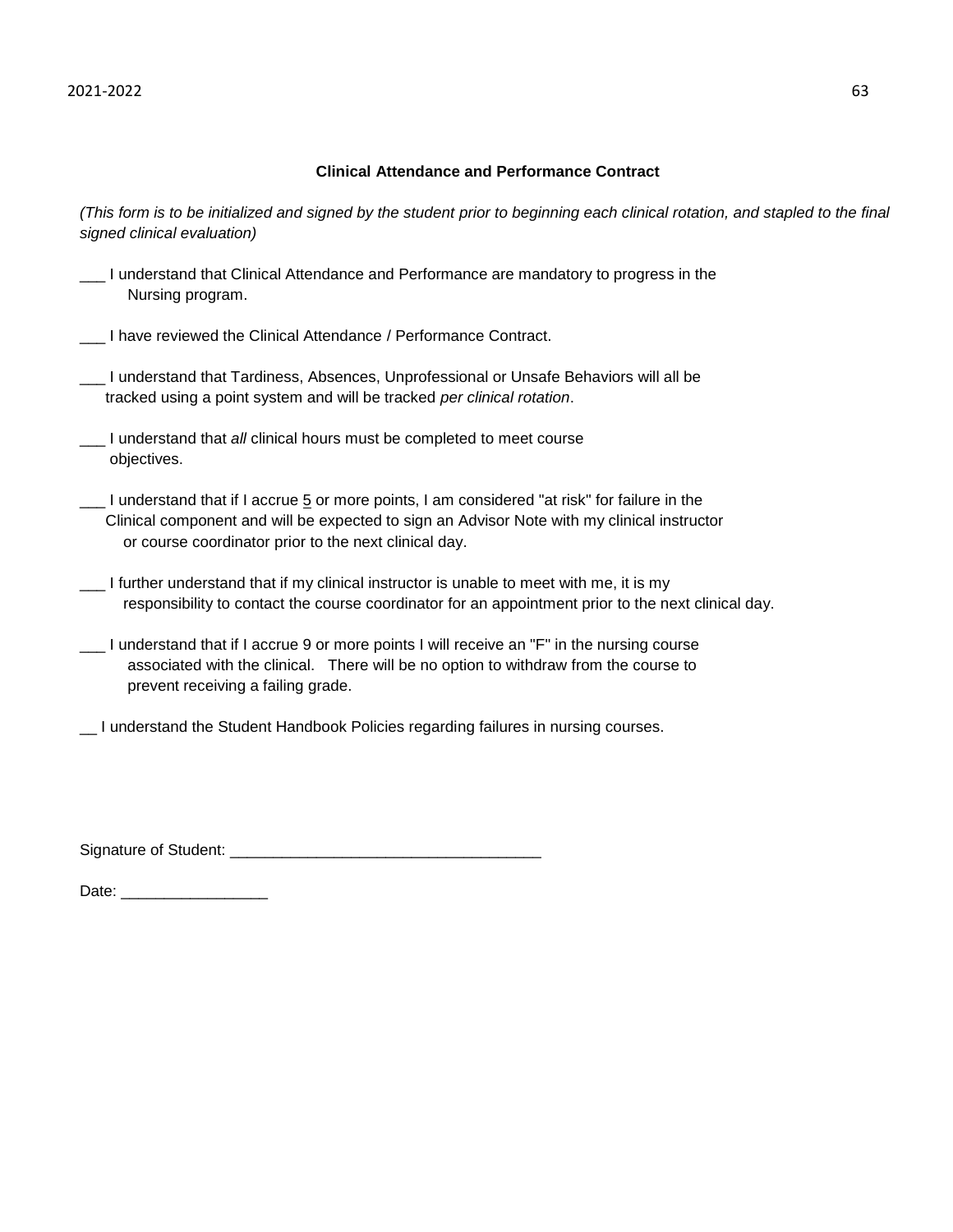### Clinical Attendance and Performance Contract

*(This form is to be initialized and signed by the student prior to beginning each clinical rotation, and stapled to the final signed clinical evaluation)*

___ I understand that Clinical Attendance and Performance are mandatory to progress in the Nursing program.

___ I have reviewed the Clinical Attendance / Performance Contract.

___ I understand that Tardiness, Absences, Unprofessional or Unsafe Behaviors will all be tracked using a point system and will be tracked *per clinical rotation*.

___ I understand that *all* clinical hours must be completed to meet course objectives.

___ I understand that if I accrue 5 or more points, I am considered "at risk" for failure in the Clinical component and will be expected to sign an Advisor Note with my clinical instructor or course coordinator prior to the next clinical day.

___ I further understand that if my clinical instructor is unable to meet with me, it is my responsibility to contact the course coordinator for an appointment prior to the next clinical day.

___ I understand that if I accrue 9 or more points I will receive an "F" in the nursing course associated with the clinical. There will be no option to withdraw from the course to prevent receiving a failing grade.

__ I understand the Student Handbook Policies regarding failures in nursing courses.

Signature of Student: ____________________________________

Date: _________________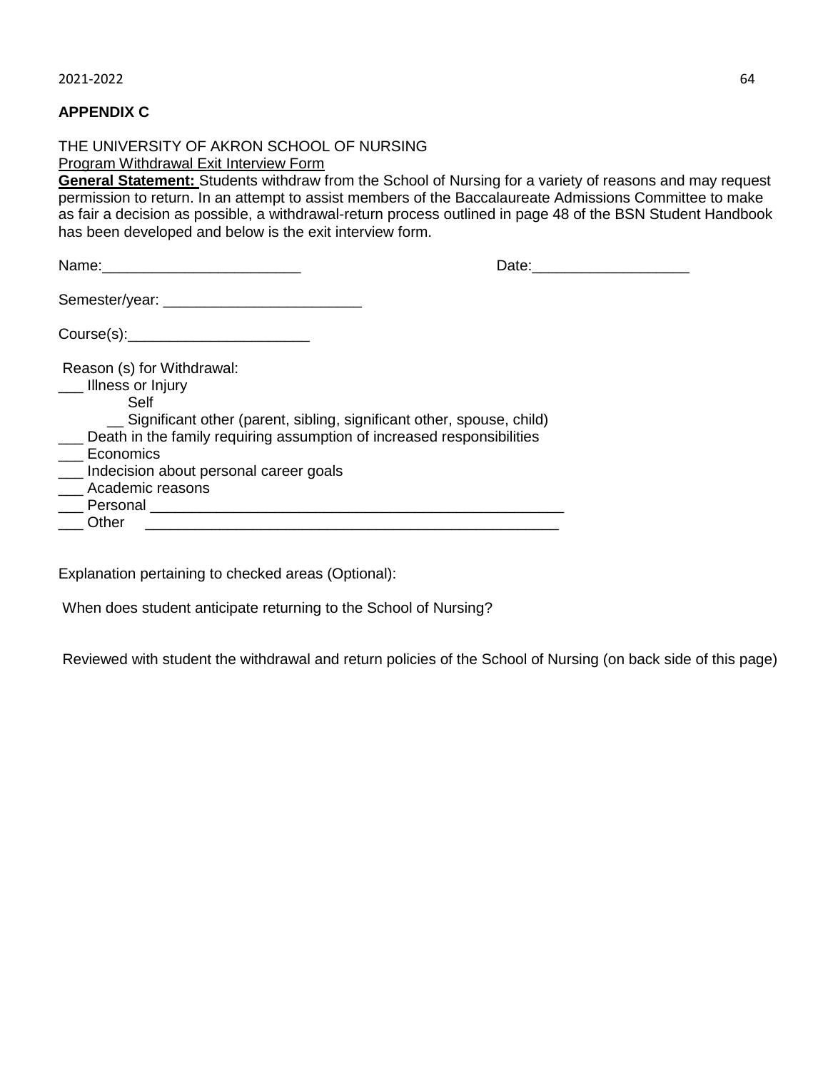## APPENDIX C

THE UNIVERSITY OF AKRON SCHOOL OF NURSING

Program Withdrawal Exit Interview Form

**General Statement:** Students withdraw from the School of Nursing for a variety of reasons and may request permission to return. In an attempt to assist members of the Baccalaureate Admissions Committee to make as fair a decision as possible, a withdrawal-return process outlined in page 48 of the BSN Student Handbook has been developed and below is the exit interview form.

Name:________________________ Date:___________________

Semester/year: ________________________

Course(s):______________________

Reason (s) for Withdrawal:

___ Illness or Injury
    Self
    __ Significant other (parent, sibling, significant other, spouse, child)
___ Death in the family requiring assumption of increased responsibilities
___ Economics
___ Indecision about personal career goals
___ Academic reasons
___ Personal ____________________________________________________
___ Other ____________________________________________________

Explanation pertaining to checked areas (Optional):

When does student anticipate returning to the School of Nursing?

Reviewed with student the withdrawal and return policies of the School of Nursing (on back side of this page)